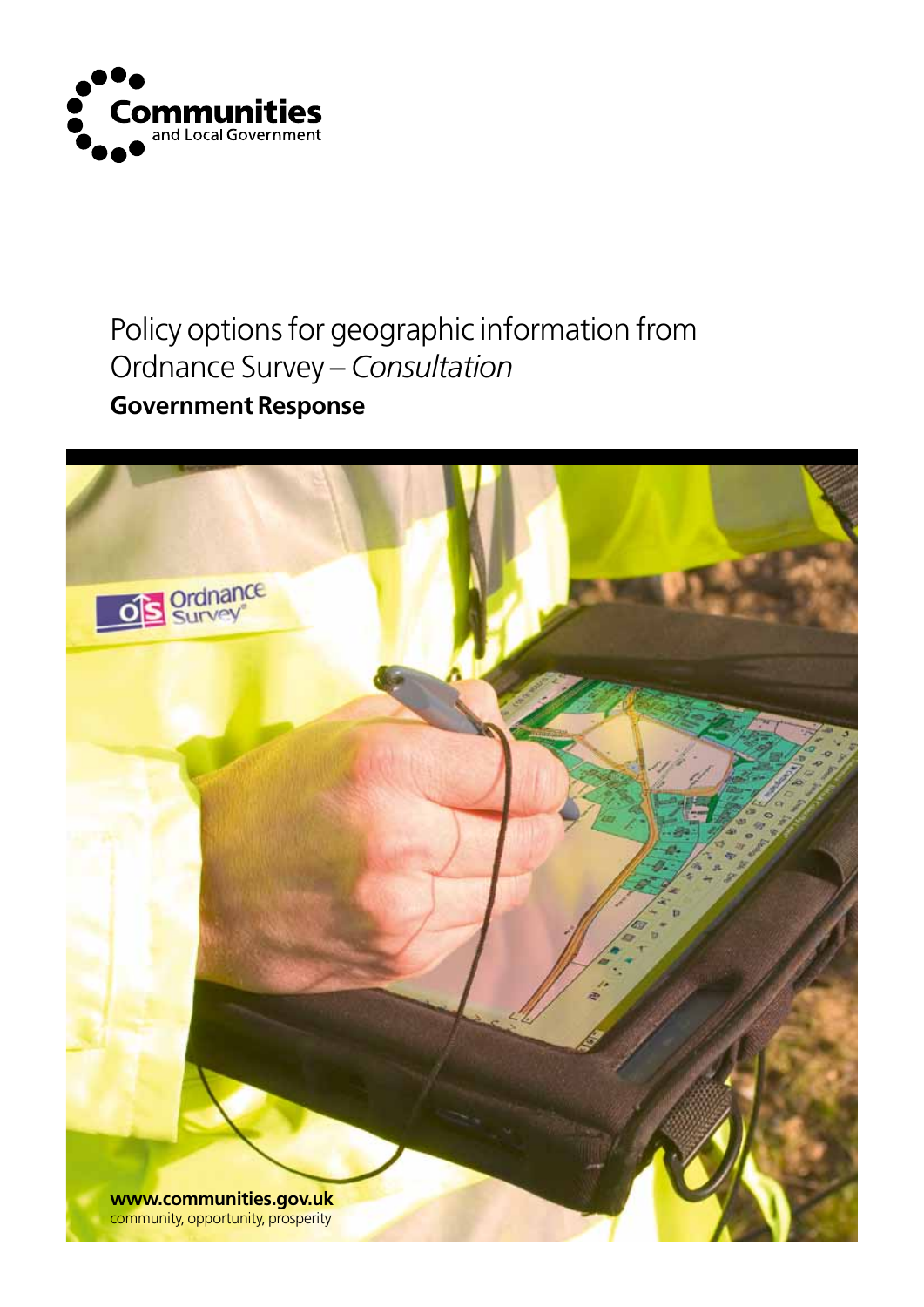Communities
and Local Government

# Policy options for geographic information from Ordnance Survey – *Consultation*

## Government Response

**www.communities.gov.uk**
community, opportunity, prosperity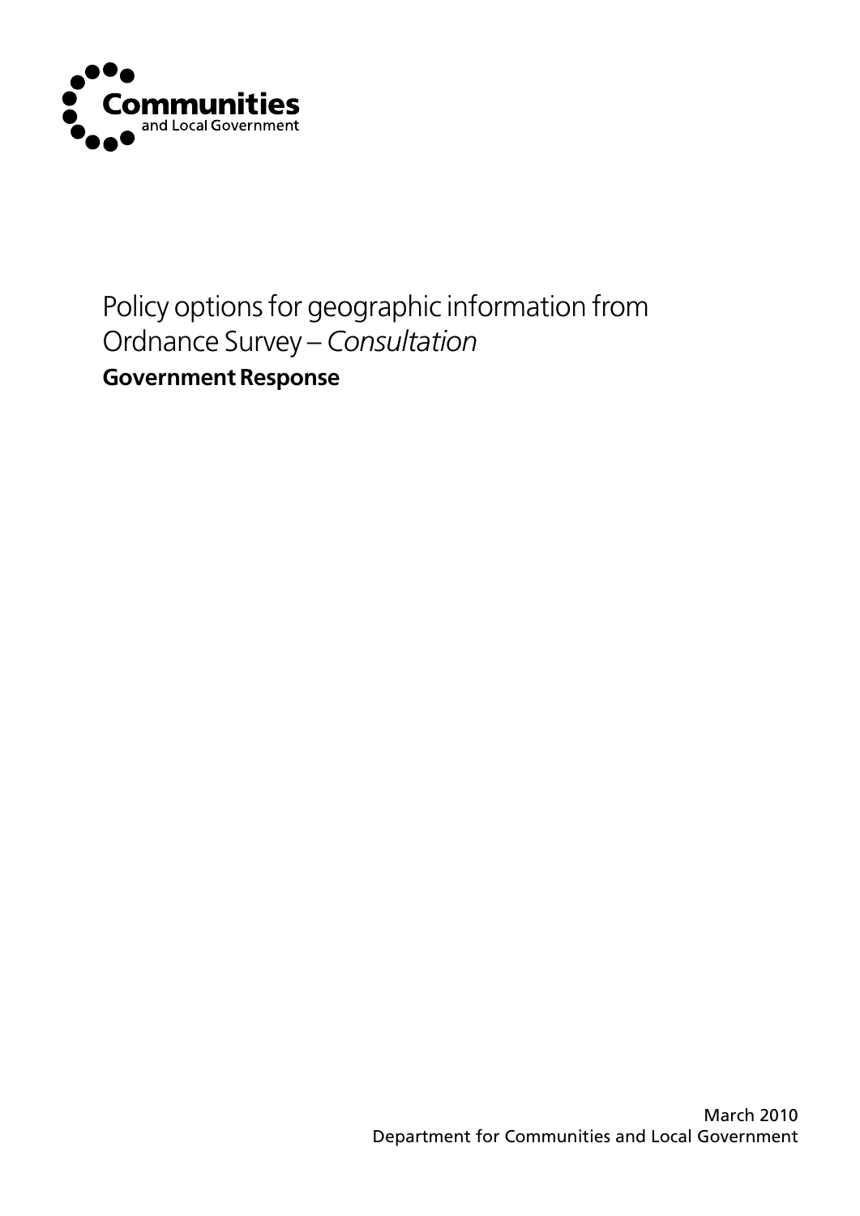Communities and Local Government

# Policy options for geographic information from Ordnance Survey – *Consultation*

**Government Response**

March 2010
Department for Communities and Local Government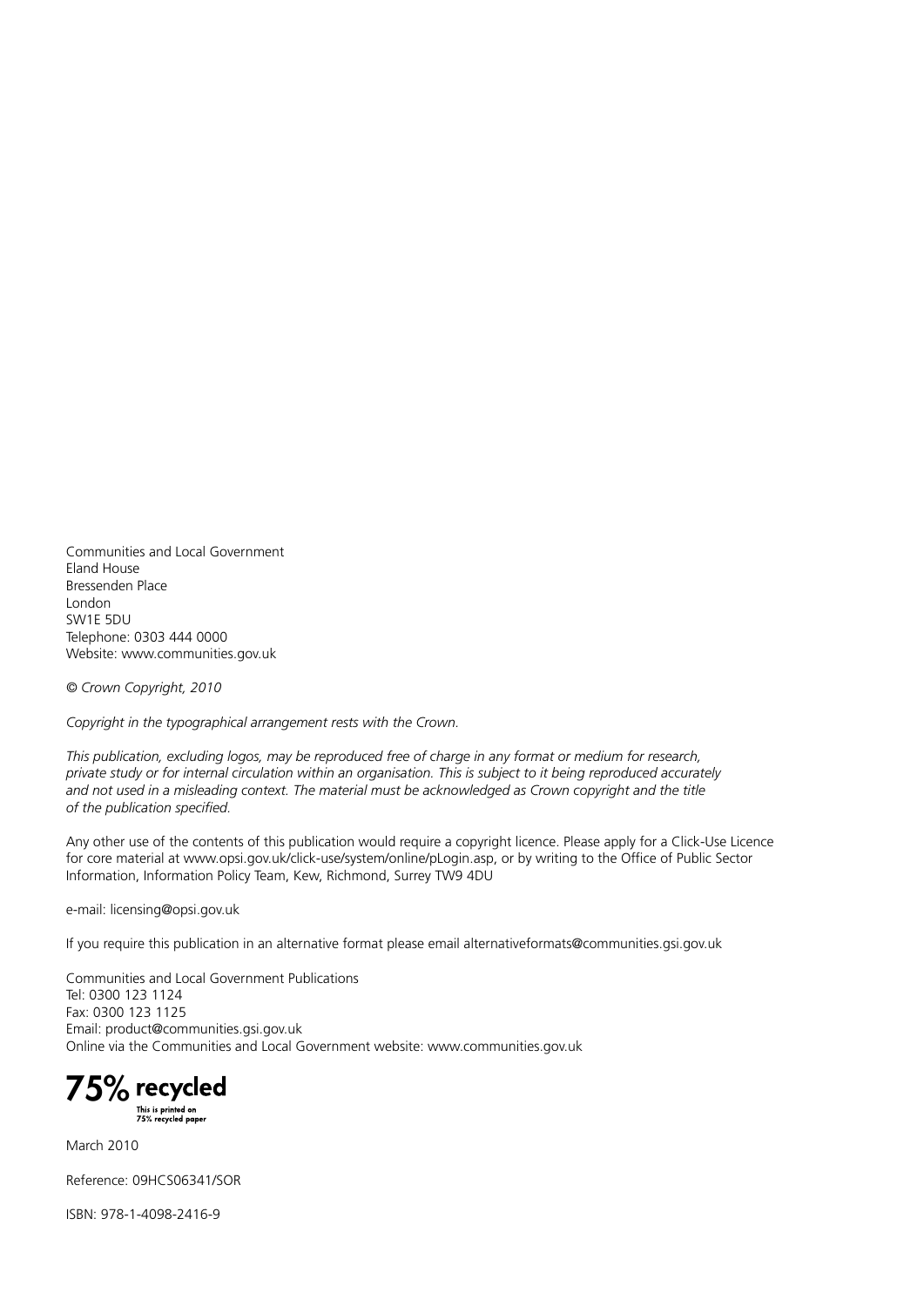Communities and Local Government
Eland House
Bressenden Place
London
SW1E 5DU
Telephone: 0303 444 0000
Website: www.communities.gov.uk

*© Crown Copyright, 2010*

*Copyright in the typographical arrangement rests with the Crown.*

*This publication, excluding logos, may be reproduced free of charge in any format or medium for research, private study or for internal circulation within an organisation. This is subject to it being reproduced accurately and not used in a misleading context. The material must be acknowledged as Crown copyright and the title of the publication specified.*

Any other use of the contents of this publication would require a copyright licence. Please apply for a Click-Use Licence for core material at www.opsi.gov.uk/click-use/system/online/pLogin.asp, or by writing to the Office of Public Sector Information, Information Policy Team, Kew, Richmond, Surrey TW9 4DU

e-mail: licensing@opsi.gov.uk

If you require this publication in an alternative format please email alternativeformats@communities.gsi.gov.uk

Communities and Local Government Publications
Tel: 0300 123 1124
Fax: 0300 123 1125
Email: product@communities.gsi.gov.uk
Online via the Communities and Local Government website: www.communities.gov.uk

**75% recycled**
This is printed on 75% recycled paper

March 2010

Reference: 09HCS06341/SOR

ISBN: 978-1-4098-2416-9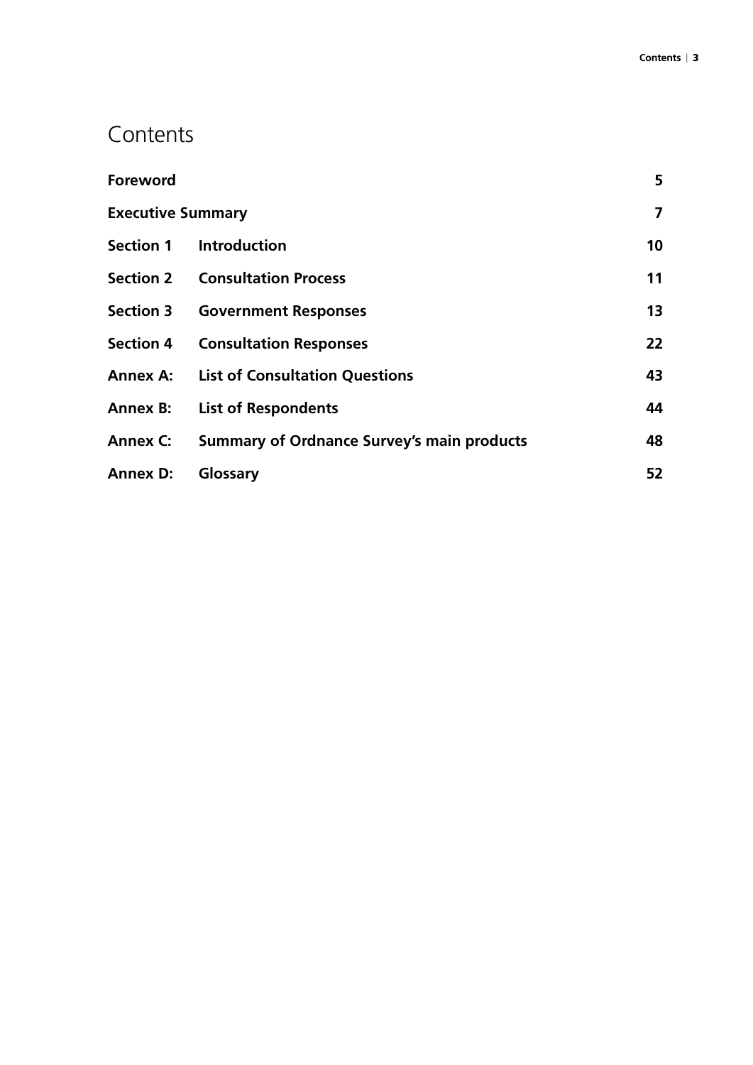# Contents

| | | |
|---|---|---|
| **Foreword** | | **5** |
| **Executive Summary** | | **7** |
| **Section 1** | **Introduction** | **10** |
| **Section 2** | **Consultation Process** | **11** |
| **Section 3** | **Government Responses** | **13** |
| **Section 4** | **Consultation Responses** | **22** |
| **Annex A:** | **List of Consultation Questions** | **43** |
| **Annex B:** | **List of Respondents** | **44** |
| **Annex C:** | **Summary of Ordnance Survey's main products** | **48** |
| **Annex D:** | **Glossary** | **52** |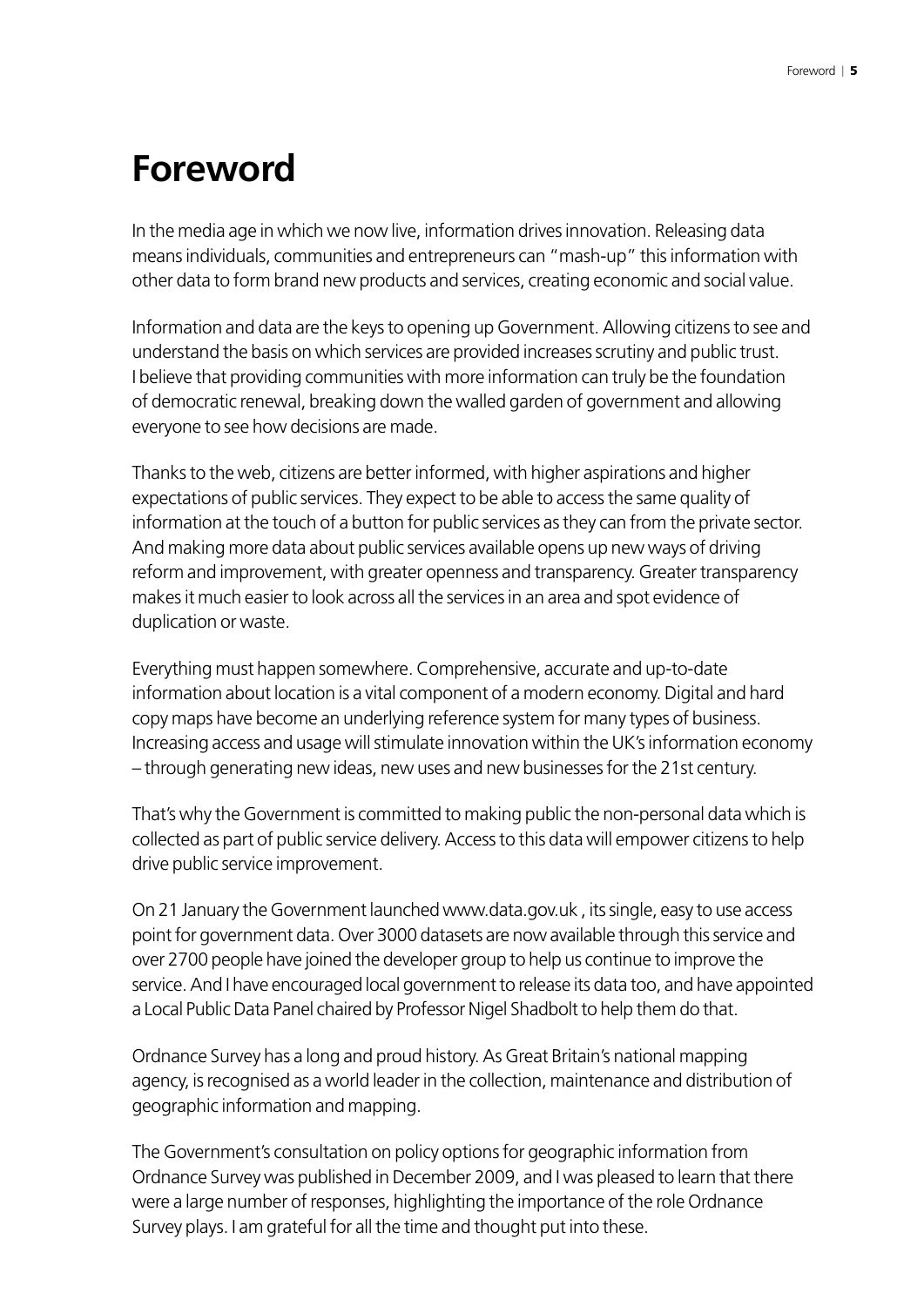# Foreword

In the media age in which we now live, information drives innovation. Releasing data means individuals, communities and entrepreneurs can "mash-up" this information with other data to form brand new products and services, creating economic and social value.

Information and data are the keys to opening up Government. Allowing citizens to see and understand the basis on which services are provided increases scrutiny and public trust. I believe that providing communities with more information can truly be the foundation of democratic renewal, breaking down the walled garden of government and allowing everyone to see how decisions are made.

Thanks to the web, citizens are better informed, with higher aspirations and higher expectations of public services. They expect to be able to access the same quality of information at the touch of a button for public services as they can from the private sector. And making more data about public services available opens up new ways of driving reform and improvement, with greater openness and transparency. Greater transparency makes it much easier to look across all the services in an area and spot evidence of duplication or waste.

Everything must happen somewhere. Comprehensive, accurate and up-to-date information about location is a vital component of a modern economy. Digital and hard copy maps have become an underlying reference system for many types of business. Increasing access and usage will stimulate innovation within the UK's information economy – through generating new ideas, new uses and new businesses for the 21st century.

That's why the Government is committed to making public the non-personal data which is collected as part of public service delivery. Access to this data will empower citizens to help drive public service improvement.

On 21 January the Government launched www.data.gov.uk , its single, easy to use access point for government data. Over 3000 datasets are now available through this service and over 2700 people have joined the developer group to help us continue to improve the service. And I have encouraged local government to release its data too, and have appointed a Local Public Data Panel chaired by Professor Nigel Shadbolt to help them do that.

Ordnance Survey has a long and proud history. As Great Britain's national mapping agency, is recognised as a world leader in the collection, maintenance and distribution of geographic information and mapping.

The Government's consultation on policy options for geographic information from Ordnance Survey was published in December 2009, and I was pleased to learn that there were a large number of responses, highlighting the importance of the role Ordnance Survey plays. I am grateful for all the time and thought put into these.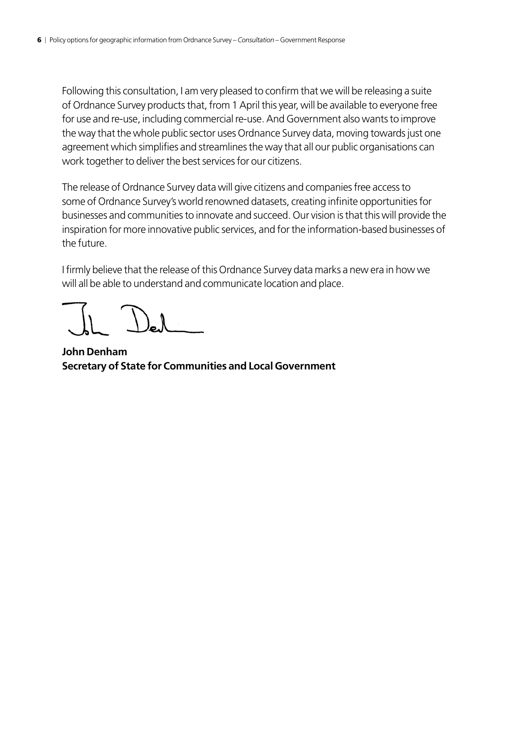Following this consultation, I am very pleased to confirm that we will be releasing a suite of Ordnance Survey products that, from 1 April this year, will be available to everyone free for use and re-use, including commercial re-use. And Government also wants to improve the way that the whole public sector uses Ordnance Survey data, moving towards just one agreement which simplifies and streamlines the way that all our public organisations can work together to deliver the best services for our citizens.

The release of Ordnance Survey data will give citizens and companies free access to some of Ordnance Survey's world renowned datasets, creating infinite opportunities for businesses and communities to innovate and succeed. Our vision is that this will provide the inspiration for more innovative public services, and for the information-based businesses of the future.

I firmly believe that the release of this Ordnance Survey data marks a new era in how we will all be able to understand and communicate location and place.

**John Denham**
**Secretary of State for Communities and Local Government**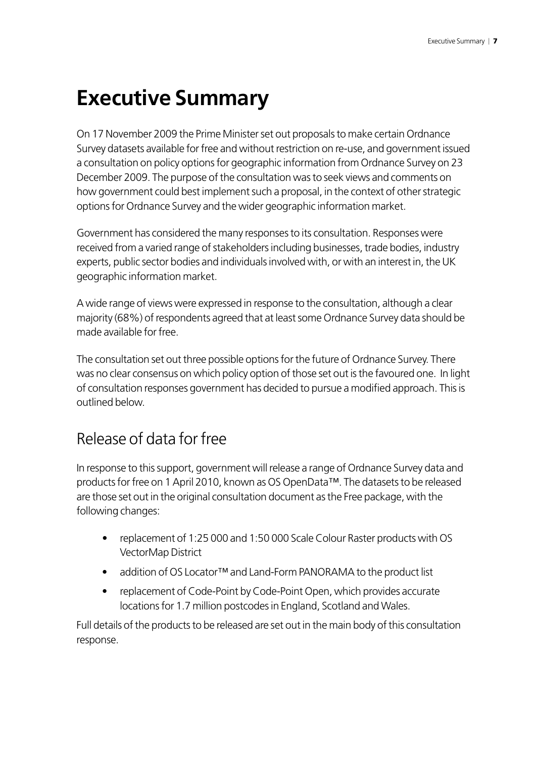# Executive Summary

On 17 November 2009 the Prime Minister set out proposals to make certain Ordnance Survey datasets available for free and without restriction on re-use, and government issued a consultation on policy options for geographic information from Ordnance Survey on 23 December 2009. The purpose of the consultation was to seek views and comments on how government could best implement such a proposal, in the context of other strategic options for Ordnance Survey and the wider geographic information market.

Government has considered the many responses to its consultation. Responses were received from a varied range of stakeholders including businesses, trade bodies, industry experts, public sector bodies and individuals involved with, or with an interest in, the UK geographic information market.

A wide range of views were expressed in response to the consultation, although a clear majority (68%) of respondents agreed that at least some Ordnance Survey data should be made available for free.

The consultation set out three possible options for the future of Ordnance Survey. There was no clear consensus on which policy option of those set out is the favoured one. In light of consultation responses government has decided to pursue a modified approach. This is outlined below.

## Release of data for free

In response to this support, government will release a range of Ordnance Survey data and products for free on 1 April 2010, known as OS OpenData™. The datasets to be released are those set out in the original consultation document as the Free package, with the following changes:

- replacement of 1:25 000 and 1:50 000 Scale Colour Raster products with OS VectorMap District
- addition of OS Locator™ and Land-Form PANORAMA to the product list
- replacement of Code-Point by Code-Point Open, which provides accurate locations for 1.7 million postcodes in England, Scotland and Wales.

Full details of the products to be released are set out in the main body of this consultation response.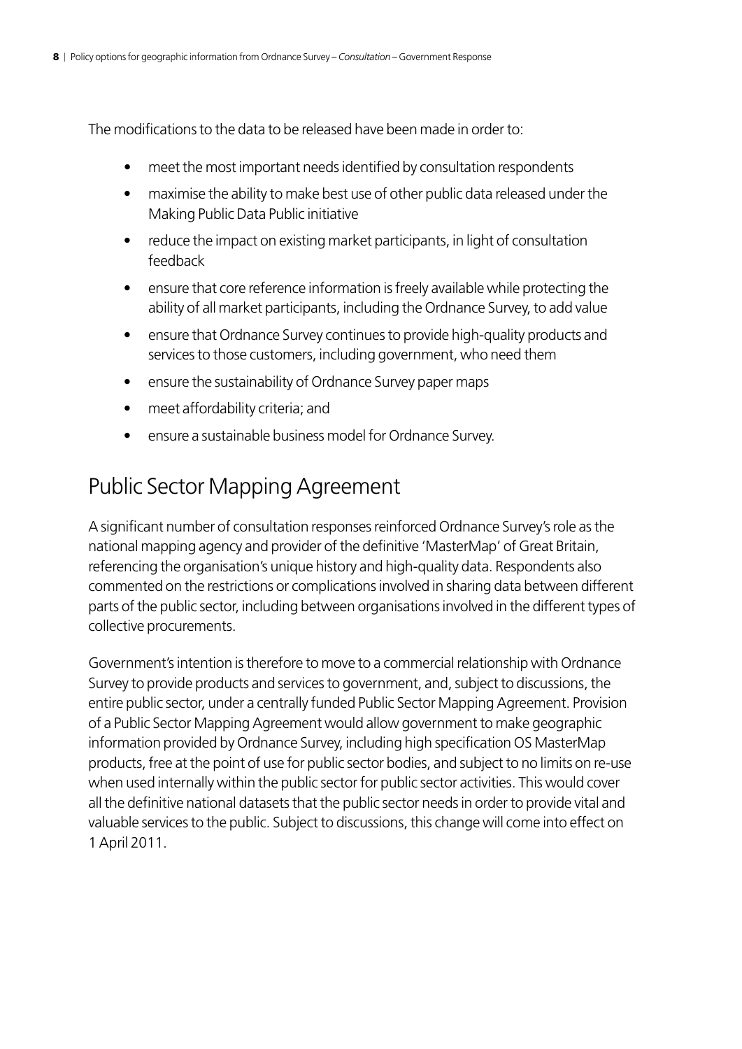The modifications to the data to be released have been made in order to:

- meet the most important needs identified by consultation respondents
- maximise the ability to make best use of other public data released under the Making Public Data Public initiative
- reduce the impact on existing market participants, in light of consultation feedback
- ensure that core reference information is freely available while protecting the ability of all market participants, including the Ordnance Survey, to add value
- ensure that Ordnance Survey continues to provide high-quality products and services to those customers, including government, who need them
- ensure the sustainability of Ordnance Survey paper maps
- meet affordability criteria; and
- ensure a sustainable business model for Ordnance Survey.

## Public Sector Mapping Agreement

A significant number of consultation responses reinforced Ordnance Survey's role as the national mapping agency and provider of the definitive 'MasterMap' of Great Britain, referencing the organisation's unique history and high-quality data. Respondents also commented on the restrictions or complications involved in sharing data between different parts of the public sector, including between organisations involved in the different types of collective procurements.

Government's intention is therefore to move to a commercial relationship with Ordnance Survey to provide products and services to government, and, subject to discussions, the entire public sector, under a centrally funded Public Sector Mapping Agreement. Provision of a Public Sector Mapping Agreement would allow government to make geographic information provided by Ordnance Survey, including high specification OS MasterMap products, free at the point of use for public sector bodies, and subject to no limits on re-use when used internally within the public sector for public sector activities. This would cover all the definitive national datasets that the public sector needs in order to provide vital and valuable services to the public. Subject to discussions, this change will come into effect on 1 April 2011.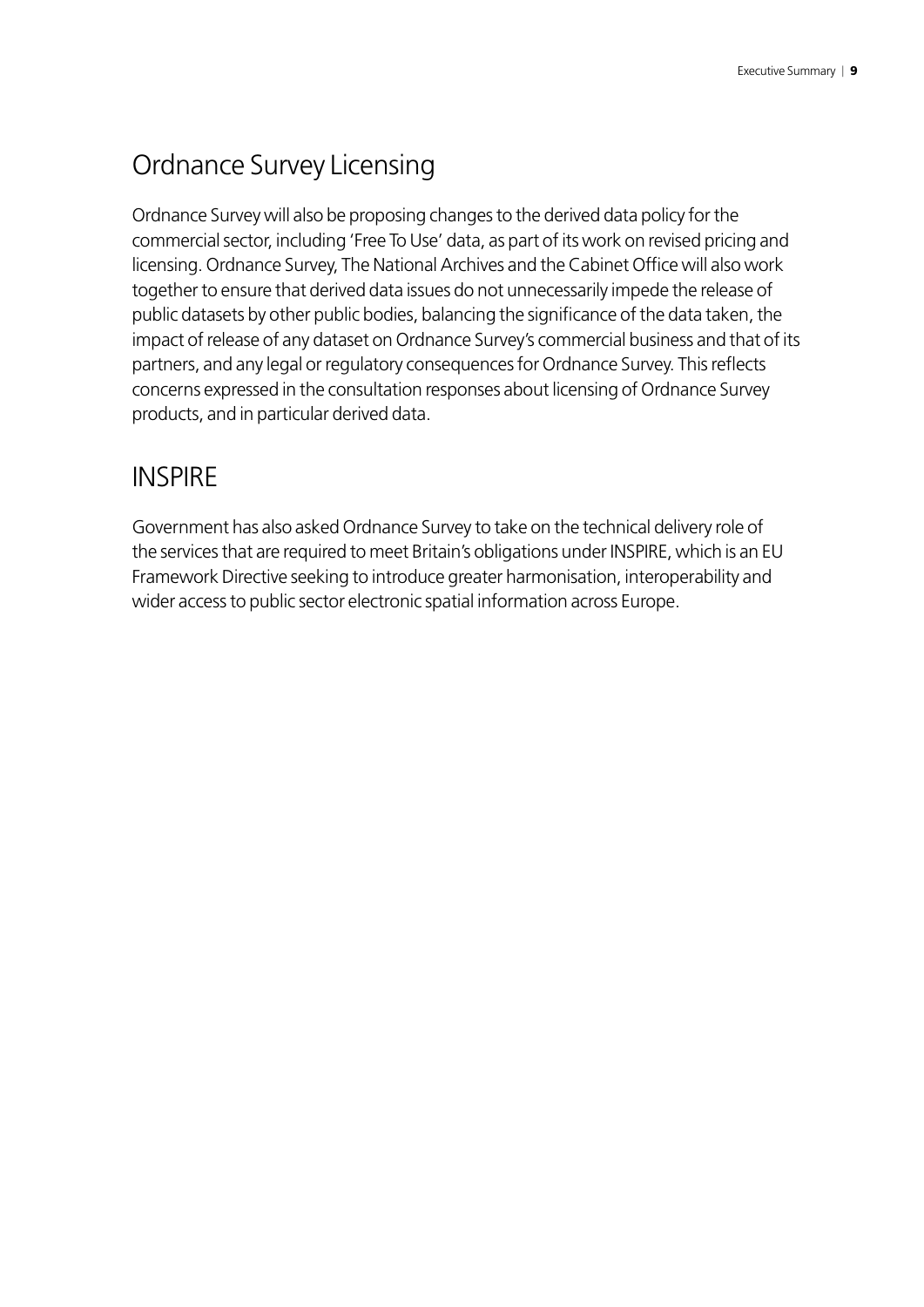## Ordnance Survey Licensing

Ordnance Survey will also be proposing changes to the derived data policy for the commercial sector, including 'Free To Use' data, as part of its work on revised pricing and licensing. Ordnance Survey, The National Archives and the Cabinet Office will also work together to ensure that derived data issues do not unnecessarily impede the release of public datasets by other public bodies, balancing the significance of the data taken, the impact of release of any dataset on Ordnance Survey's commercial business and that of its partners, and any legal or regulatory consequences for Ordnance Survey. This reflects concerns expressed in the consultation responses about licensing of Ordnance Survey products, and in particular derived data.

## INSPIRE

Government has also asked Ordnance Survey to take on the technical delivery role of the services that are required to meet Britain's obligations under INSPIRE, which is an EU Framework Directive seeking to introduce greater harmonisation, interoperability and wider access to public sector electronic spatial information across Europe.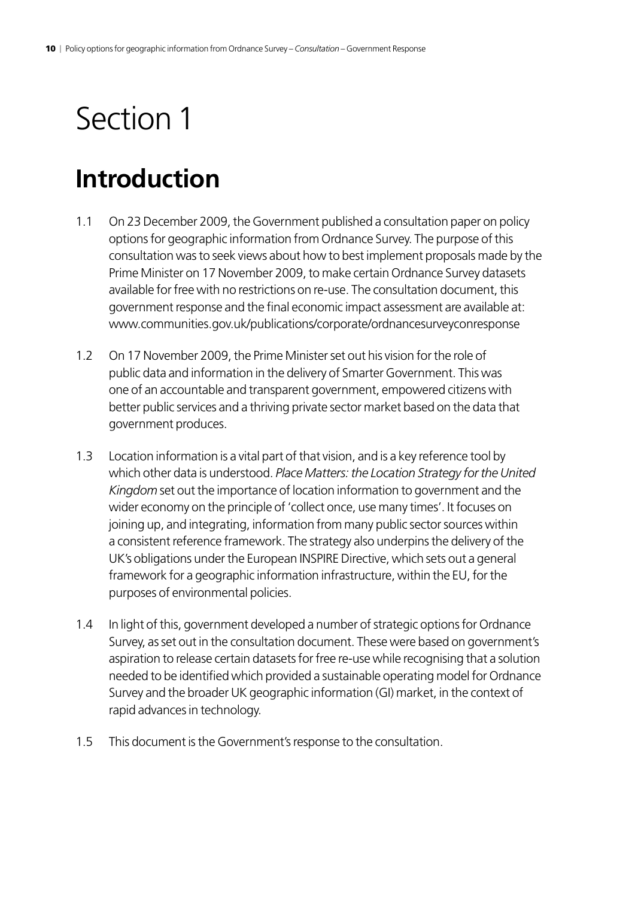# Section 1

## Introduction

1.1 On 23 December 2009, the Government published a consultation paper on policy options for geographic information from Ordnance Survey. The purpose of this consultation was to seek views about how to best implement proposals made by the Prime Minister on 17 November 2009, to make certain Ordnance Survey datasets available for free with no restrictions on re-use. The consultation document, this government response and the final economic impact assessment are available at: www.communities.gov.uk/publications/corporate/ordnancesurveyconresponse

1.2 On 17 November 2009, the Prime Minister set out his vision for the role of public data and information in the delivery of Smarter Government. This was one of an accountable and transparent government, empowered citizens with better public services and a thriving private sector market based on the data that government produces.

1.3 Location information is a vital part of that vision, and is a key reference tool by which other data is understood. *Place Matters: the Location Strategy for the United Kingdom* set out the importance of location information to government and the wider economy on the principle of 'collect once, use many times'. It focuses on joining up, and integrating, information from many public sector sources within a consistent reference framework. The strategy also underpins the delivery of the UK's obligations under the European INSPIRE Directive, which sets out a general framework for a geographic information infrastructure, within the EU, for the purposes of environmental policies.

1.4 In light of this, government developed a number of strategic options for Ordnance Survey, as set out in the consultation document. These were based on government's aspiration to release certain datasets for free re-use while recognising that a solution needed to be identified which provided a sustainable operating model for Ordnance Survey and the broader UK geographic information (GI) market, in the context of rapid advances in technology.

1.5 This document is the Government's response to the consultation.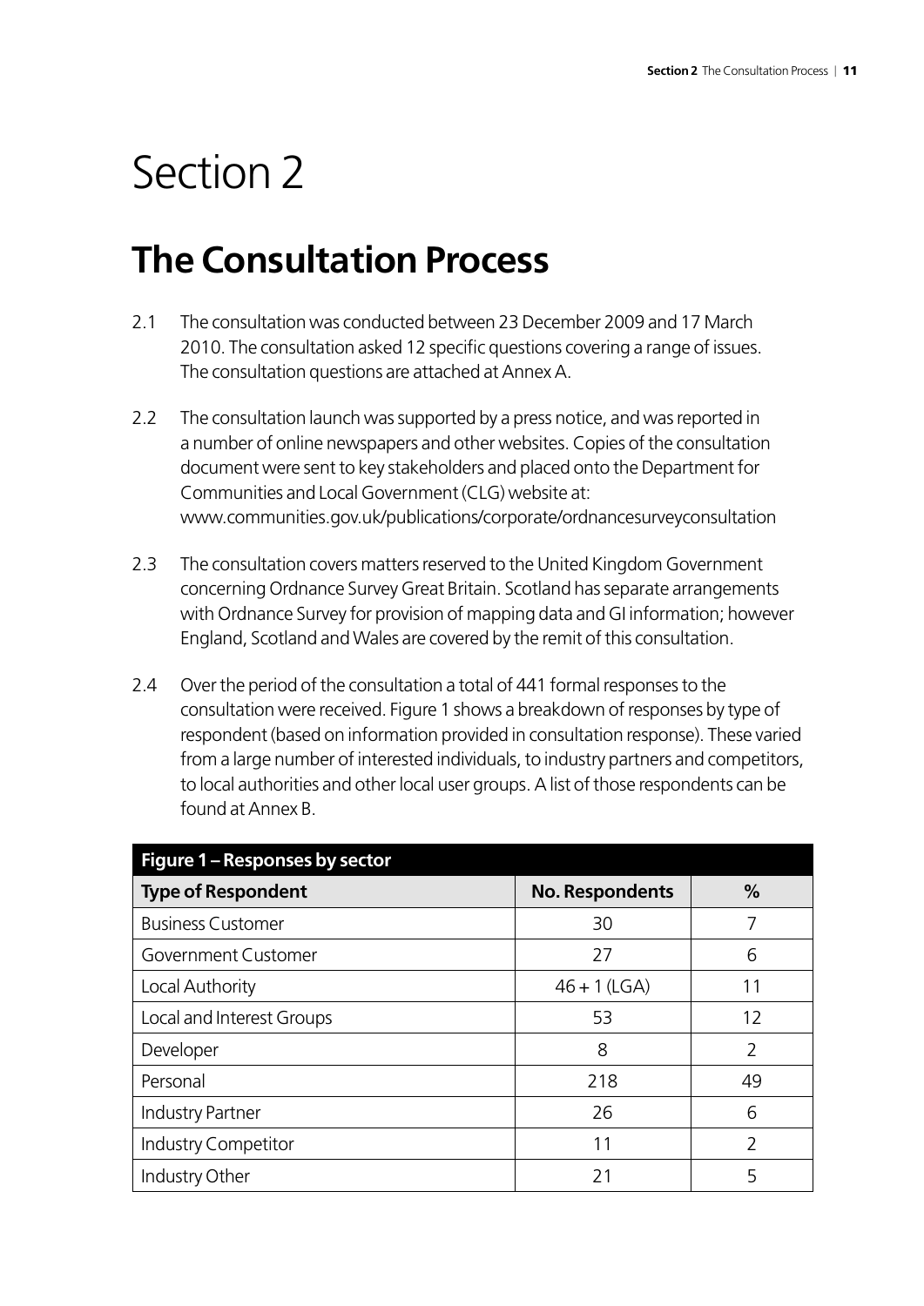# Section 2

## The Consultation Process

2.1 The consultation was conducted between 23 December 2009 and 17 March 2010. The consultation asked 12 specific questions covering a range of issues. The consultation questions are attached at Annex A.

2.2 The consultation launch was supported by a press notice, and was reported in a number of online newspapers and other websites. Copies of the consultation document were sent to key stakeholders and placed onto the Department for Communities and Local Government (CLG) website at: www.communities.gov.uk/publications/corporate/ordnancesurveyconsultation

2.3 The consultation covers matters reserved to the United Kingdom Government concerning Ordnance Survey Great Britain. Scotland has separate arrangements with Ordnance Survey for provision of mapping data and GI information; however England, Scotland and Wales are covered by the remit of this consultation.

2.4 Over the period of the consultation a total of 441 formal responses to the consultation were received. Figure 1 shows a breakdown of responses by type of respondent (based on information provided in consultation response). These varied from a large number of interested individuals, to industry partners and competitors, to local authorities and other local user groups. A list of those respondents can be found at Annex B.

**Figure 1 – Responses by sector**

| Type of Respondent | No. Respondents | % |
|---|---|---|
| Business Customer | 30 | 7 |
| Government Customer | 27 | 6 |
| Local Authority | 46 + 1 (LGA) | 11 |
| Local and Interest Groups | 53 | 12 |
| Developer | 8 | 2 |
| Personal | 218 | 49 |
| Industry Partner | 26 | 6 |
| Industry Competitor | 11 | 2 |
| Industry Other | 21 | 5 |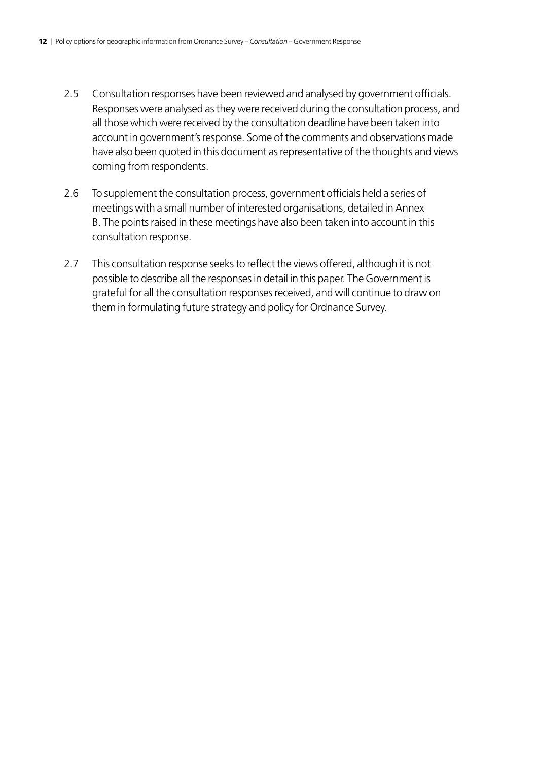2.5 Consultation responses have been reviewed and analysed by government officials. Responses were analysed as they were received during the consultation process, and all those which were received by the consultation deadline have been taken into account in government's response. Some of the comments and observations made have also been quoted in this document as representative of the thoughts and views coming from respondents.

2.6 To supplement the consultation process, government officials held a series of meetings with a small number of interested organisations, detailed in Annex B. The points raised in these meetings have also been taken into account in this consultation response.

2.7 This consultation response seeks to reflect the views offered, although it is not possible to describe all the responses in detail in this paper. The Government is grateful for all the consultation responses received, and will continue to draw on them in formulating future strategy and policy for Ordnance Survey.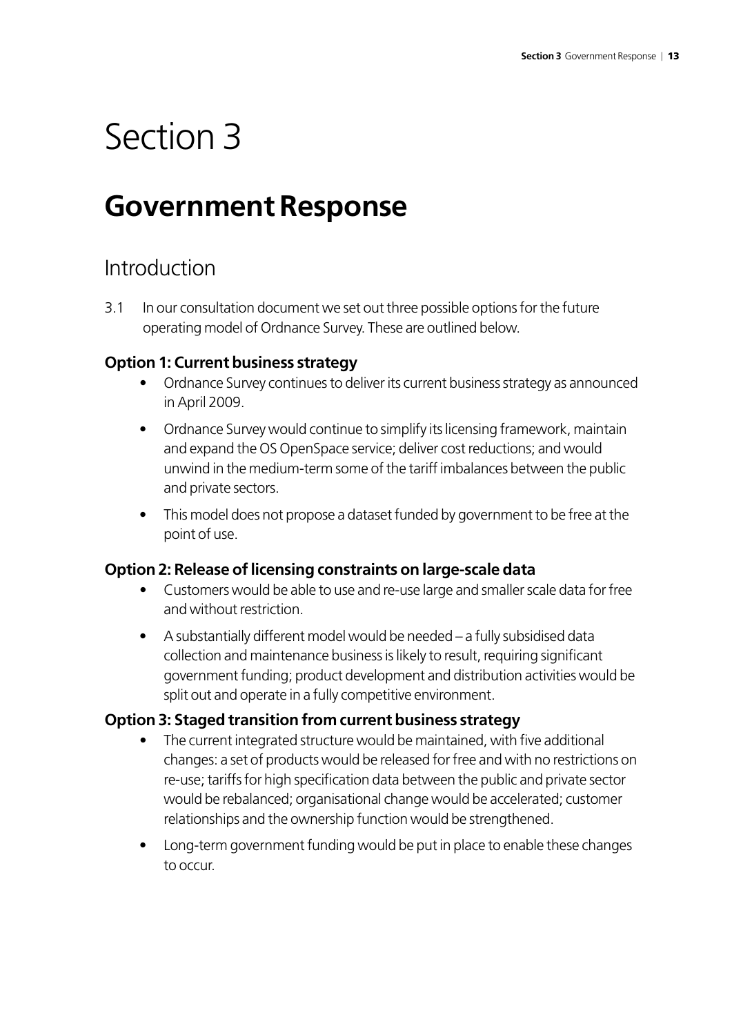# Section 3

## Government Response

### Introduction

3.1 In our consultation document we set out three possible options for the future operating model of Ordnance Survey. These are outlined below.

**Option 1: Current business strategy**

- Ordnance Survey continues to deliver its current business strategy as announced in April 2009.
- Ordnance Survey would continue to simplify its licensing framework, maintain and expand the OS OpenSpace service; deliver cost reductions; and would unwind in the medium-term some of the tariff imbalances between the public and private sectors.
- This model does not propose a dataset funded by government to be free at the point of use.

**Option 2: Release of licensing constraints on large-scale data**

- Customers would be able to use and re-use large and smaller scale data for free and without restriction.
- A substantially different model would be needed – a fully subsidised data collection and maintenance business is likely to result, requiring significant government funding; product development and distribution activities would be split out and operate in a fully competitive environment.

**Option 3: Staged transition from current business strategy**

- The current integrated structure would be maintained, with five additional changes: a set of products would be released for free and with no restrictions on re-use; tariffs for high specification data between the public and private sector would be rebalanced; organisational change would be accelerated; customer relationships and the ownership function would be strengthened.
- Long-term government funding would be put in place to enable these changes to occur.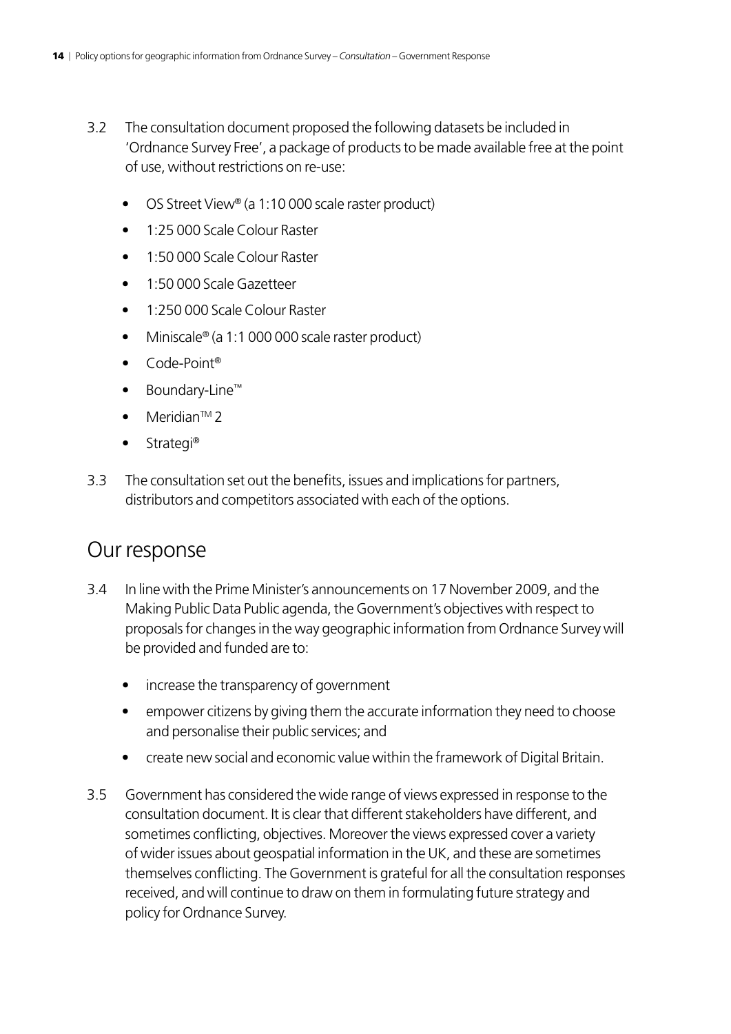3.2 The consultation document proposed the following datasets be included in 'Ordnance Survey Free', a package of products to be made available free at the point of use, without restrictions on re-use:

- OS Street View® (a 1:10 000 scale raster product)
- 1:25 000 Scale Colour Raster
- 1:50 000 Scale Colour Raster
- 1:50 000 Scale Gazetteer
- 1:250 000 Scale Colour Raster
- Miniscale® (a 1:1 000 000 scale raster product)
- Code-Point®
- Boundary-Line™
- Meridian™ 2
- Strategi®

3.3 The consultation set out the benefits, issues and implications for partners, distributors and competitors associated with each of the options.

## Our response

3.4 In line with the Prime Minister's announcements on 17 November 2009, and the Making Public Data Public agenda, the Government's objectives with respect to proposals for changes in the way geographic information from Ordnance Survey will be provided and funded are to:

- increase the transparency of government
- empower citizens by giving them the accurate information they need to choose and personalise their public services; and
- create new social and economic value within the framework of Digital Britain.

3.5 Government has considered the wide range of views expressed in response to the consultation document. It is clear that different stakeholders have different, and sometimes conflicting, objectives. Moreover the views expressed cover a variety of wider issues about geospatial information in the UK, and these are sometimes themselves conflicting. The Government is grateful for all the consultation responses received, and will continue to draw on them in formulating future strategy and policy for Ordnance Survey.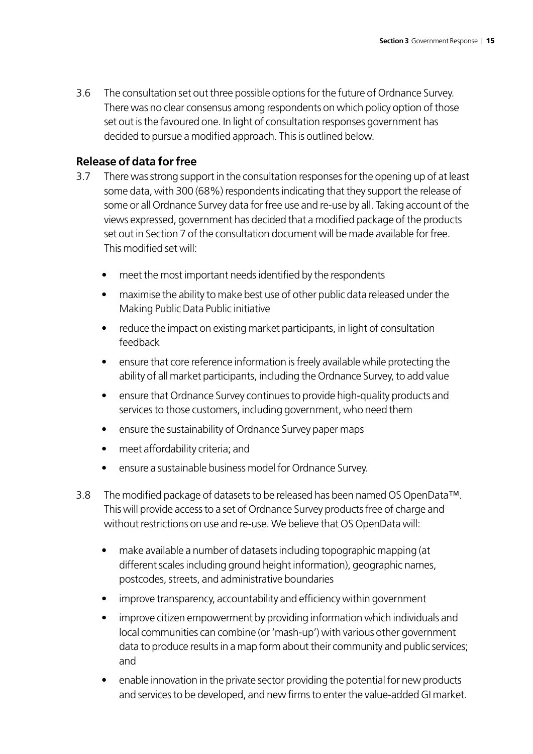3.6 The consultation set out three possible options for the future of Ordnance Survey. There was no clear consensus among respondents on which policy option of those set out is the favoured one. In light of consultation responses government has decided to pursue a modified approach. This is outlined below.

### Release of data for free

3.7 There was strong support in the consultation responses for the opening up of at least some data, with 300 (68%) respondents indicating that they support the release of some or all Ordnance Survey data for free use and re-use by all. Taking account of the views expressed, government has decided that a modified package of the products set out in Section 7 of the consultation document will be made available for free. This modified set will:

- meet the most important needs identified by the respondents
- maximise the ability to make best use of other public data released under the Making Public Data Public initiative
- reduce the impact on existing market participants, in light of consultation feedback
- ensure that core reference information is freely available while protecting the ability of all market participants, including the Ordnance Survey, to add value
- ensure that Ordnance Survey continues to provide high-quality products and services to those customers, including government, who need them
- ensure the sustainability of Ordnance Survey paper maps
- meet affordability criteria; and
- ensure a sustainable business model for Ordnance Survey.

3.8 The modified package of datasets to be released has been named OS OpenData™. This will provide access to a set of Ordnance Survey products free of charge and without restrictions on use and re-use. We believe that OS OpenData will:

- make available a number of datasets including topographic mapping (at different scales including ground height information), geographic names, postcodes, streets, and administrative boundaries
- improve transparency, accountability and efficiency within government
- improve citizen empowerment by providing information which individuals and local communities can combine (or 'mash-up') with various other government data to produce results in a map form about their community and public services; and
- enable innovation in the private sector providing the potential for new products and services to be developed, and new firms to enter the value-added GI market.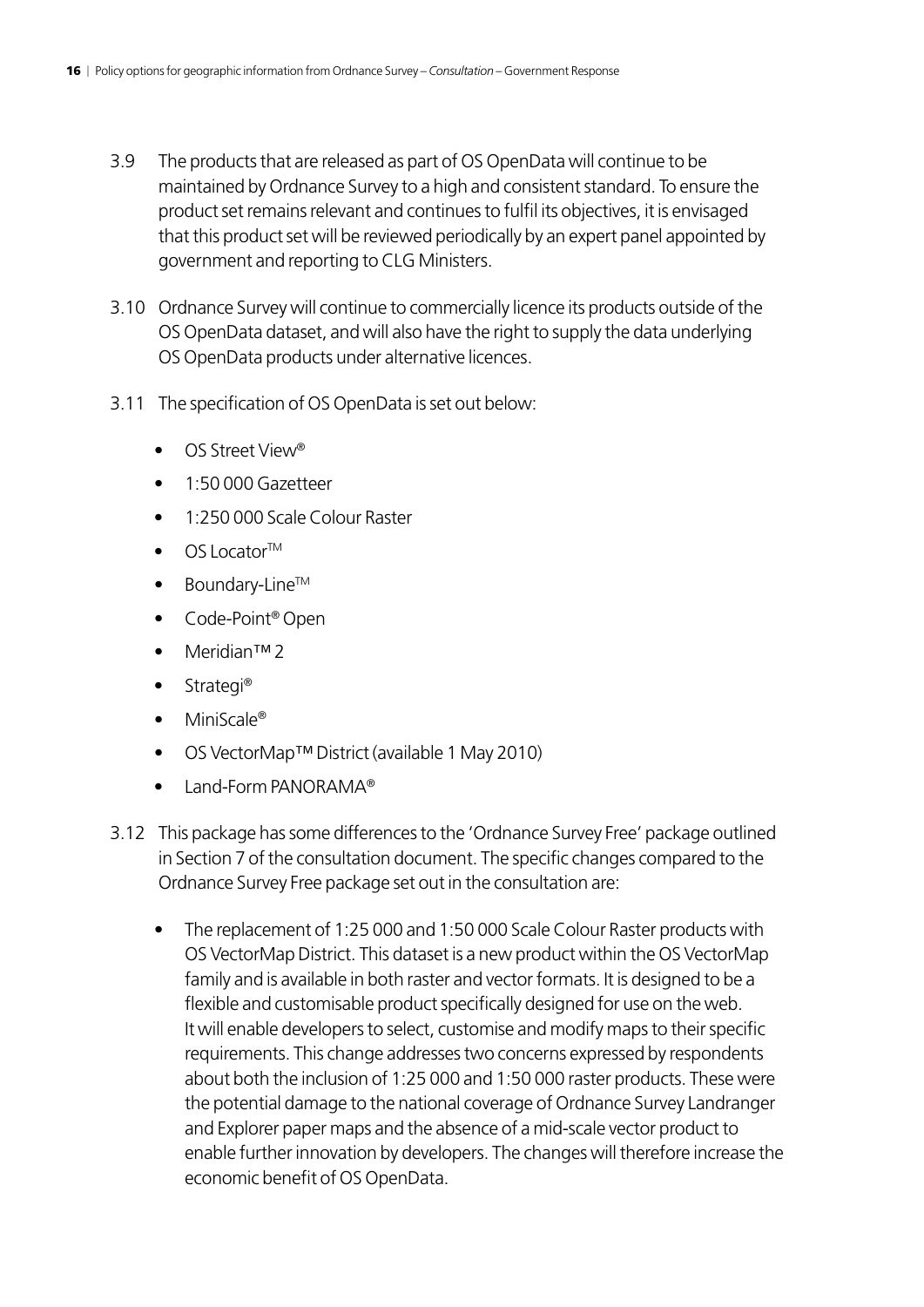3.9 The products that are released as part of OS OpenData will continue to be maintained by Ordnance Survey to a high and consistent standard. To ensure the product set remains relevant and continues to fulfil its objectives, it is envisaged that this product set will be reviewed periodically by an expert panel appointed by government and reporting to CLG Ministers.

3.10 Ordnance Survey will continue to commercially licence its products outside of the OS OpenData dataset, and will also have the right to supply the data underlying OS OpenData products under alternative licences.

3.11 The specification of OS OpenData is set out below:

- OS Street View®
- 1:50 000 Gazetteer
- 1:250 000 Scale Colour Raster
- OS Locator™
- Boundary-Line™
- Code-Point® Open
- Meridian™ 2
- Strategi®
- MiniScale®
- OS VectorMap™ District (available 1 May 2010)
- Land-Form PANORAMA®

3.12 This package has some differences to the 'Ordnance Survey Free' package outlined in Section 7 of the consultation document. The specific changes compared to the Ordnance Survey Free package set out in the consultation are:

- The replacement of 1:25 000 and 1:50 000 Scale Colour Raster products with OS VectorMap District. This dataset is a new product within the OS VectorMap family and is available in both raster and vector formats. It is designed to be a flexible and customisable product specifically designed for use on the web. It will enable developers to select, customise and modify maps to their specific requirements. This change addresses two concerns expressed by respondents about both the inclusion of 1:25 000 and 1:50 000 raster products. These were the potential damage to the national coverage of Ordnance Survey Landranger and Explorer paper maps and the absence of a mid-scale vector product to enable further innovation by developers. The changes will therefore increase the economic benefit of OS OpenData.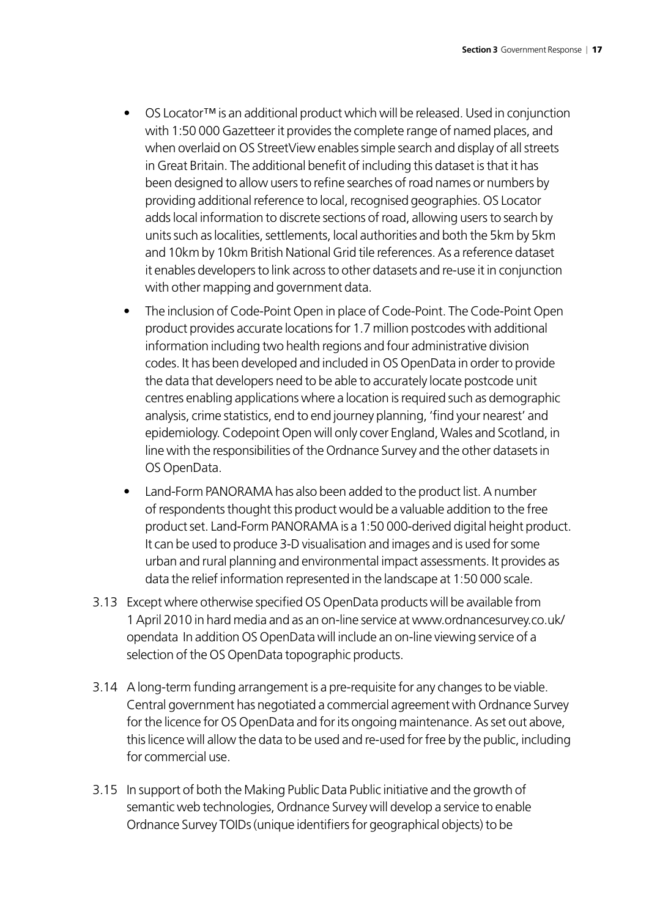- OS Locator™ is an additional product which will be released. Used in conjunction with 1:50 000 Gazetteer it provides the complete range of named places, and when overlaid on OS StreetView enables simple search and display of all streets in Great Britain. The additional benefit of including this dataset is that it has been designed to allow users to refine searches of road names or numbers by providing additional reference to local, recognised geographies. OS Locator adds local information to discrete sections of road, allowing users to search by units such as localities, settlements, local authorities and both the 5km by 5km and 10km by 10km British National Grid tile references. As a reference dataset it enables developers to link across to other datasets and re-use it in conjunction with other mapping and government data.
- The inclusion of Code-Point Open in place of Code-Point. The Code-Point Open product provides accurate locations for 1.7 million postcodes with additional information including two health regions and four administrative division codes. It has been developed and included in OS OpenData in order to provide the data that developers need to be able to accurately locate postcode unit centres enabling applications where a location is required such as demographic analysis, crime statistics, end to end journey planning, 'find your nearest' and epidemiology. Codepoint Open will only cover England, Wales and Scotland, in line with the responsibilities of the Ordnance Survey and the other datasets in OS OpenData.
- Land-Form PANORAMA has also been added to the product list. A number of respondents thought this product would be a valuable addition to the free product set. Land-Form PANORAMA is a 1:50 000-derived digital height product. It can be used to produce 3-D visualisation and images and is used for some urban and rural planning and environmental impact assessments. It provides as data the relief information represented in the landscape at 1:50 000 scale.

3.13 Except where otherwise specified OS OpenData products will be available from 1 April 2010 in hard media and as an on-line service at www.ordnancesurvey.co.uk/opendata In addition OS OpenData will include an on-line viewing service of a selection of the OS OpenData topographic products.

3.14 A long-term funding arrangement is a pre-requisite for any changes to be viable. Central government has negotiated a commercial agreement with Ordnance Survey for the licence for OS OpenData and for its ongoing maintenance. As set out above, this licence will allow the data to be used and re-used for free by the public, including for commercial use.

3.15 In support of both the Making Public Data Public initiative and the growth of semantic web technologies, Ordnance Survey will develop a service to enable Ordnance Survey TOIDs (unique identifiers for geographical objects) to be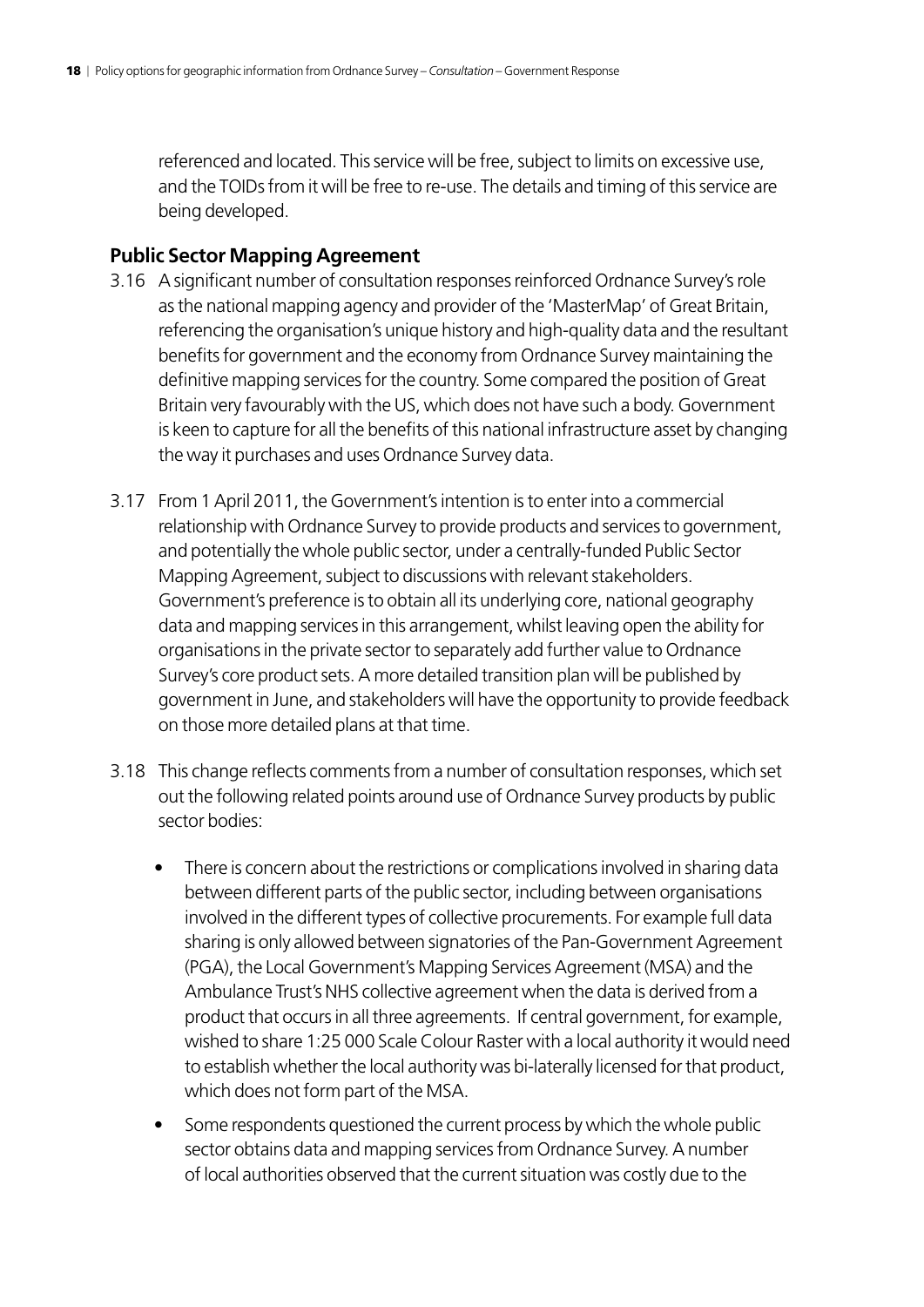referenced and located. This service will be free, subject to limits on excessive use, and the TOIDs from it will be free to re-use. The details and timing of this service are being developed.

### Public Sector Mapping Agreement

3.16 A significant number of consultation responses reinforced Ordnance Survey's role as the national mapping agency and provider of the 'MasterMap' of Great Britain, referencing the organisation's unique history and high-quality data and the resultant benefits for government and the economy from Ordnance Survey maintaining the definitive mapping services for the country. Some compared the position of Great Britain very favourably with the US, which does not have such a body. Government is keen to capture for all the benefits of this national infrastructure asset by changing the way it purchases and uses Ordnance Survey data.

3.17 From 1 April 2011, the Government's intention is to enter into a commercial relationship with Ordnance Survey to provide products and services to government, and potentially the whole public sector, under a centrally-funded Public Sector Mapping Agreement, subject to discussions with relevant stakeholders. Government's preference is to obtain all its underlying core, national geography data and mapping services in this arrangement, whilst leaving open the ability for organisations in the private sector to separately add further value to Ordnance Survey's core product sets. A more detailed transition plan will be published by government in June, and stakeholders will have the opportunity to provide feedback on those more detailed plans at that time.

3.18 This change reflects comments from a number of consultation responses, which set out the following related points around use of Ordnance Survey products by public sector bodies:

- There is concern about the restrictions or complications involved in sharing data between different parts of the public sector, including between organisations involved in the different types of collective procurements. For example full data sharing is only allowed between signatories of the Pan-Government Agreement (PGA), the Local Government's Mapping Services Agreement (MSA) and the Ambulance Trust's NHS collective agreement when the data is derived from a product that occurs in all three agreements. If central government, for example, wished to share 1:25 000 Scale Colour Raster with a local authority it would need to establish whether the local authority was bi-laterally licensed for that product, which does not form part of the MSA.
- Some respondents questioned the current process by which the whole public sector obtains data and mapping services from Ordnance Survey. A number of local authorities observed that the current situation was costly due to the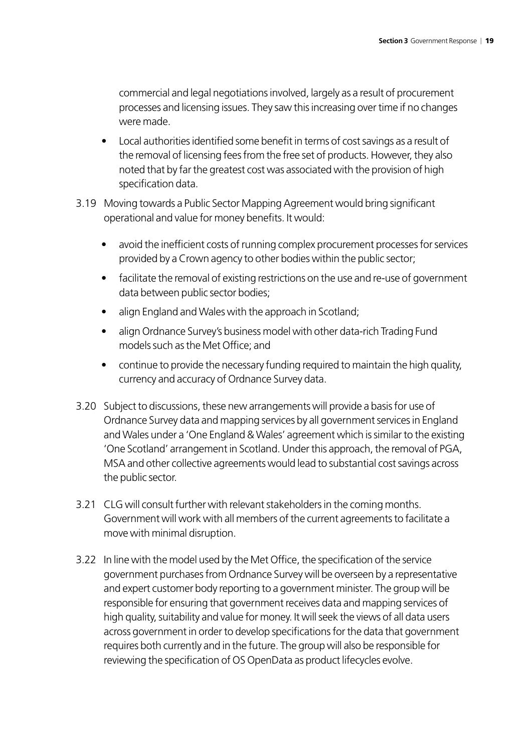commercial and legal negotiations involved, largely as a result of procurement processes and licensing issues. They saw this increasing over time if no changes were made.

- Local authorities identified some benefit in terms of cost savings as a result of the removal of licensing fees from the free set of products. However, they also noted that by far the greatest cost was associated with the provision of high specification data.

3.19 Moving towards a Public Sector Mapping Agreement would bring significant operational and value for money benefits. It would:

- avoid the inefficient costs of running complex procurement processes for services provided by a Crown agency to other bodies within the public sector;
- facilitate the removal of existing restrictions on the use and re-use of government data between public sector bodies;
- align England and Wales with the approach in Scotland;
- align Ordnance Survey's business model with other data-rich Trading Fund models such as the Met Office; and
- continue to provide the necessary funding required to maintain the high quality, currency and accuracy of Ordnance Survey data.

3.20 Subject to discussions, these new arrangements will provide a basis for use of Ordnance Survey data and mapping services by all government services in England and Wales under a 'One England & Wales' agreement which is similar to the existing 'One Scotland' arrangement in Scotland. Under this approach, the removal of PGA, MSA and other collective agreements would lead to substantial cost savings across the public sector.

3.21 CLG will consult further with relevant stakeholders in the coming months. Government will work with all members of the current agreements to facilitate a move with minimal disruption.

3.22 In line with the model used by the Met Office, the specification of the service government purchases from Ordnance Survey will be overseen by a representative and expert customer body reporting to a government minister. The group will be responsible for ensuring that government receives data and mapping services of high quality, suitability and value for money. It will seek the views of all data users across government in order to develop specifications for the data that government requires both currently and in the future. The group will also be responsible for reviewing the specification of OS OpenData as product lifecycles evolve.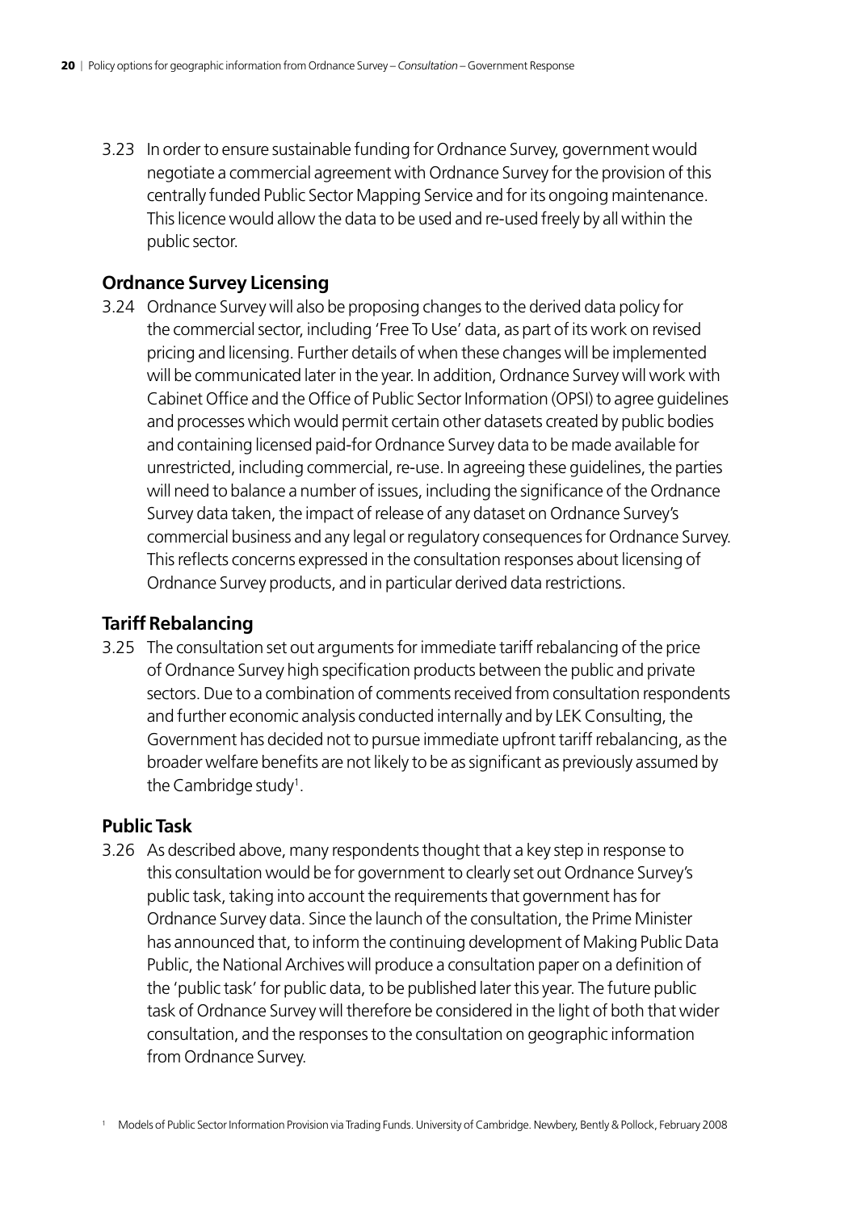3.23 In order to ensure sustainable funding for Ordnance Survey, government would negotiate a commercial agreement with Ordnance Survey for the provision of this centrally funded Public Sector Mapping Service and for its ongoing maintenance. This licence would allow the data to be used and re-used freely by all within the public sector.

### Ordnance Survey Licensing

3.24 Ordnance Survey will also be proposing changes to the derived data policy for the commercial sector, including 'Free To Use' data, as part of its work on revised pricing and licensing. Further details of when these changes will be implemented will be communicated later in the year. In addition, Ordnance Survey will work with Cabinet Office and the Office of Public Sector Information (OPSI) to agree guidelines and processes which would permit certain other datasets created by public bodies and containing licensed paid-for Ordnance Survey data to be made available for unrestricted, including commercial, re-use. In agreeing these guidelines, the parties will need to balance a number of issues, including the significance of the Ordnance Survey data taken, the impact of release of any dataset on Ordnance Survey's commercial business and any legal or regulatory consequences for Ordnance Survey. This reflects concerns expressed in the consultation responses about licensing of Ordnance Survey products, and in particular derived data restrictions.

### Tariff Rebalancing

3.25 The consultation set out arguments for immediate tariff rebalancing of the price of Ordnance Survey high specification products between the public and private sectors. Due to a combination of comments received from consultation respondents and further economic analysis conducted internally and by LEK Consulting, the Government has decided not to pursue immediate upfront tariff rebalancing, as the broader welfare benefits are not likely to be as significant as previously assumed by the Cambridge study[1].

### Public Task

3.26 As described above, many respondents thought that a key step in response to this consultation would be for government to clearly set out Ordnance Survey's public task, taking into account the requirements that government has for Ordnance Survey data. Since the launch of the consultation, the Prime Minister has announced that, to inform the continuing development of Making Public Data Public, the National Archives will produce a consultation paper on a definition of the 'public task' for public data, to be published later this year. The future public task of Ordnance Survey will therefore be considered in the light of both that wider consultation, and the responses to the consultation on geographic information from Ordnance Survey.

[1] Models of Public Sector Information Provision via Trading Funds. University of Cambridge. Newbery, Bently & Pollock, February 2008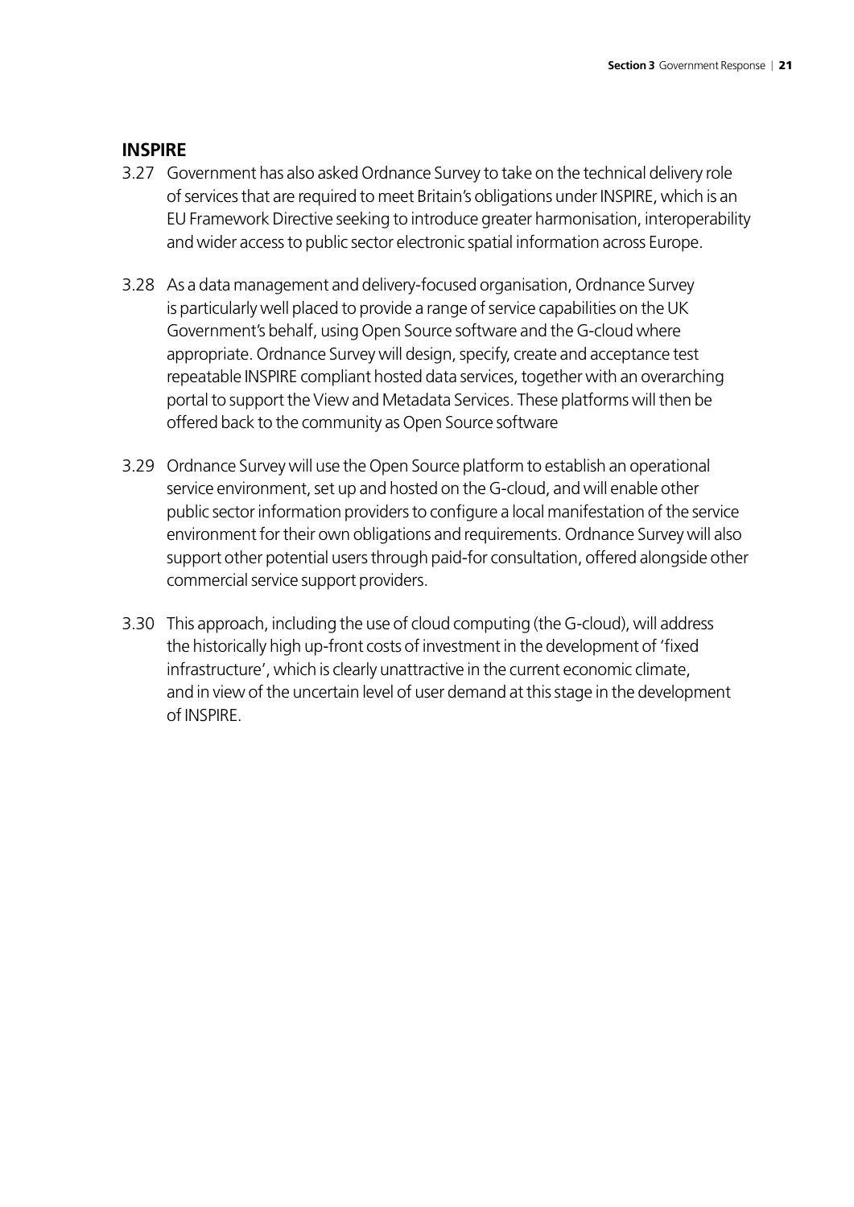## INSPIRE

3.27 Government has also asked Ordnance Survey to take on the technical delivery role of services that are required to meet Britain's obligations under INSPIRE, which is an EU Framework Directive seeking to introduce greater harmonisation, interoperability and wider access to public sector electronic spatial information across Europe.

3.28 As a data management and delivery-focused organisation, Ordnance Survey is particularly well placed to provide a range of service capabilities on the UK Government's behalf, using Open Source software and the G-cloud where appropriate. Ordnance Survey will design, specify, create and acceptance test repeatable INSPIRE compliant hosted data services, together with an overarching portal to support the View and Metadata Services. These platforms will then be offered back to the community as Open Source software

3.29 Ordnance Survey will use the Open Source platform to establish an operational service environment, set up and hosted on the G-cloud, and will enable other public sector information providers to configure a local manifestation of the service environment for their own obligations and requirements. Ordnance Survey will also support other potential users through paid-for consultation, offered alongside other commercial service support providers.

3.30 This approach, including the use of cloud computing (the G-cloud), will address the historically high up-front costs of investment in the development of 'fixed infrastructure', which is clearly unattractive in the current economic climate, and in view of the uncertain level of user demand at this stage in the development of INSPIRE.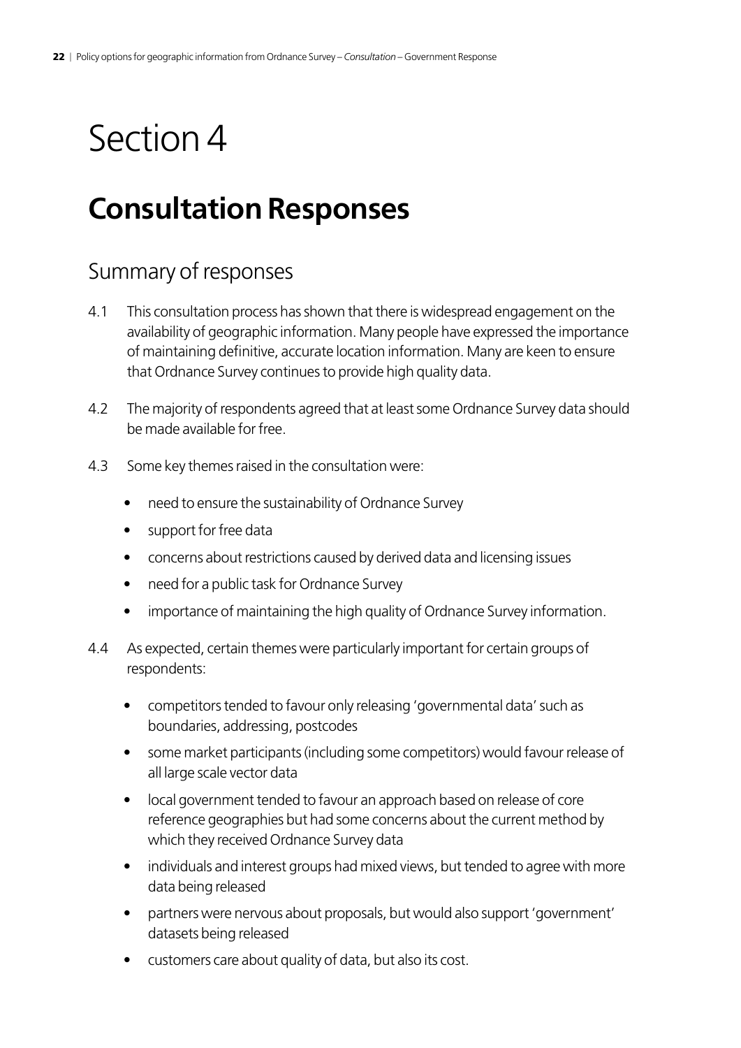# Section 4

## Consultation Responses

### Summary of responses

4.1 This consultation process has shown that there is widespread engagement on the availability of geographic information. Many people have expressed the importance of maintaining definitive, accurate location information. Many are keen to ensure that Ordnance Survey continues to provide high quality data.

4.2 The majority of respondents agreed that at least some Ordnance Survey data should be made available for free.

4.3 Some key themes raised in the consultation were:

- need to ensure the sustainability of Ordnance Survey
- support for free data
- concerns about restrictions caused by derived data and licensing issues
- need for a public task for Ordnance Survey
- importance of maintaining the high quality of Ordnance Survey information.

4.4 As expected, certain themes were particularly important for certain groups of respondents:

- competitors tended to favour only releasing 'governmental data' such as boundaries, addressing, postcodes
- some market participants (including some competitors) would favour release of all large scale vector data
- local government tended to favour an approach based on release of core reference geographies but had some concerns about the current method by which they received Ordnance Survey data
- individuals and interest groups had mixed views, but tended to agree with more data being released
- partners were nervous about proposals, but would also support 'government' datasets being released
- customers care about quality of data, but also its cost.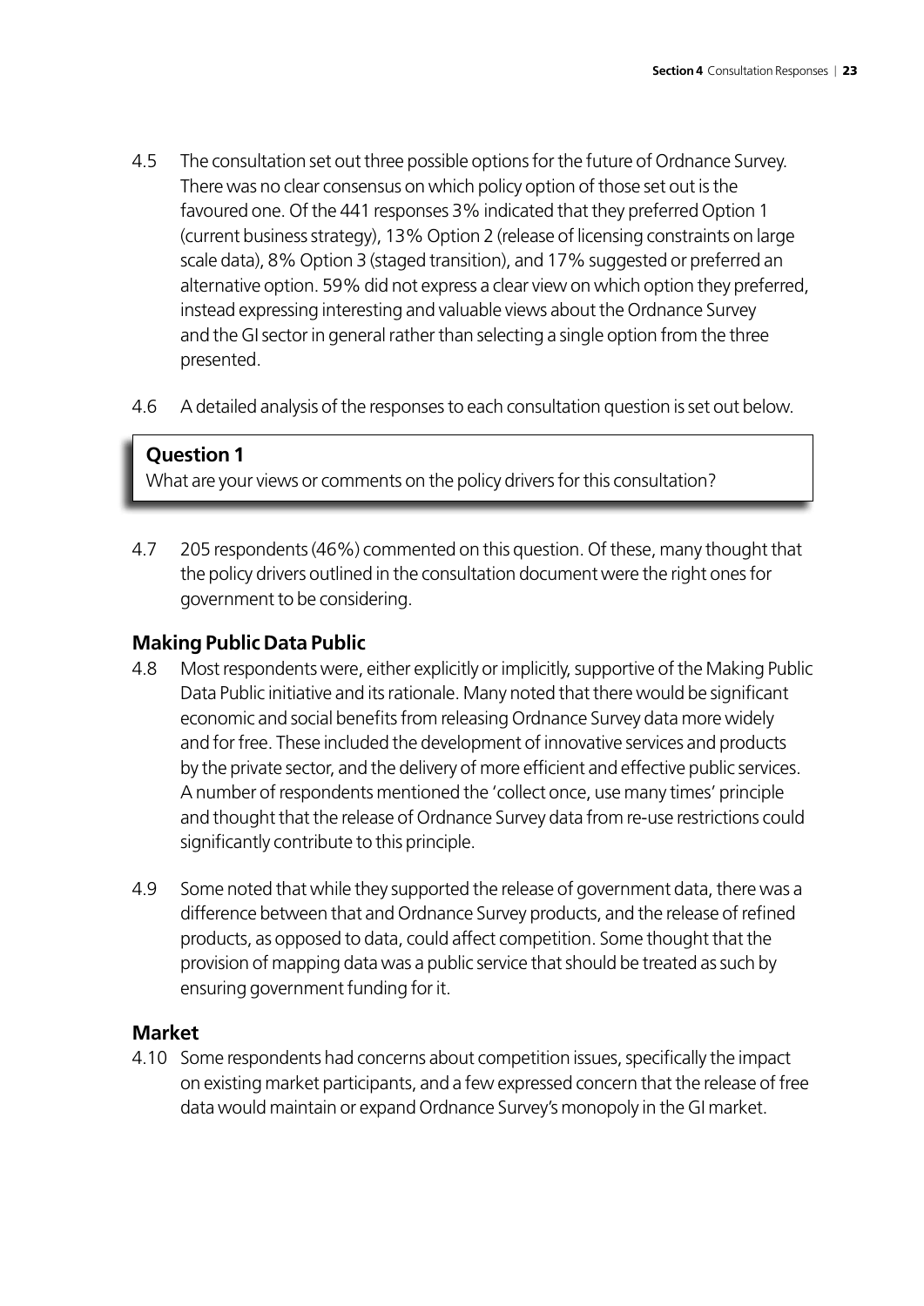4.5 The consultation set out three possible options for the future of Ordnance Survey. There was no clear consensus on which policy option of those set out is the favoured one. Of the 441 responses 3% indicated that they preferred Option 1 (current business strategy), 13% Option 2 (release of licensing constraints on large scale data), 8% Option 3 (staged transition), and 17% suggested or preferred an alternative option. 59% did not express a clear view on which option they preferred, instead expressing interesting and valuable views about the Ordnance Survey and the GI sector in general rather than selecting a single option from the three presented.

4.6 A detailed analysis of the responses to each consultation question is set out below.

> **Question 1**
> What are your views or comments on the policy drivers for this consultation?

4.7 205 respondents (46%) commented on this question. Of these, many thought that the policy drivers outlined in the consultation document were the right ones for government to be considering.

### Making Public Data Public

4.8 Most respondents were, either explicitly or implicitly, supportive of the Making Public Data Public initiative and its rationale. Many noted that there would be significant economic and social benefits from releasing Ordnance Survey data more widely and for free. These included the development of innovative services and products by the private sector, and the delivery of more efficient and effective public services. A number of respondents mentioned the 'collect once, use many times' principle and thought that the release of Ordnance Survey data from re-use restrictions could significantly contribute to this principle.

4.9 Some noted that while they supported the release of government data, there was a difference between that and Ordnance Survey products, and the release of refined products, as opposed to data, could affect competition. Some thought that the provision of mapping data was a public service that should be treated as such by ensuring government funding for it.

### Market

4.10 Some respondents had concerns about competition issues, specifically the impact on existing market participants, and a few expressed concern that the release of free data would maintain or expand Ordnance Survey's monopoly in the GI market.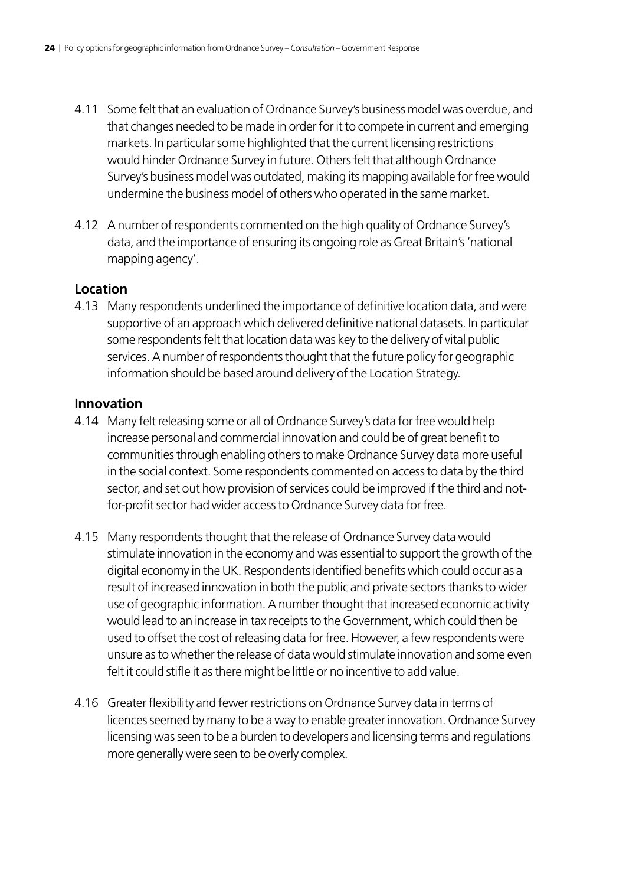4.11 Some felt that an evaluation of Ordnance Survey's business model was overdue, and that changes needed to be made in order for it to compete in current and emerging markets. In particular some highlighted that the current licensing restrictions would hinder Ordnance Survey in future. Others felt that although Ordnance Survey's business model was outdated, making its mapping available for free would undermine the business model of others who operated in the same market.

4.12 A number of respondents commented on the high quality of Ordnance Survey's data, and the importance of ensuring its ongoing role as Great Britain's 'national mapping agency'.

### Location

4.13 Many respondents underlined the importance of definitive location data, and were supportive of an approach which delivered definitive national datasets. In particular some respondents felt that location data was key to the delivery of vital public services. A number of respondents thought that the future policy for geographic information should be based around delivery of the Location Strategy.

### Innovation

4.14 Many felt releasing some or all of Ordnance Survey's data for free would help increase personal and commercial innovation and could be of great benefit to communities through enabling others to make Ordnance Survey data more useful in the social context. Some respondents commented on access to data by the third sector, and set out how provision of services could be improved if the third and not-for-profit sector had wider access to Ordnance Survey data for free.

4.15 Many respondents thought that the release of Ordnance Survey data would stimulate innovation in the economy and was essential to support the growth of the digital economy in the UK. Respondents identified benefits which could occur as a result of increased innovation in both the public and private sectors thanks to wider use of geographic information. A number thought that increased economic activity would lead to an increase in tax receipts to the Government, which could then be used to offset the cost of releasing data for free. However, a few respondents were unsure as to whether the release of data would stimulate innovation and some even felt it could stifle it as there might be little or no incentive to add value.

4.16 Greater flexibility and fewer restrictions on Ordnance Survey data in terms of licences seemed by many to be a way to enable greater innovation. Ordnance Survey licensing was seen to be a burden to developers and licensing terms and regulations more generally were seen to be overly complex.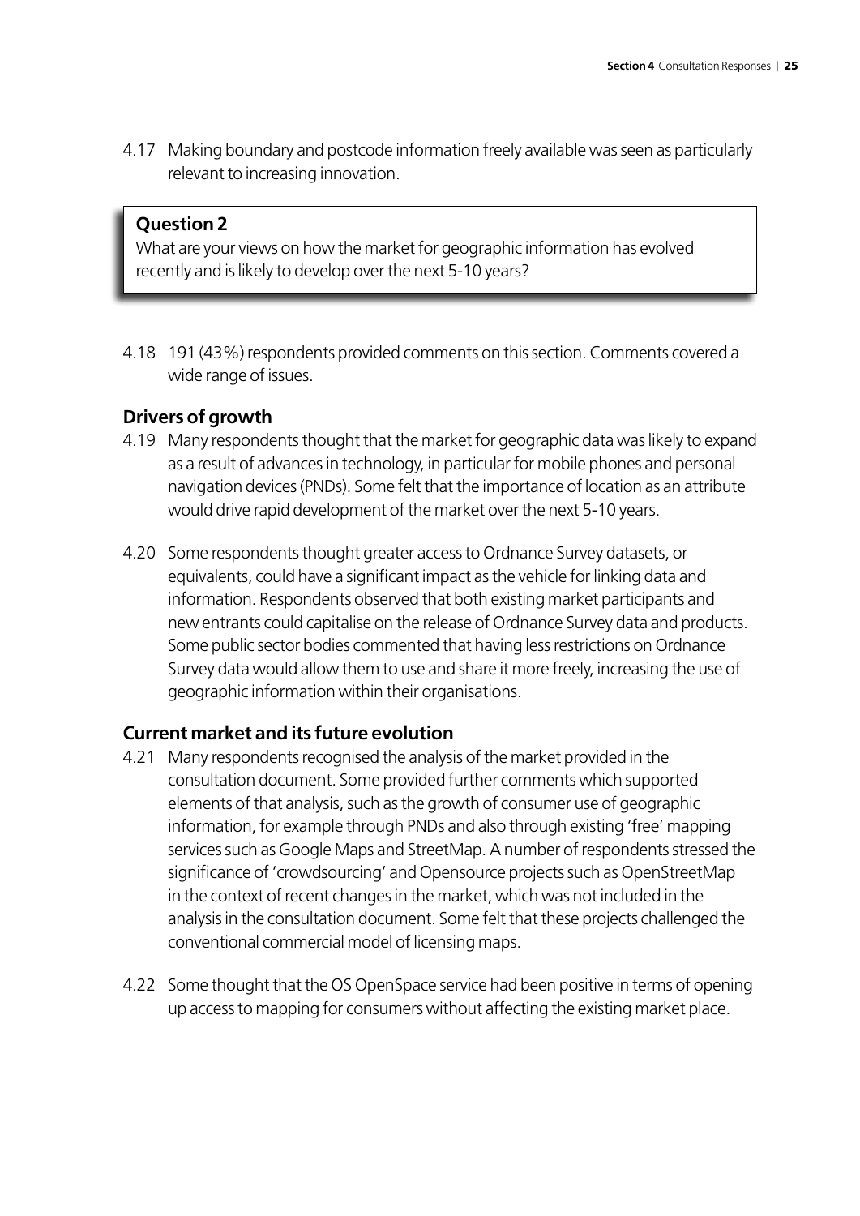4.17 Making boundary and postcode information freely available was seen as particularly relevant to increasing innovation.

> **Question 2**
> What are your views on how the market for geographic information has evolved recently and is likely to develop over the next 5-10 years?

4.18 191 (43%) respondents provided comments on this section. Comments covered a wide range of issues.

### Drivers of growth

4.19 Many respondents thought that the market for geographic data was likely to expand as a result of advances in technology, in particular for mobile phones and personal navigation devices (PNDs). Some felt that the importance of location as an attribute would drive rapid development of the market over the next 5-10 years.

4.20 Some respondents thought greater access to Ordnance Survey datasets, or equivalents, could have a significant impact as the vehicle for linking data and information. Respondents observed that both existing market participants and new entrants could capitalise on the release of Ordnance Survey data and products. Some public sector bodies commented that having less restrictions on Ordnance Survey data would allow them to use and share it more freely, increasing the use of geographic information within their organisations.

### Current market and its future evolution

4.21 Many respondents recognised the analysis of the market provided in the consultation document. Some provided further comments which supported elements of that analysis, such as the growth of consumer use of geographic information, for example through PNDs and also through existing 'free' mapping services such as Google Maps and StreetMap. A number of respondents stressed the significance of 'crowdsourcing' and Opensource projects such as OpenStreetMap in the context of recent changes in the market, which was not included in the analysis in the consultation document. Some felt that these projects challenged the conventional commercial model of licensing maps.

4.22 Some thought that the OS OpenSpace service had been positive in terms of opening up access to mapping for consumers without affecting the existing market place.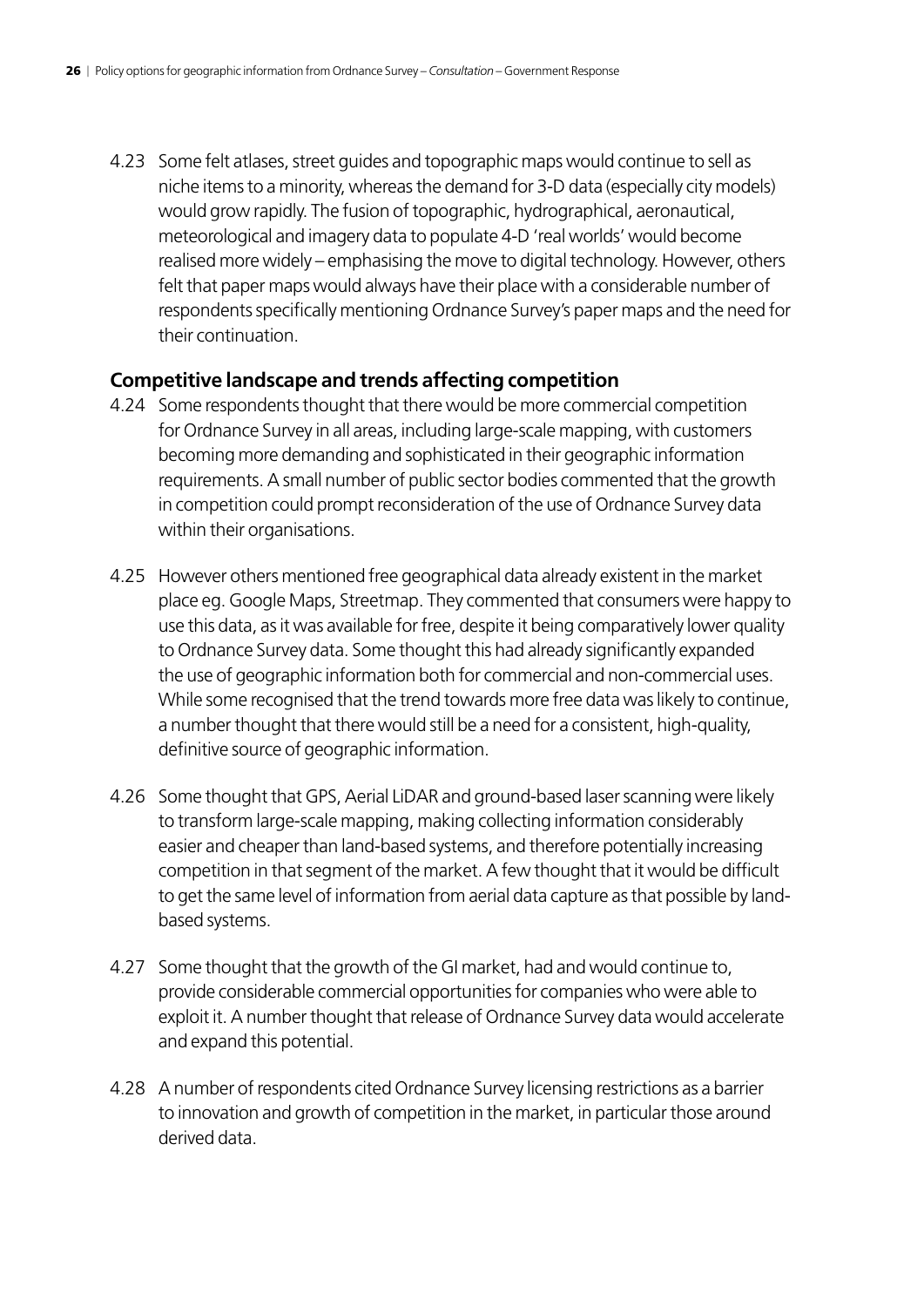4.23 Some felt atlases, street guides and topographic maps would continue to sell as niche items to a minority, whereas the demand for 3-D data (especially city models) would grow rapidly. The fusion of topographic, hydrographical, aeronautical, meteorological and imagery data to populate 4-D 'real worlds' would become realised more widely – emphasising the move to digital technology. However, others felt that paper maps would always have their place with a considerable number of respondents specifically mentioning Ordnance Survey's paper maps and the need for their continuation.

### Competitive landscape and trends affecting competition

4.24 Some respondents thought that there would be more commercial competition for Ordnance Survey in all areas, including large-scale mapping, with customers becoming more demanding and sophisticated in their geographic information requirements. A small number of public sector bodies commented that the growth in competition could prompt reconsideration of the use of Ordnance Survey data within their organisations.

4.25 However others mentioned free geographical data already existent in the market place eg. Google Maps, Streetmap. They commented that consumers were happy to use this data, as it was available for free, despite it being comparatively lower quality to Ordnance Survey data. Some thought this had already significantly expanded the use of geographic information both for commercial and non-commercial uses. While some recognised that the trend towards more free data was likely to continue, a number thought that there would still be a need for a consistent, high-quality, definitive source of geographic information.

4.26 Some thought that GPS, Aerial LiDAR and ground-based laser scanning were likely to transform large-scale mapping, making collecting information considerably easier and cheaper than land-based systems, and therefore potentially increasing competition in that segment of the market. A few thought that it would be difficult to get the same level of information from aerial data capture as that possible by land-based systems.

4.27 Some thought that the growth of the GI market, had and would continue to, provide considerable commercial opportunities for companies who were able to exploit it. A number thought that release of Ordnance Survey data would accelerate and expand this potential.

4.28 A number of respondents cited Ordnance Survey licensing restrictions as a barrier to innovation and growth of competition in the market, in particular those around derived data.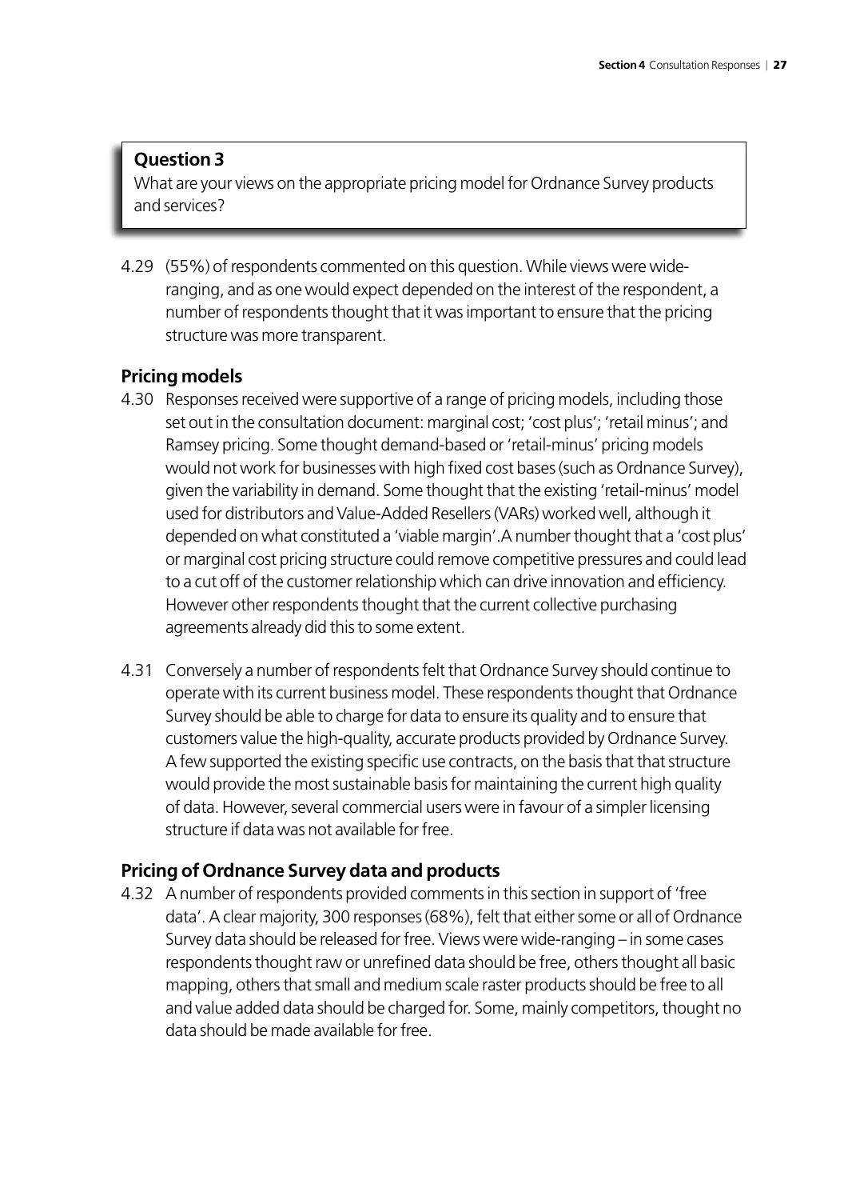**Question 3**

What are your views on the appropriate pricing model for Ordnance Survey products and services?

4.29 (55%) of respondents commented on this question. While views were wide-ranging, and as one would expect depended on the interest of the respondent, a number of respondents thought that it was important to ensure that the pricing structure was more transparent.

## Pricing models

4.30 Responses received were supportive of a range of pricing models, including those set out in the consultation document: marginal cost; 'cost plus'; 'retail minus'; and Ramsey pricing. Some thought demand-based or 'retail-minus' pricing models would not work for businesses with high fixed cost bases (such as Ordnance Survey), given the variability in demand. Some thought that the existing 'retail-minus' model used for distributors and Value-Added Resellers (VARs) worked well, although it depended on what constituted a 'viable margin'.A number thought that a 'cost plus' or marginal cost pricing structure could remove competitive pressures and could lead to a cut off of the customer relationship which can drive innovation and efficiency. However other respondents thought that the current collective purchasing agreements already did this to some extent.

4.31 Conversely a number of respondents felt that Ordnance Survey should continue to operate with its current business model. These respondents thought that Ordnance Survey should be able to charge for data to ensure its quality and to ensure that customers value the high-quality, accurate products provided by Ordnance Survey. A few supported the existing specific use contracts, on the basis that that structure would provide the most sustainable basis for maintaining the current high quality of data. However, several commercial users were in favour of a simpler licensing structure if data was not available for free.

## Pricing of Ordnance Survey data and products

4.32 A number of respondents provided comments in this section in support of 'free data'. A clear majority, 300 responses (68%), felt that either some or all of Ordnance Survey data should be released for free. Views were wide-ranging – in some cases respondents thought raw or unrefined data should be free, others thought all basic mapping, others that small and medium scale raster products should be free to all and value added data should be charged for. Some, mainly competitors, thought no data should be made available for free.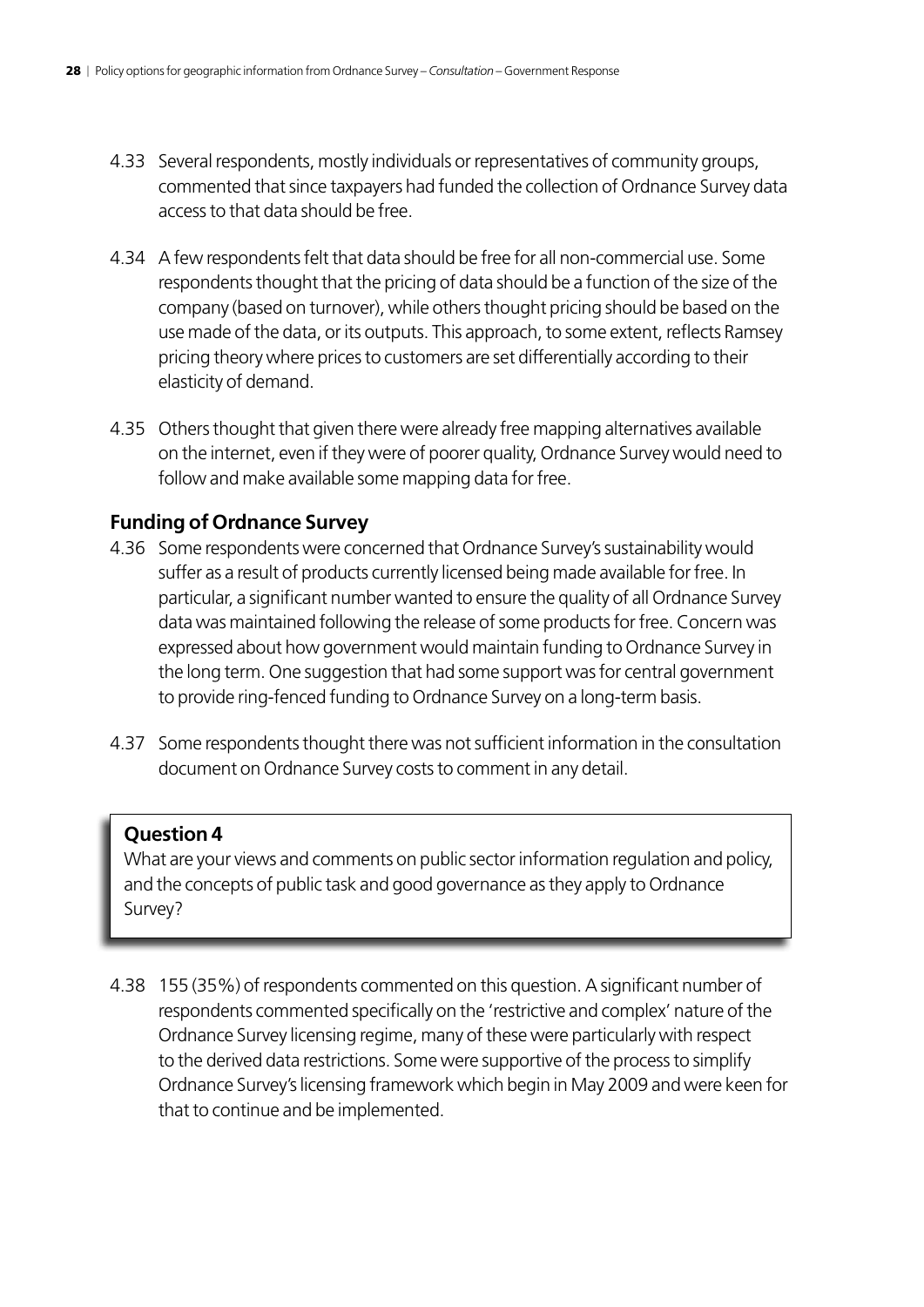4.33 Several respondents, mostly individuals or representatives of community groups, commented that since taxpayers had funded the collection of Ordnance Survey data access to that data should be free.

4.34 A few respondents felt that data should be free for all non-commercial use. Some respondents thought that the pricing of data should be a function of the size of the company (based on turnover), while others thought pricing should be based on the use made of the data, or its outputs. This approach, to some extent, reflects Ramsey pricing theory where prices to customers are set differentially according to their elasticity of demand.

4.35 Others thought that given there were already free mapping alternatives available on the internet, even if they were of poorer quality, Ordnance Survey would need to follow and make available some mapping data for free.

### Funding of Ordnance Survey

4.36 Some respondents were concerned that Ordnance Survey's sustainability would suffer as a result of products currently licensed being made available for free. In particular, a significant number wanted to ensure the quality of all Ordnance Survey data was maintained following the release of some products for free. Concern was expressed about how government would maintain funding to Ordnance Survey in the long term. One suggestion that had some support was for central government to provide ring-fenced funding to Ordnance Survey on a long-term basis.

4.37 Some respondents thought there was not sufficient information in the consultation document on Ordnance Survey costs to comment in any detail.

> **Question 4**
> What are your views and comments on public sector information regulation and policy, and the concepts of public task and good governance as they apply to Ordnance Survey?

4.38 155 (35%) of respondents commented on this question. A significant number of respondents commented specifically on the 'restrictive and complex' nature of the Ordnance Survey licensing regime, many of these were particularly with respect to the derived data restrictions. Some were supportive of the process to simplify Ordnance Survey's licensing framework which begin in May 2009 and were keen for that to continue and be implemented.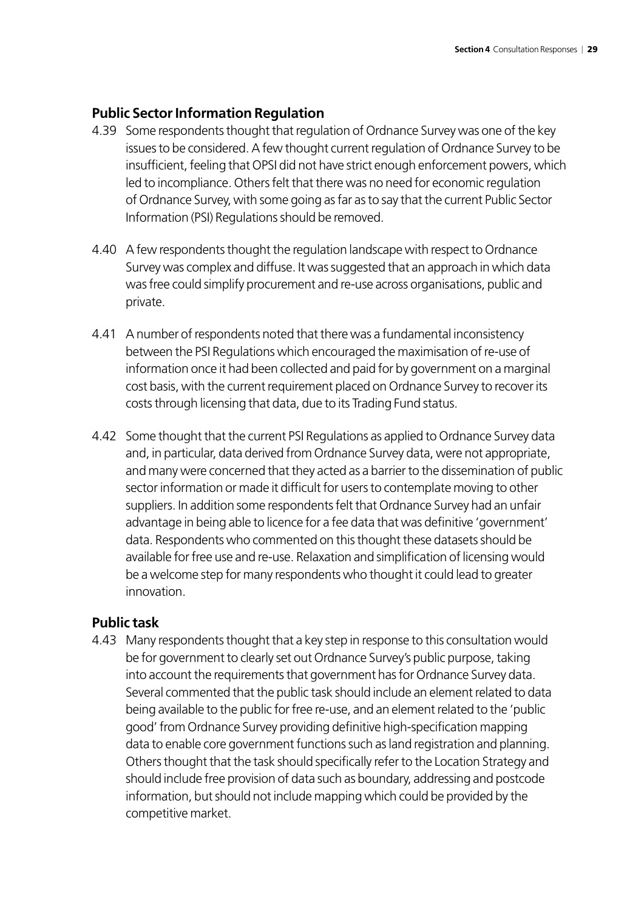## Public Sector Information Regulation

4.39 Some respondents thought that regulation of Ordnance Survey was one of the key issues to be considered. A few thought current regulation of Ordnance Survey to be insufficient, feeling that OPSI did not have strict enough enforcement powers, which led to incompliance. Others felt that there was no need for economic regulation of Ordnance Survey, with some going as far as to say that the current Public Sector Information (PSI) Regulations should be removed.

4.40 A few respondents thought the regulation landscape with respect to Ordnance Survey was complex and diffuse. It was suggested that an approach in which data was free could simplify procurement and re-use across organisations, public and private.

4.41 A number of respondents noted that there was a fundamental inconsistency between the PSI Regulations which encouraged the maximisation of re-use of information once it had been collected and paid for by government on a marginal cost basis, with the current requirement placed on Ordnance Survey to recover its costs through licensing that data, due to its Trading Fund status.

4.42 Some thought that the current PSI Regulations as applied to Ordnance Survey data and, in particular, data derived from Ordnance Survey data, were not appropriate, and many were concerned that they acted as a barrier to the dissemination of public sector information or made it difficult for users to contemplate moving to other suppliers. In addition some respondents felt that Ordnance Survey had an unfair advantage in being able to licence for a fee data that was definitive 'government' data. Respondents who commented on this thought these datasets should be available for free use and re-use. Relaxation and simplification of licensing would be a welcome step for many respondents who thought it could lead to greater innovation.

## Public task

4.43 Many respondents thought that a key step in response to this consultation would be for government to clearly set out Ordnance Survey's public purpose, taking into account the requirements that government has for Ordnance Survey data. Several commented that the public task should include an element related to data being available to the public for free re-use, and an element related to the 'public good' from Ordnance Survey providing definitive high-specification mapping data to enable core government functions such as land registration and planning. Others thought that the task should specifically refer to the Location Strategy and should include free provision of data such as boundary, addressing and postcode information, but should not include mapping which could be provided by the competitive market.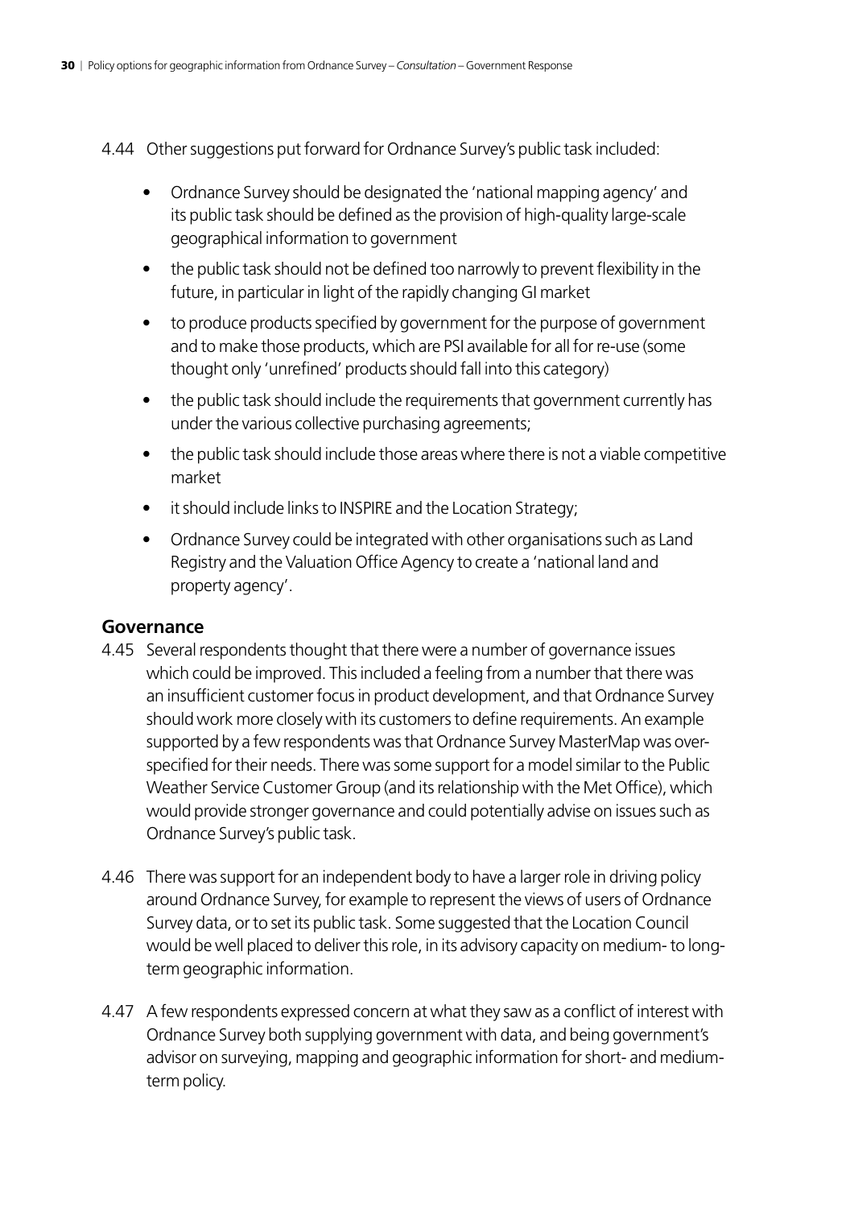4.44 Other suggestions put forward for Ordnance Survey's public task included:

- Ordnance Survey should be designated the 'national mapping agency' and its public task should be defined as the provision of high-quality large-scale geographical information to government
- the public task should not be defined too narrowly to prevent flexibility in the future, in particular in light of the rapidly changing GI market
- to produce products specified by government for the purpose of government and to make those products, which are PSI available for all for re-use (some thought only 'unrefined' products should fall into this category)
- the public task should include the requirements that government currently has under the various collective purchasing agreements;
- the public task should include those areas where there is not a viable competitive market
- it should include links to INSPIRE and the Location Strategy;
- Ordnance Survey could be integrated with other organisations such as Land Registry and the Valuation Office Agency to create a 'national land and property agency'.

## Governance

4.45 Several respondents thought that there were a number of governance issues which could be improved. This included a feeling from a number that there was an insufficient customer focus in product development, and that Ordnance Survey should work more closely with its customers to define requirements. An example supported by a few respondents was that Ordnance Survey MasterMap was over-specified for their needs. There was some support for a model similar to the Public Weather Service Customer Group (and its relationship with the Met Office), which would provide stronger governance and could potentially advise on issues such as Ordnance Survey's public task.

4.46 There was support for an independent body to have a larger role in driving policy around Ordnance Survey, for example to represent the views of users of Ordnance Survey data, or to set its public task. Some suggested that the Location Council would be well placed to deliver this role, in its advisory capacity on medium- to long-term geographic information.

4.47 A few respondents expressed concern at what they saw as a conflict of interest with Ordnance Survey both supplying government with data, and being government's advisor on surveying, mapping and geographic information for short- and medium-term policy.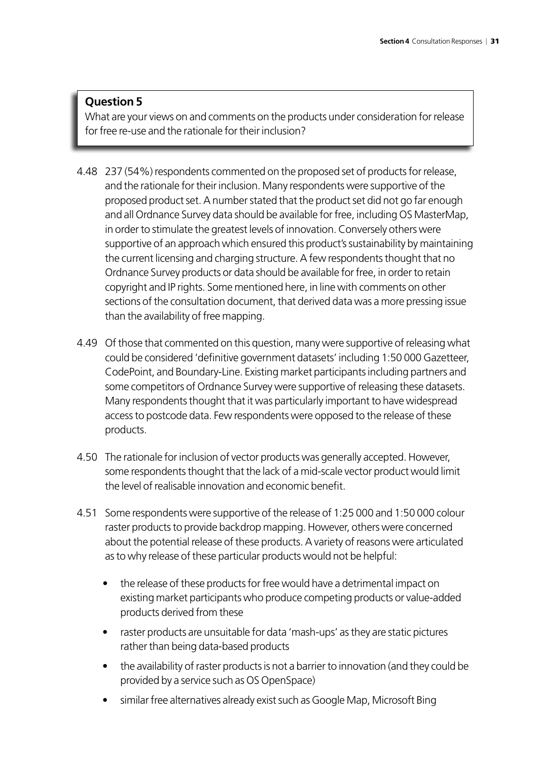**Question 5**

What are your views on and comments on the products under consideration for release for free re-use and the rationale for their inclusion?

4.48 237 (54%) respondents commented on the proposed set of products for release, and the rationale for their inclusion. Many respondents were supportive of the proposed product set. A number stated that the product set did not go far enough and all Ordnance Survey data should be available for free, including OS MasterMap, in order to stimulate the greatest levels of innovation. Conversely others were supportive of an approach which ensured this product's sustainability by maintaining the current licensing and charging structure. A few respondents thought that no Ordnance Survey products or data should be available for free, in order to retain copyright and IP rights. Some mentioned here, in line with comments on other sections of the consultation document, that derived data was a more pressing issue than the availability of free mapping.

4.49 Of those that commented on this question, many were supportive of releasing what could be considered 'definitive government datasets' including 1:50 000 Gazetteer, CodePoint, and Boundary-Line. Existing market participants including partners and some competitors of Ordnance Survey were supportive of releasing these datasets. Many respondents thought that it was particularly important to have widespread access to postcode data. Few respondents were opposed to the release of these products.

4.50 The rationale for inclusion of vector products was generally accepted. However, some respondents thought that the lack of a mid-scale vector product would limit the level of realisable innovation and economic benefit.

4.51 Some respondents were supportive of the release of 1:25 000 and 1:50 000 colour raster products to provide backdrop mapping. However, others were concerned about the potential release of these products. A variety of reasons were articulated as to why release of these particular products would not be helpful:

- the release of these products for free would have a detrimental impact on existing market participants who produce competing products or value-added products derived from these
- raster products are unsuitable for data 'mash-ups' as they are static pictures rather than being data-based products
- the availability of raster products is not a barrier to innovation (and they could be provided by a service such as OS OpenSpace)
- similar free alternatives already exist such as Google Map, Microsoft Bing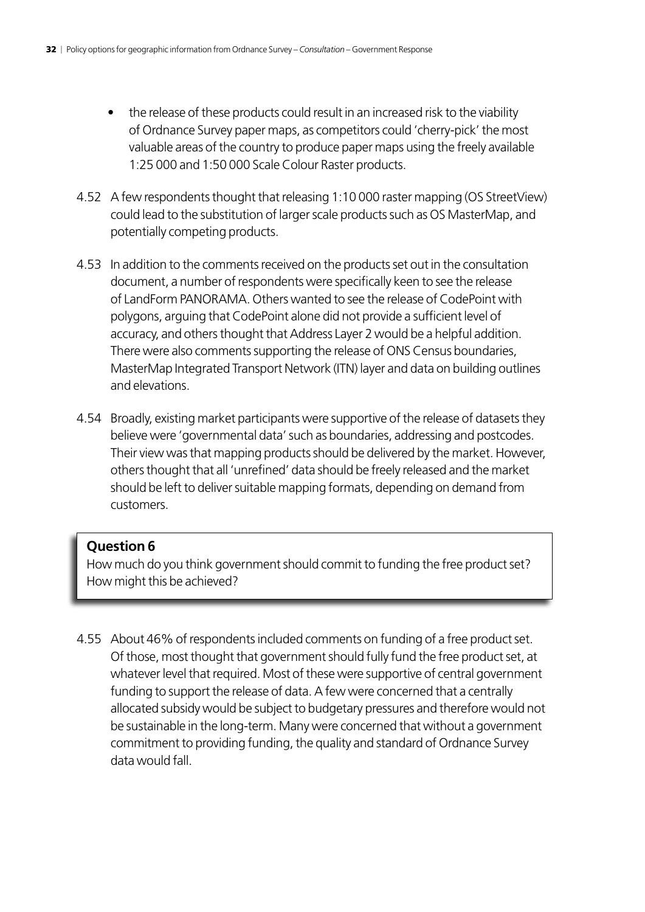- the release of these products could result in an increased risk to the viability of Ordnance Survey paper maps, as competitors could 'cherry-pick' the most valuable areas of the country to produce paper maps using the freely available 1:25 000 and 1:50 000 Scale Colour Raster products.

4.52 A few respondents thought that releasing 1:10 000 raster mapping (OS StreetView) could lead to the substitution of larger scale products such as OS MasterMap, and potentially competing products.

4.53 In addition to the comments received on the products set out in the consultation document, a number of respondents were specifically keen to see the release of LandForm PANORAMA. Others wanted to see the release of CodePoint with polygons, arguing that CodePoint alone did not provide a sufficient level of accuracy, and others thought that Address Layer 2 would be a helpful addition. There were also comments supporting the release of ONS Census boundaries, MasterMap Integrated Transport Network (ITN) layer and data on building outlines and elevations.

4.54 Broadly, existing market participants were supportive of the release of datasets they believe were 'governmental data' such as boundaries, addressing and postcodes. Their view was that mapping products should be delivered by the market. However, others thought that all 'unrefined' data should be freely released and the market should be left to deliver suitable mapping formats, depending on demand from customers.

**Question 6**

How much do you think government should commit to funding the free product set? How might this be achieved?

4.55 About 46% of respondents included comments on funding of a free product set. Of those, most thought that government should fully fund the free product set, at whatever level that required. Most of these were supportive of central government funding to support the release of data. A few were concerned that a centrally allocated subsidy would be subject to budgetary pressures and therefore would not be sustainable in the long-term. Many were concerned that without a government commitment to providing funding, the quality and standard of Ordnance Survey data would fall.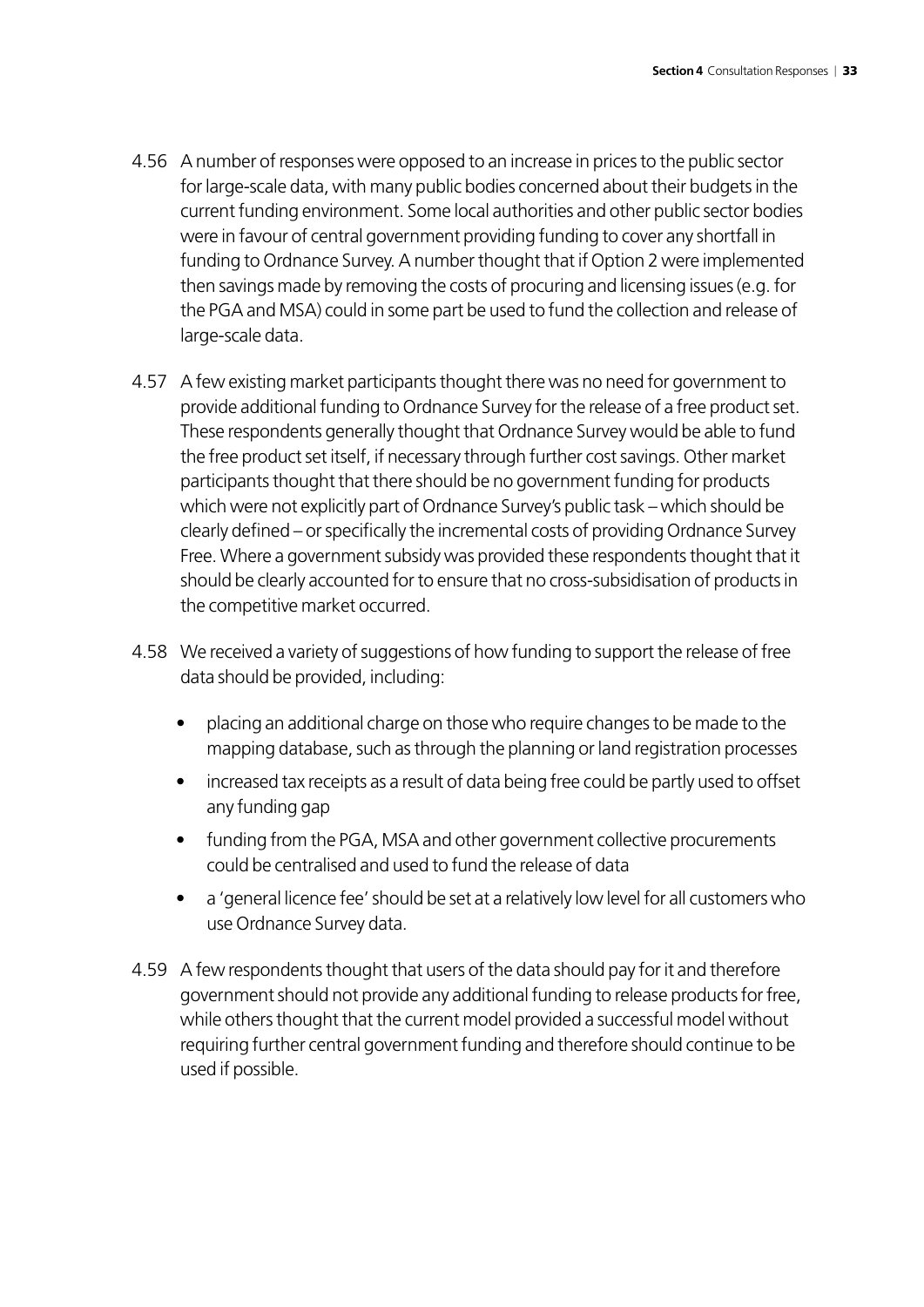4.56 A number of responses were opposed to an increase in prices to the public sector for large-scale data, with many public bodies concerned about their budgets in the current funding environment. Some local authorities and other public sector bodies were in favour of central government providing funding to cover any shortfall in funding to Ordnance Survey. A number thought that if Option 2 were implemented then savings made by removing the costs of procuring and licensing issues (e.g. for the PGA and MSA) could in some part be used to fund the collection and release of large-scale data.

4.57 A few existing market participants thought there was no need for government to provide additional funding to Ordnance Survey for the release of a free product set. These respondents generally thought that Ordnance Survey would be able to fund the free product set itself, if necessary through further cost savings. Other market participants thought that there should be no government funding for products which were not explicitly part of Ordnance Survey's public task – which should be clearly defined – or specifically the incremental costs of providing Ordnance Survey Free. Where a government subsidy was provided these respondents thought that it should be clearly accounted for to ensure that no cross-subsidisation of products in the competitive market occurred.

4.58 We received a variety of suggestions of how funding to support the release of free data should be provided, including:

- placing an additional charge on those who require changes to be made to the mapping database, such as through the planning or land registration processes
- increased tax receipts as a result of data being free could be partly used to offset any funding gap
- funding from the PGA, MSA and other government collective procurements could be centralised and used to fund the release of data
- a 'general licence fee' should be set at a relatively low level for all customers who use Ordnance Survey data.

4.59 A few respondents thought that users of the data should pay for it and therefore government should not provide any additional funding to release products for free, while others thought that the current model provided a successful model without requiring further central government funding and therefore should continue to be used if possible.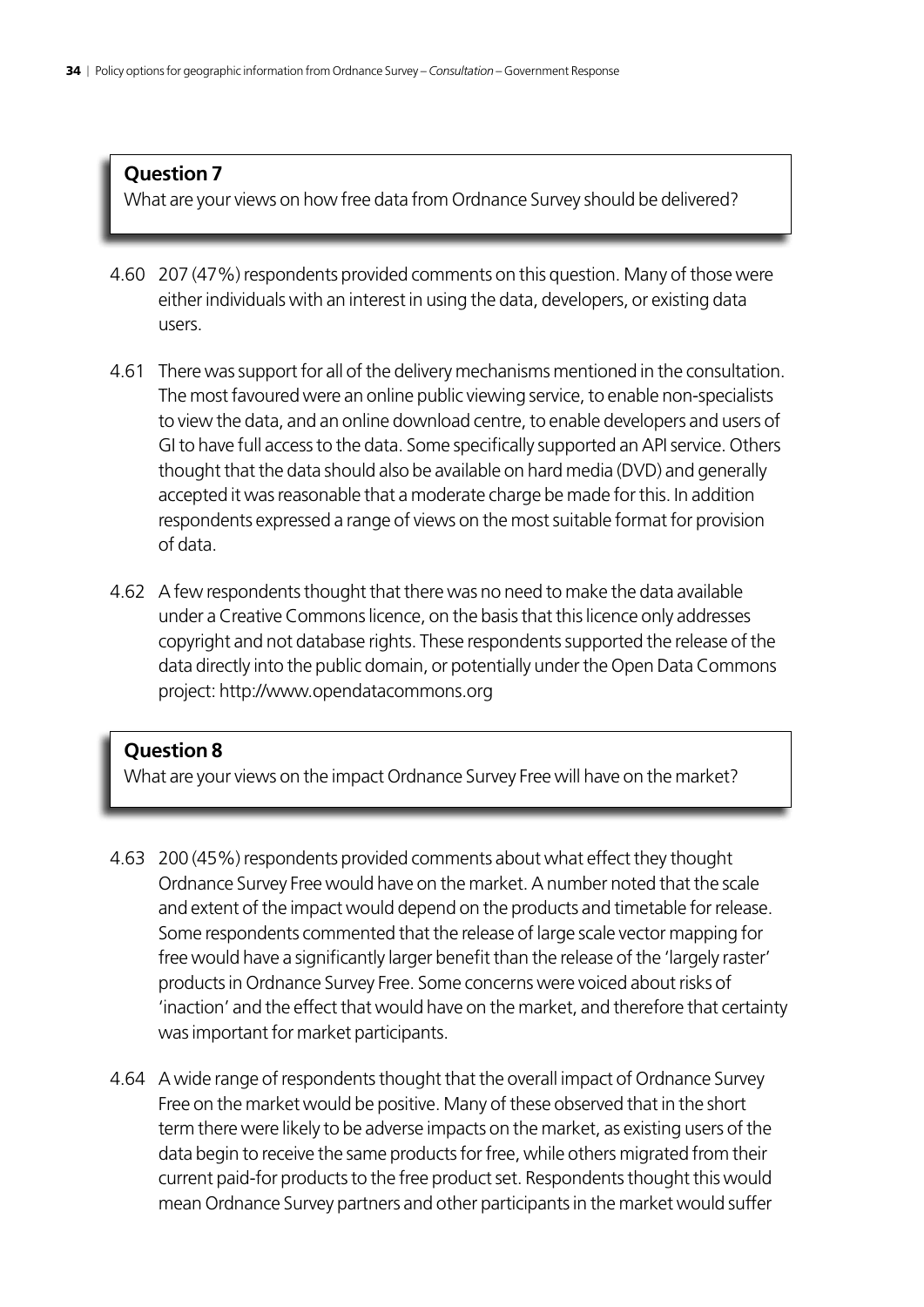**Question 7**

What are your views on how free data from Ordnance Survey should be delivered?

4.60 207 (47%) respondents provided comments on this question. Many of those were either individuals with an interest in using the data, developers, or existing data users.

4.61 There was support for all of the delivery mechanisms mentioned in the consultation. The most favoured were an online public viewing service, to enable non-specialists to view the data, and an online download centre, to enable developers and users of GI to have full access to the data. Some specifically supported an API service. Others thought that the data should also be available on hard media (DVD) and generally accepted it was reasonable that a moderate charge be made for this. In addition respondents expressed a range of views on the most suitable format for provision of data.

4.62 A few respondents thought that there was no need to make the data available under a Creative Commons licence, on the basis that this licence only addresses copyright and not database rights. These respondents supported the release of the data directly into the public domain, or potentially under the Open Data Commons project: http://www.opendatacommons.org

**Question 8**

What are your views on the impact Ordnance Survey Free will have on the market?

4.63 200 (45%) respondents provided comments about what effect they thought Ordnance Survey Free would have on the market. A number noted that the scale and extent of the impact would depend on the products and timetable for release. Some respondents commented that the release of large scale vector mapping for free would have a significantly larger benefit than the release of the 'largely raster' products in Ordnance Survey Free. Some concerns were voiced about risks of 'inaction' and the effect that would have on the market, and therefore that certainty was important for market participants.

4.64 A wide range of respondents thought that the overall impact of Ordnance Survey Free on the market would be positive. Many of these observed that in the short term there were likely to be adverse impacts on the market, as existing users of the data begin to receive the same products for free, while others migrated from their current paid-for products to the free product set. Respondents thought this would mean Ordnance Survey partners and other participants in the market would suffer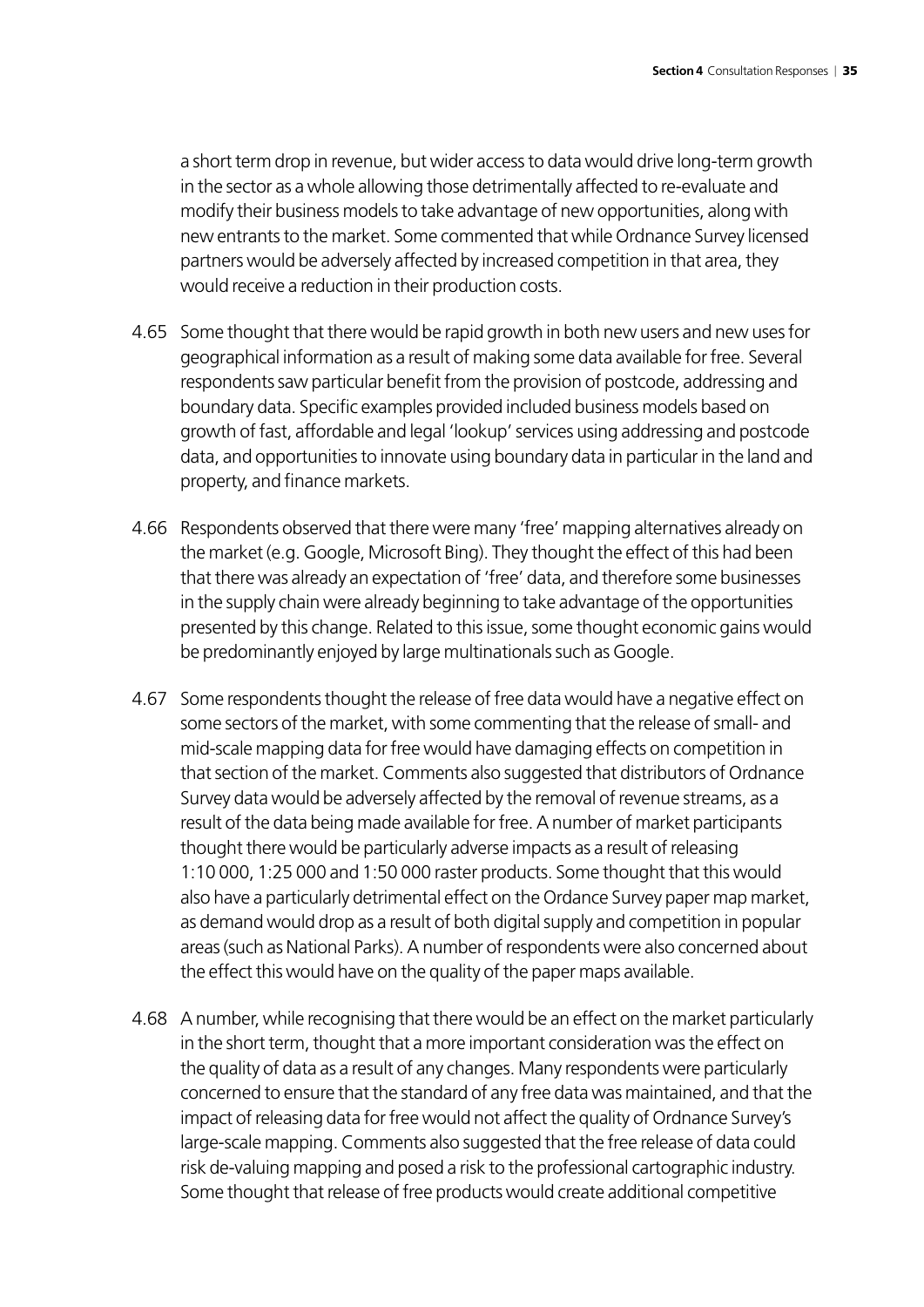a short term drop in revenue, but wider access to data would drive long-term growth in the sector as a whole allowing those detrimentally affected to re-evaluate and modify their business models to take advantage of new opportunities, along with new entrants to the market. Some commented that while Ordnance Survey licensed partners would be adversely affected by increased competition in that area, they would receive a reduction in their production costs.

4.65 Some thought that there would be rapid growth in both new users and new uses for geographical information as a result of making some data available for free. Several respondents saw particular benefit from the provision of postcode, addressing and boundary data. Specific examples provided included business models based on growth of fast, affordable and legal 'lookup' services using addressing and postcode data, and opportunities to innovate using boundary data in particular in the land and property, and finance markets.

4.66 Respondents observed that there were many 'free' mapping alternatives already on the market (e.g. Google, Microsoft Bing). They thought the effect of this had been that there was already an expectation of 'free' data, and therefore some businesses in the supply chain were already beginning to take advantage of the opportunities presented by this change. Related to this issue, some thought economic gains would be predominantly enjoyed by large multinationals such as Google.

4.67 Some respondents thought the release of free data would have a negative effect on some sectors of the market, with some commenting that the release of small- and mid-scale mapping data for free would have damaging effects on competition in that section of the market. Comments also suggested that distributors of Ordnance Survey data would be adversely affected by the removal of revenue streams, as a result of the data being made available for free. A number of market participants thought there would be particularly adverse impacts as a result of releasing 1:10 000, 1:25 000 and 1:50 000 raster products. Some thought that this would also have a particularly detrimental effect on the Ordance Survey paper map market, as demand would drop as a result of both digital supply and competition in popular areas (such as National Parks). A number of respondents were also concerned about the effect this would have on the quality of the paper maps available.

4.68 A number, while recognising that there would be an effect on the market particularly in the short term, thought that a more important consideration was the effect on the quality of data as a result of any changes. Many respondents were particularly concerned to ensure that the standard of any free data was maintained, and that the impact of releasing data for free would not affect the quality of Ordnance Survey's large-scale mapping. Comments also suggested that the free release of data could risk de-valuing mapping and posed a risk to the professional cartographic industry. Some thought that release of free products would create additional competitive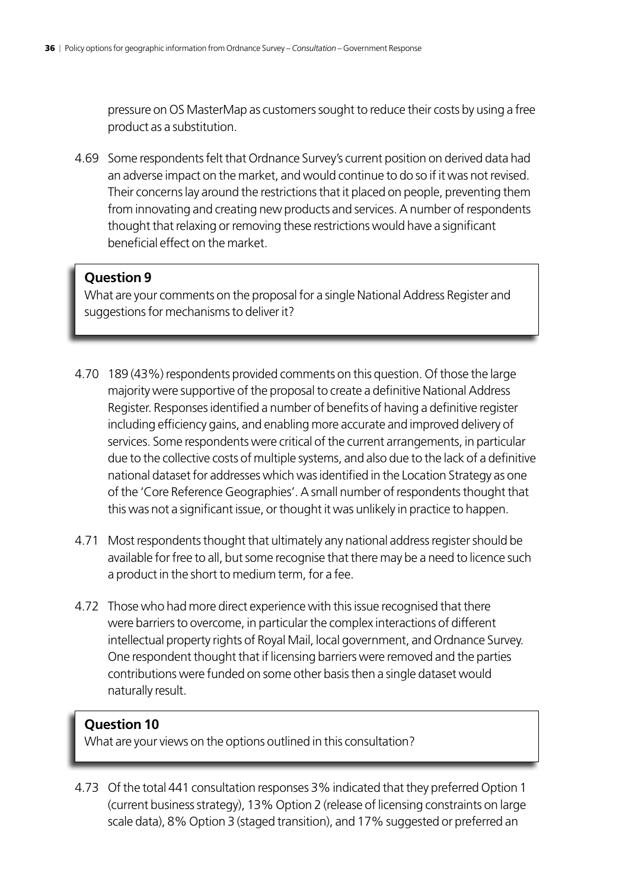pressure on OS MasterMap as customers sought to reduce their costs by using a free product as a substitution.

4.69 Some respondents felt that Ordnance Survey's current position on derived data had an adverse impact on the market, and would continue to do so if it was not revised. Their concerns lay around the restrictions that it placed on people, preventing them from innovating and creating new products and services. A number of respondents thought that relaxing or removing these restrictions would have a significant beneficial effect on the market.

> **Question 9**
> What are your comments on the proposal for a single National Address Register and suggestions for mechanisms to deliver it?

4.70 189 (43%) respondents provided comments on this question. Of those the large majority were supportive of the proposal to create a definitive National Address Register. Responses identified a number of benefits of having a definitive register including efficiency gains, and enabling more accurate and improved delivery of services. Some respondents were critical of the current arrangements, in particular due to the collective costs of multiple systems, and also due to the lack of a definitive national dataset for addresses which was identified in the Location Strategy as one of the 'Core Reference Geographies'. A small number of respondents thought that this was not a significant issue, or thought it was unlikely in practice to happen.

4.71 Most respondents thought that ultimately any national address register should be available for free to all, but some recognise that there may be a need to licence such a product in the short to medium term, for a fee.

4.72 Those who had more direct experience with this issue recognised that there were barriers to overcome, in particular the complex interactions of different intellectual property rights of Royal Mail, local government, and Ordnance Survey. One respondent thought that if licensing barriers were removed and the parties contributions were funded on some other basis then a single dataset would naturally result.

> **Question 10**
> What are your views on the options outlined in this consultation?

4.73 Of the total 441 consultation responses 3% indicated that they preferred Option 1 (current business strategy), 13% Option 2 (release of licensing constraints on large scale data), 8% Option 3 (staged transition), and 17% suggested or preferred an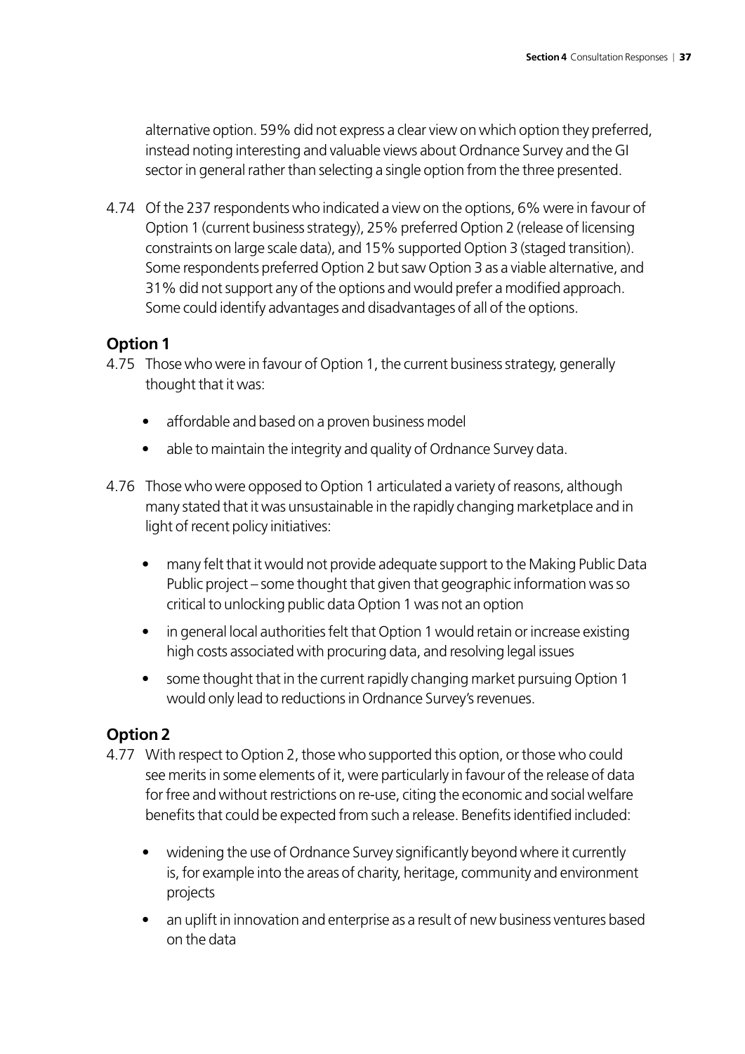alternative option. 59% did not express a clear view on which option they preferred, instead noting interesting and valuable views about Ordnance Survey and the GI sector in general rather than selecting a single option from the three presented.

4.74 Of the 237 respondents who indicated a view on the options, 6% were in favour of Option 1 (current business strategy), 25% preferred Option 2 (release of licensing constraints on large scale data), and 15% supported Option 3 (staged transition). Some respondents preferred Option 2 but saw Option 3 as a viable alternative, and 31% did not support any of the options and would prefer a modified approach. Some could identify advantages and disadvantages of all of the options.

### Option 1

4.75 Those who were in favour of Option 1, the current business strategy, generally thought that it was:

- affordable and based on a proven business model
- able to maintain the integrity and quality of Ordnance Survey data.

4.76 Those who were opposed to Option 1 articulated a variety of reasons, although many stated that it was unsustainable in the rapidly changing marketplace and in light of recent policy initiatives:

- many felt that it would not provide adequate support to the Making Public Data Public project – some thought that given that geographic information was so critical to unlocking public data Option 1 was not an option
- in general local authorities felt that Option 1 would retain or increase existing high costs associated with procuring data, and resolving legal issues
- some thought that in the current rapidly changing market pursuing Option 1 would only lead to reductions in Ordnance Survey's revenues.

### Option 2

4.77 With respect to Option 2, those who supported this option, or those who could see merits in some elements of it, were particularly in favour of the release of data for free and without restrictions on re-use, citing the economic and social welfare benefits that could be expected from such a release. Benefits identified included:

- widening the use of Ordnance Survey significantly beyond where it currently is, for example into the areas of charity, heritage, community and environment projects
- an uplift in innovation and enterprise as a result of new business ventures based on the data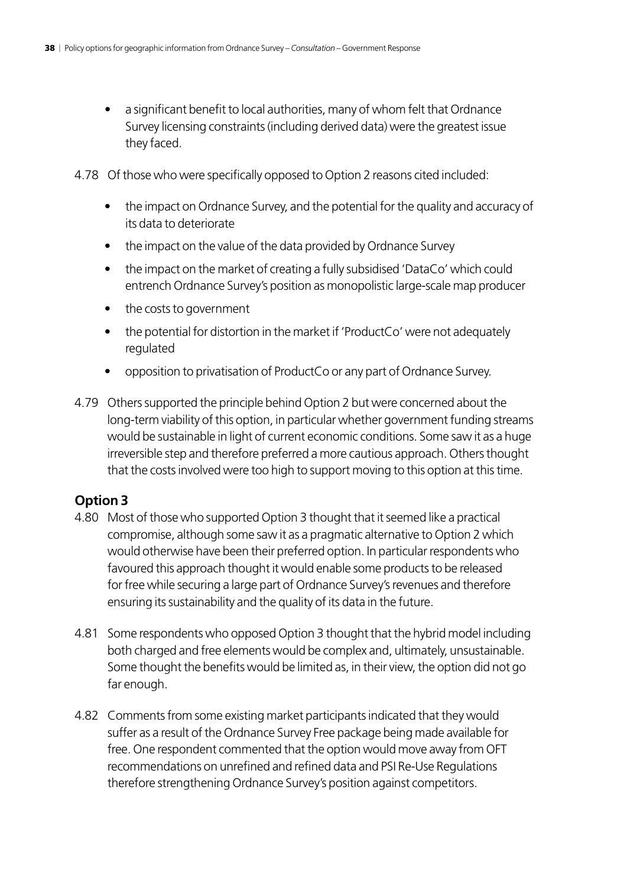- a significant benefit to local authorities, many of whom felt that Ordnance Survey licensing constraints (including derived data) were the greatest issue they faced.

4.78 Of those who were specifically opposed to Option 2 reasons cited included:

- the impact on Ordnance Survey, and the potential for the quality and accuracy of its data to deteriorate
- the impact on the value of the data provided by Ordnance Survey
- the impact on the market of creating a fully subsidised 'DataCo' which could entrench Ordnance Survey's position as monopolistic large-scale map producer
- the costs to government
- the potential for distortion in the market if 'ProductCo' were not adequately regulated
- opposition to privatisation of ProductCo or any part of Ordnance Survey.

4.79 Others supported the principle behind Option 2 but were concerned about the long-term viability of this option, in particular whether government funding streams would be sustainable in light of current economic conditions. Some saw it as a huge irreversible step and therefore preferred a more cautious approach. Others thought that the costs involved were too high to support moving to this option at this time.

### Option 3

4.80 Most of those who supported Option 3 thought that it seemed like a practical compromise, although some saw it as a pragmatic alternative to Option 2 which would otherwise have been their preferred option. In particular respondents who favoured this approach thought it would enable some products to be released for free while securing a large part of Ordnance Survey's revenues and therefore ensuring its sustainability and the quality of its data in the future.

4.81 Some respondents who opposed Option 3 thought that the hybrid model including both charged and free elements would be complex and, ultimately, unsustainable. Some thought the benefits would be limited as, in their view, the option did not go far enough.

4.82 Comments from some existing market participants indicated that they would suffer as a result of the Ordnance Survey Free package being made available for free. One respondent commented that the option would move away from OFT recommendations on unrefined and refined data and PSI Re-Use Regulations therefore strengthening Ordnance Survey's position against competitors.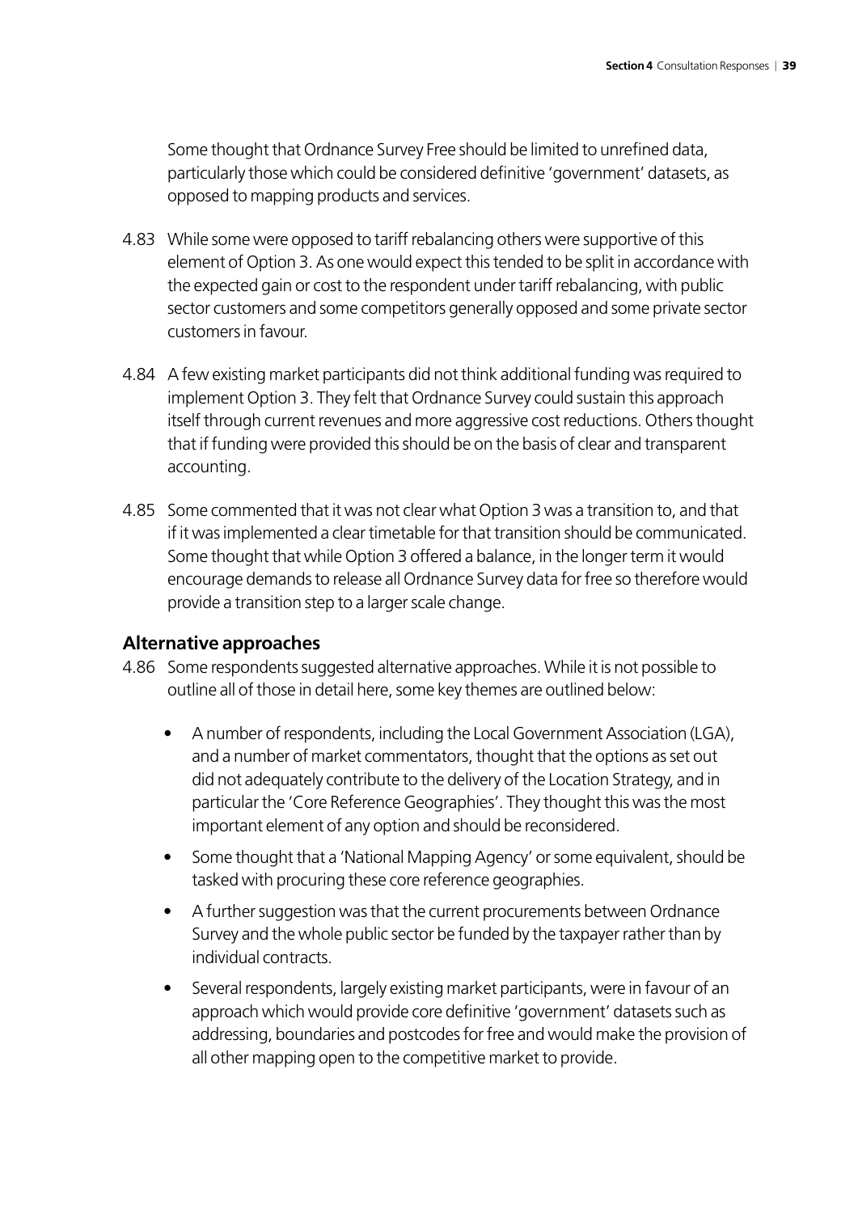Some thought that Ordnance Survey Free should be limited to unrefined data, particularly those which could be considered definitive 'government' datasets, as opposed to mapping products and services.

4.83 While some were opposed to tariff rebalancing others were supportive of this element of Option 3. As one would expect this tended to be split in accordance with the expected gain or cost to the respondent under tariff rebalancing, with public sector customers and some competitors generally opposed and some private sector customers in favour.

4.84 A few existing market participants did not think additional funding was required to implement Option 3. They felt that Ordnance Survey could sustain this approach itself through current revenues and more aggressive cost reductions. Others thought that if funding were provided this should be on the basis of clear and transparent accounting.

4.85 Some commented that it was not clear what Option 3 was a transition to, and that if it was implemented a clear timetable for that transition should be communicated. Some thought that while Option 3 offered a balance, in the longer term it would encourage demands to release all Ordnance Survey data for free so therefore would provide a transition step to a larger scale change.

## Alternative approaches

4.86 Some respondents suggested alternative approaches. While it is not possible to outline all of those in detail here, some key themes are outlined below:

- A number of respondents, including the Local Government Association (LGA), and a number of market commentators, thought that the options as set out did not adequately contribute to the delivery of the Location Strategy, and in particular the 'Core Reference Geographies'. They thought this was the most important element of any option and should be reconsidered.
- Some thought that a 'National Mapping Agency' or some equivalent, should be tasked with procuring these core reference geographies.
- A further suggestion was that the current procurements between Ordnance Survey and the whole public sector be funded by the taxpayer rather than by individual contracts.
- Several respondents, largely existing market participants, were in favour of an approach which would provide core definitive 'government' datasets such as addressing, boundaries and postcodes for free and would make the provision of all other mapping open to the competitive market to provide.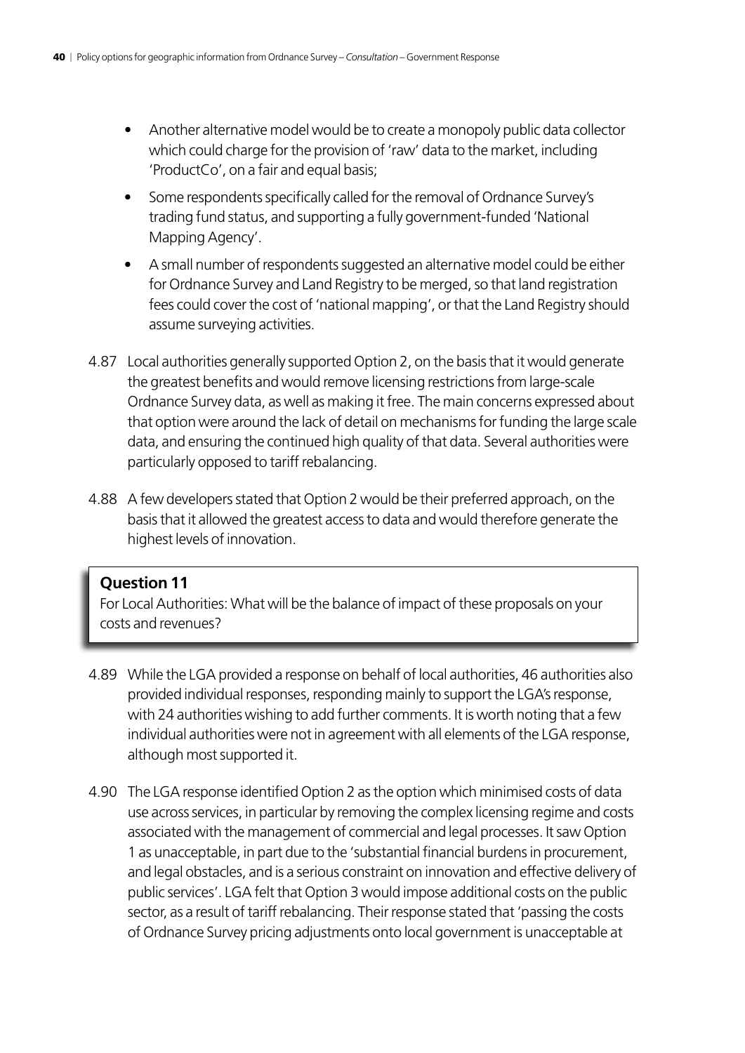- Another alternative model would be to create a monopoly public data collector which could charge for the provision of 'raw' data to the market, including 'ProductCo', on a fair and equal basis;
- Some respondents specifically called for the removal of Ordnance Survey's trading fund status, and supporting a fully government-funded 'National Mapping Agency'.
- A small number of respondents suggested an alternative model could be either for Ordnance Survey and Land Registry to be merged, so that land registration fees could cover the cost of 'national mapping', or that the Land Registry should assume surveying activities.

4.87 Local authorities generally supported Option 2, on the basis that it would generate the greatest benefits and would remove licensing restrictions from large-scale Ordnance Survey data, as well as making it free. The main concerns expressed about that option were around the lack of detail on mechanisms for funding the large scale data, and ensuring the continued high quality of that data. Several authorities were particularly opposed to tariff rebalancing.

4.88 A few developers stated that Option 2 would be their preferred approach, on the basis that it allowed the greatest access to data and would therefore generate the highest levels of innovation.

**Question 11**

For Local Authorities: What will be the balance of impact of these proposals on your costs and revenues?

4.89 While the LGA provided a response on behalf of local authorities, 46 authorities also provided individual responses, responding mainly to support the LGA's response, with 24 authorities wishing to add further comments. It is worth noting that a few individual authorities were not in agreement with all elements of the LGA response, although most supported it.

4.90 The LGA response identified Option 2 as the option which minimised costs of data use across services, in particular by removing the complex licensing regime and costs associated with the management of commercial and legal processes. It saw Option 1 as unacceptable, in part due to the 'substantial financial burdens in procurement, and legal obstacles, and is a serious constraint on innovation and effective delivery of public services'. LGA felt that Option 3 would impose additional costs on the public sector, as a result of tariff rebalancing. Their response stated that 'passing the costs of Ordnance Survey pricing adjustments onto local government is unacceptable at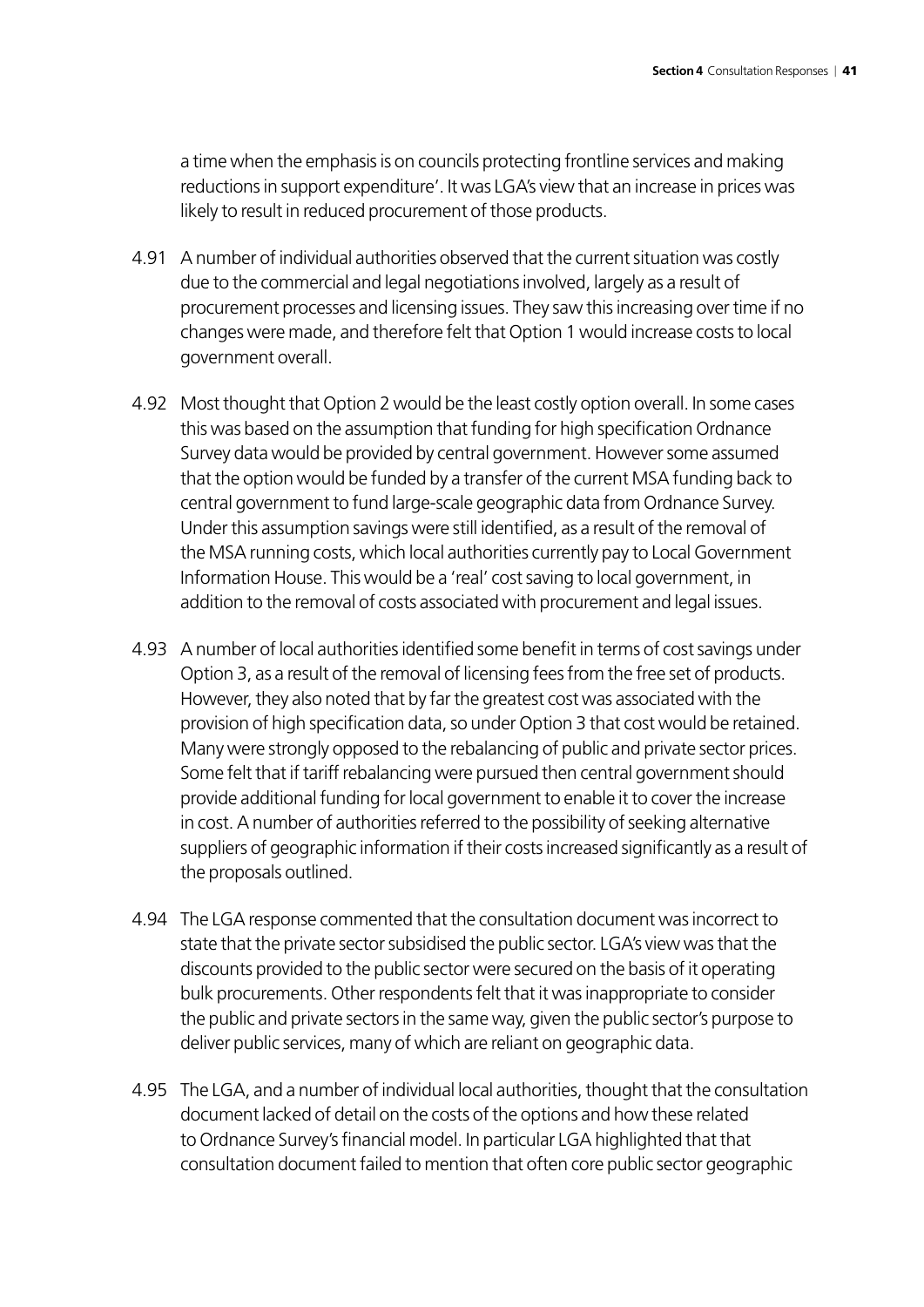a time when the emphasis is on councils protecting frontline services and making reductions in support expenditure'. It was LGA's view that an increase in prices was likely to result in reduced procurement of those products.

4.91 A number of individual authorities observed that the current situation was costly due to the commercial and legal negotiations involved, largely as a result of procurement processes and licensing issues. They saw this increasing over time if no changes were made, and therefore felt that Option 1 would increase costs to local government overall.

4.92 Most thought that Option 2 would be the least costly option overall. In some cases this was based on the assumption that funding for high specification Ordnance Survey data would be provided by central government. However some assumed that the option would be funded by a transfer of the current MSA funding back to central government to fund large-scale geographic data from Ordnance Survey. Under this assumption savings were still identified, as a result of the removal of the MSA running costs, which local authorities currently pay to Local Government Information House. This would be a 'real' cost saving to local government, in addition to the removal of costs associated with procurement and legal issues.

4.93 A number of local authorities identified some benefit in terms of cost savings under Option 3, as a result of the removal of licensing fees from the free set of products. However, they also noted that by far the greatest cost was associated with the provision of high specification data, so under Option 3 that cost would be retained. Many were strongly opposed to the rebalancing of public and private sector prices. Some felt that if tariff rebalancing were pursued then central government should provide additional funding for local government to enable it to cover the increase in cost. A number of authorities referred to the possibility of seeking alternative suppliers of geographic information if their costs increased significantly as a result of the proposals outlined.

4.94 The LGA response commented that the consultation document was incorrect to state that the private sector subsidised the public sector. LGA's view was that the discounts provided to the public sector were secured on the basis of it operating bulk procurements. Other respondents felt that it was inappropriate to consider the public and private sectors in the same way, given the public sector's purpose to deliver public services, many of which are reliant on geographic data.

4.95 The LGA, and a number of individual local authorities, thought that the consultation document lacked of detail on the costs of the options and how these related to Ordnance Survey's financial model. In particular LGA highlighted that that consultation document failed to mention that often core public sector geographic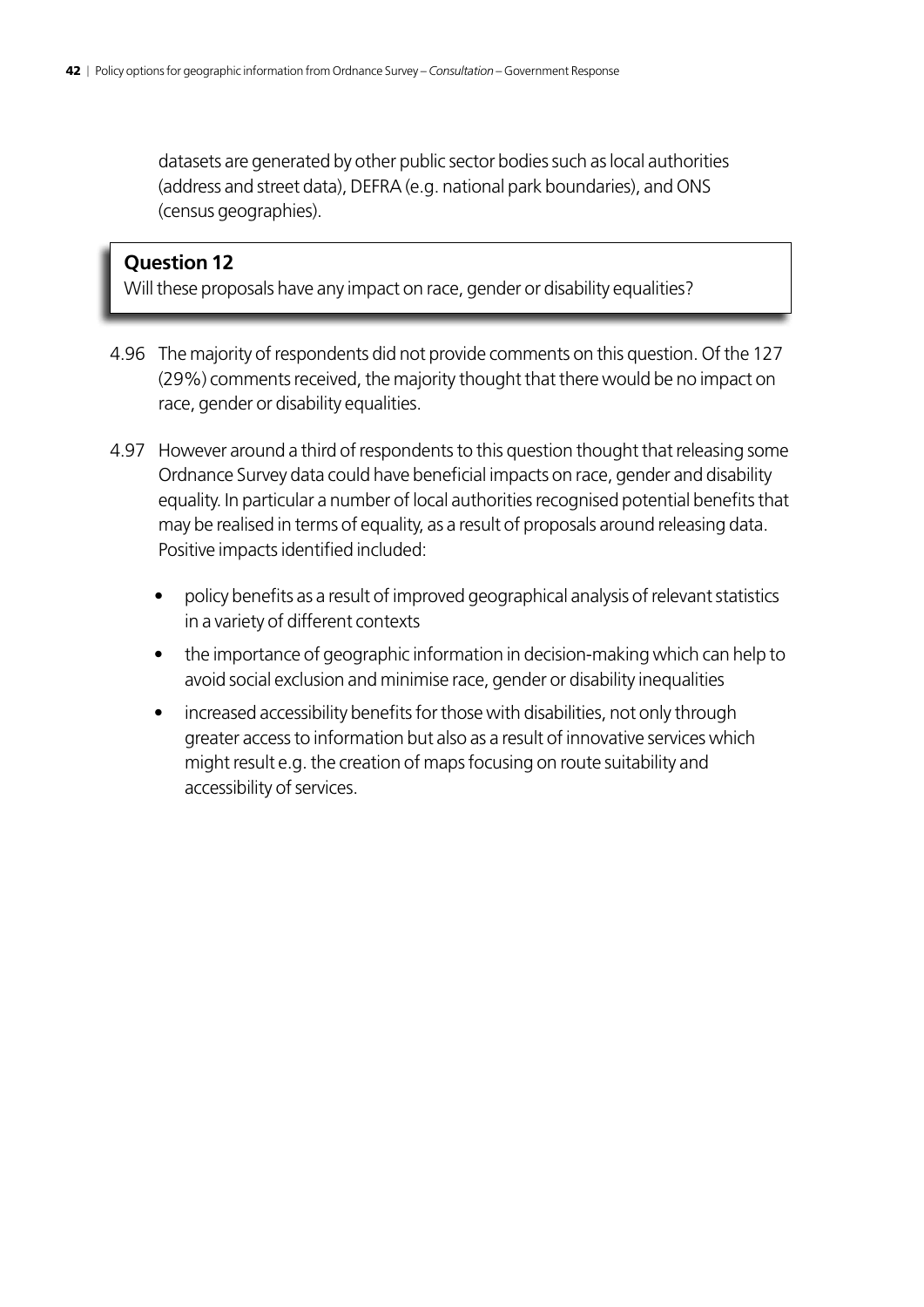datasets are generated by other public sector bodies such as local authorities (address and street data), DEFRA (e.g. national park boundaries), and ONS (census geographies).

> **Question 12**
> Will these proposals have any impact on race, gender or disability equalities?

4.96 The majority of respondents did not provide comments on this question. Of the 127 (29%) comments received, the majority thought that there would be no impact on race, gender or disability equalities.

4.97 However around a third of respondents to this question thought that releasing some Ordnance Survey data could have beneficial impacts on race, gender and disability equality. In particular a number of local authorities recognised potential benefits that may be realised in terms of equality, as a result of proposals around releasing data. Positive impacts identified included:

- policy benefits as a result of improved geographical analysis of relevant statistics in a variety of different contexts
- the importance of geographic information in decision-making which can help to avoid social exclusion and minimise race, gender or disability inequalities
- increased accessibility benefits for those with disabilities, not only through greater access to information but also as a result of innovative services which might result e.g. the creation of maps focusing on route suitability and accessibility of services.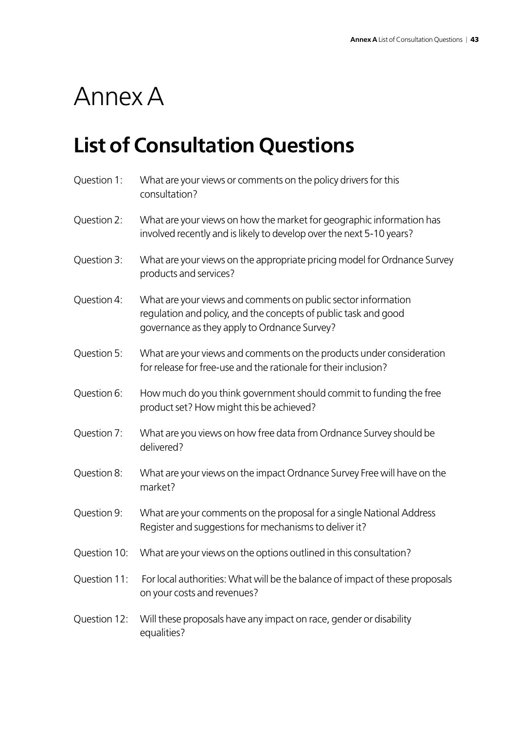# Annex A

## List of Consultation Questions

Question 1: What are your views or comments on the policy drivers for this consultation?

Question 2: What are your views on how the market for geographic information has involved recently and is likely to develop over the next 5-10 years?

Question 3: What are your views on the appropriate pricing model for Ordnance Survey products and services?

Question 4: What are your views and comments on public sector information regulation and policy, and the concepts of public task and good governance as they apply to Ordnance Survey?

Question 5: What are your views and comments on the products under consideration for release for free-use and the rationale for their inclusion?

Question 6: How much do you think government should commit to funding the free product set? How might this be achieved?

Question 7: What are you views on how free data from Ordnance Survey should be delivered?

Question 8: What are your views on the impact Ordnance Survey Free will have on the market?

Question 9: What are your comments on the proposal for a single National Address Register and suggestions for mechanisms to deliver it?

Question 10: What are your views on the options outlined in this consultation?

Question 11: For local authorities: What will be the balance of impact of these proposals on your costs and revenues?

Question 12: Will these proposals have any impact on race, gender or disability equalities?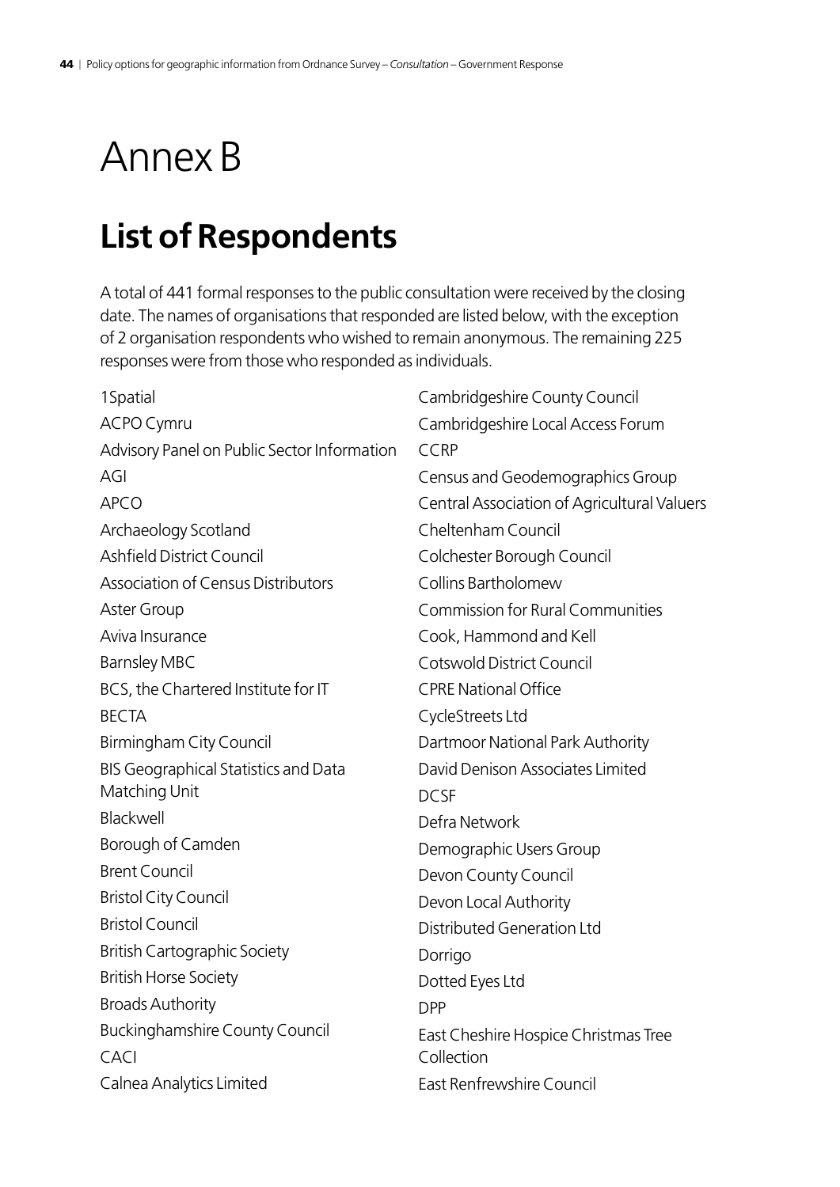# Annex B

## List of Respondents

A total of 441 formal responses to the public consultation were received by the closing date. The names of organisations that responded are listed below, with the exception of 2 organisation respondents who wished to remain anonymous. The remaining 225 responses were from those who responded as individuals.

1Spatial
ACPO Cymru
Advisory Panel on Public Sector Information
AGI
APCO
Archaeology Scotland
Ashfield District Council
Association of Census Distributors
Aster Group
Aviva Insurance
Barnsley MBC
BCS, the Chartered Institute for IT
BECTA
Birmingham City Council
BIS Geographical Statistics and Data Matching Unit
Blackwell
Borough of Camden
Brent Council
Bristol City Council
Bristol Council
British Cartographic Society
British Horse Society
Broads Authority
Buckinghamshire County Council
CACI
Calnea Analytics Limited
Cambridgeshire County Council
Cambridgeshire Local Access Forum
CCRP
Census and Geodemographics Group
Central Association of Agricultural Valuers
Cheltenham Council
Colchester Borough Council
Collins Bartholomew
Commission for Rural Communities
Cook, Hammond and Kell
Cotswold District Council
CPRE National Office
CycleStreets Ltd
Dartmoor National Park Authority
David Denison Associates Limited
DCSF
Defra Network
Demographic Users Group
Devon County Council
Devon Local Authority
Distributed Generation Ltd
Dorrigo
Dotted Eyes Ltd
DPP
East Cheshire Hospice Christmas Tree Collection
East Renfrewshire Council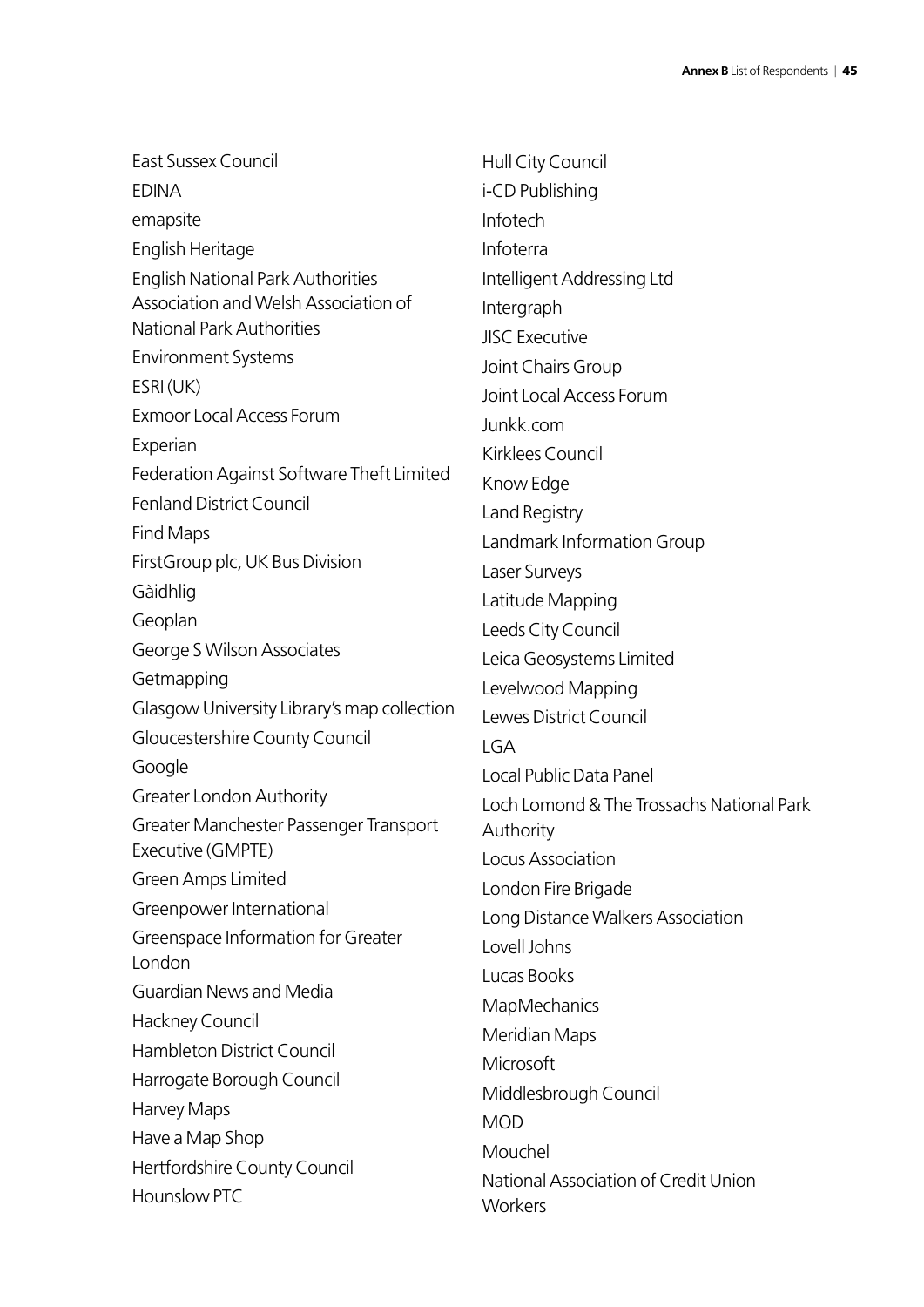East Sussex Council

EDINA

emapsite

English Heritage

English National Park Authorities Association and Welsh Association of National Park Authorities

Environment Systems

ESRI (UK)

Exmoor Local Access Forum

Experian

Federation Against Software Theft Limited

Fenland District Council

Find Maps

FirstGroup plc, UK Bus Division

Gàidhlig

Geoplan

George S Wilson Associates

Getmapping

Glasgow University Library's map collection

Gloucestershire County Council

Google

Greater London Authority

Greater Manchester Passenger Transport Executive (GMPTE)

Green Amps Limited

Greenpower International

Greenspace Information for Greater London

Guardian News and Media

Hackney Council

Hambleton District Council

Harrogate Borough Council

Harvey Maps

Have a Map Shop

Hertfordshire County Council

Hounslow PTC

Hull City Council

i-CD Publishing

Infotech

Infoterra

Intelligent Addressing Ltd

Intergraph

JISC Executive

Joint Chairs Group

Joint Local Access Forum

Junkk.com

Kirklees Council

Know Edge

Land Registry

Landmark Information Group

Laser Surveys

Latitude Mapping

Leeds City Council

Leica Geosystems Limited

Levelwood Mapping

Lewes District Council

LGA

Local Public Data Panel

Loch Lomond & The Trossachs National Park Authority

Locus Association

London Fire Brigade

Long Distance Walkers Association

Lovell Johns

Lucas Books

MapMechanics

Meridian Maps

Microsoft

Middlesbrough Council

MOD

Mouchel

National Association of Credit Union Workers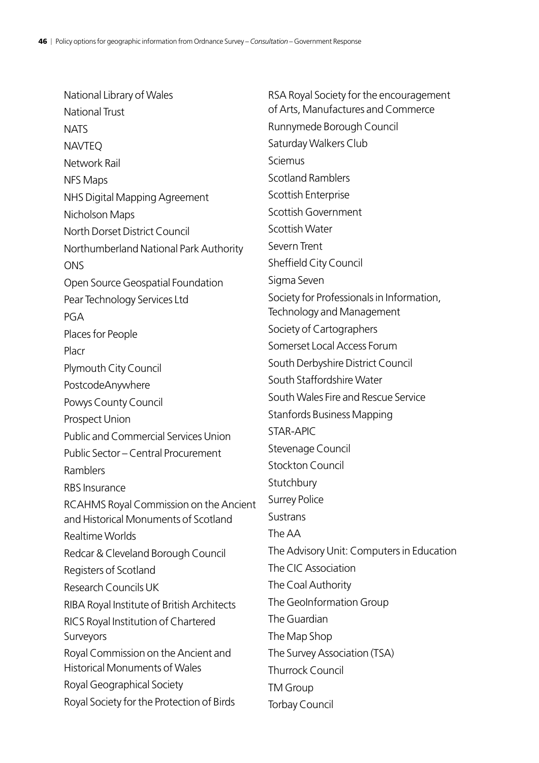National Library of Wales
National Trust
NATS
NAVTEQ
Network Rail
NFS Maps
NHS Digital Mapping Agreement
Nicholson Maps
North Dorset District Council
Northumberland National Park Authority
ONS
Open Source Geospatial Foundation
Pear Technology Services Ltd
PGA
Places for People
Placr
Plymouth City Council
PostcodeAnywhere
Powys County Council
Prospect Union
Public and Commercial Services Union
Public Sector – Central Procurement
Ramblers
RBS Insurance
RCAHMS Royal Commission on the Ancient and Historical Monuments of Scotland
Realtime Worlds
Redcar & Cleveland Borough Council
Registers of Scotland
Research Councils UK
RIBA Royal Institute of British Architects
RICS Royal Institution of Chartered Surveyors
Royal Commission on the Ancient and Historical Monuments of Wales
Royal Geographical Society
Royal Society for the Protection of Birds
RSA Royal Society for the encouragement of Arts, Manufactures and Commerce
Runnymede Borough Council
Saturday Walkers Club
Sciemus
Scotland Ramblers
Scottish Enterprise
Scottish Government
Scottish Water
Severn Trent
Sheffield City Council
Sigma Seven
Society for Professionals in Information, Technology and Management
Society of Cartographers
Somerset Local Access Forum
South Derbyshire District Council
South Staffordshire Water
South Wales Fire and Rescue Service
Stanfords Business Mapping
STAR-APIC
Stevenage Council
Stockton Council
Stutchbury
Surrey Police
Sustrans
The AA
The Advisory Unit: Computers in Education
The CIC Association
The Coal Authority
The GeoInformation Group
The Guardian
The Map Shop
The Survey Association (TSA)
Thurrock Council
TM Group
Torbay Council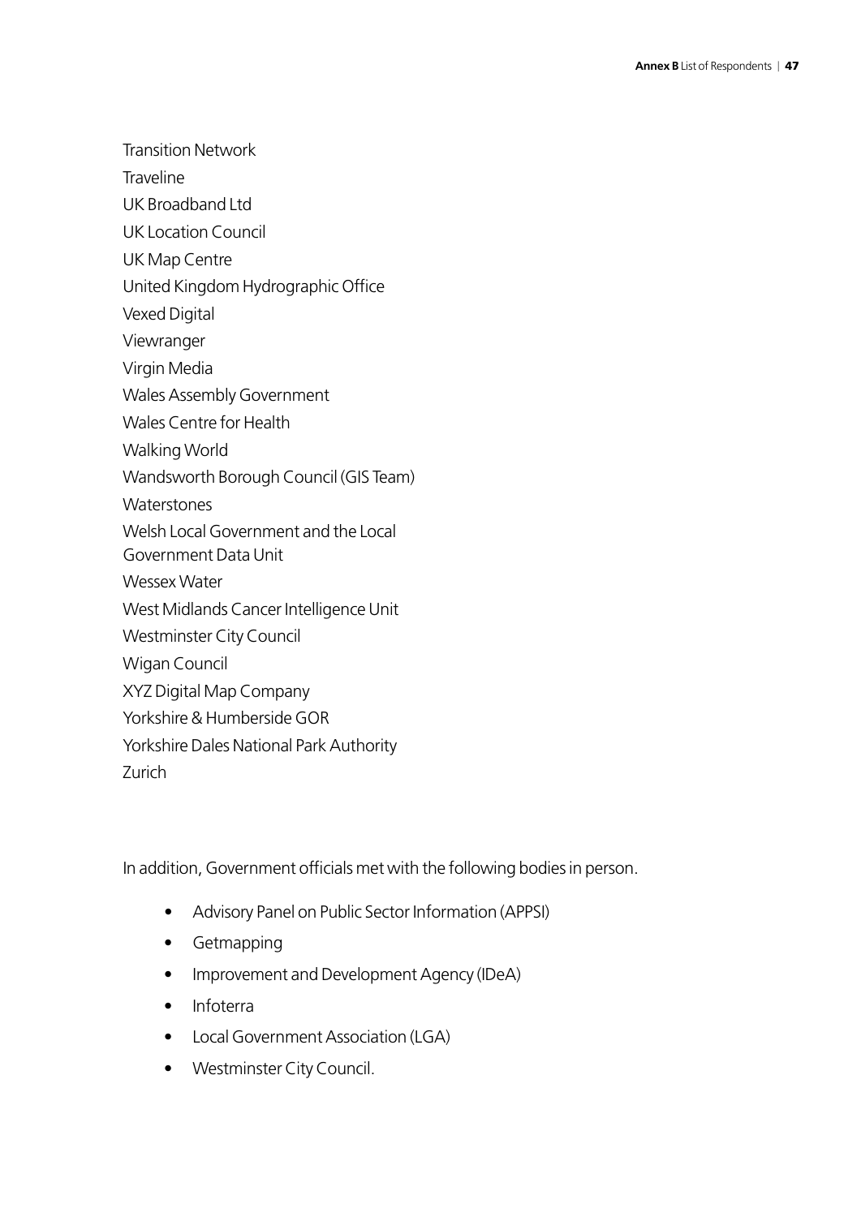Transition Network

Traveline

UK Broadband Ltd

UK Location Council

UK Map Centre

United Kingdom Hydrographic Office

Vexed Digital

Viewranger

Virgin Media

Wales Assembly Government

Wales Centre for Health

Walking World

Wandsworth Borough Council (GIS Team)

Waterstones

Welsh Local Government and the Local Government Data Unit

Wessex Water

West Midlands Cancer Intelligence Unit

Westminster City Council

Wigan Council

XYZ Digital Map Company

Yorkshire & Humberside GOR

Yorkshire Dales National Park Authority

Zurich

In addition, Government officials met with the following bodies in person.

- Advisory Panel on Public Sector Information (APPSI)
- Getmapping
- Improvement and Development Agency (IDeA)
- Infoterra
- Local Government Association (LGA)
- Westminster City Council.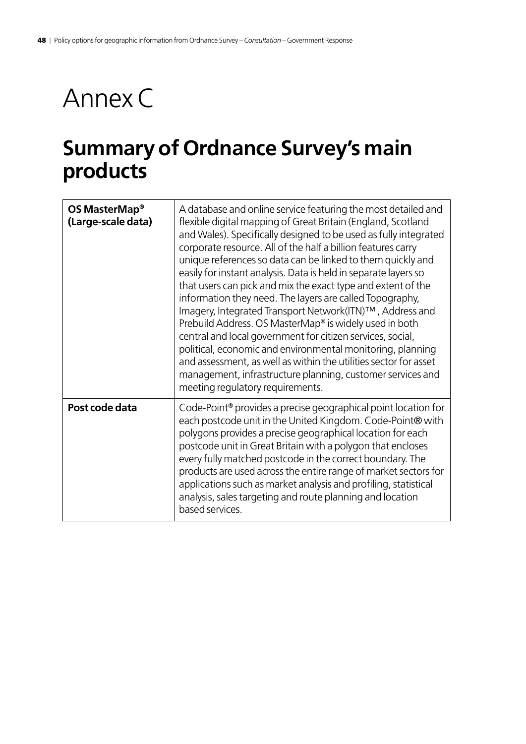# Annex C

## Summary of Ordnance Survey's main products

| | |
|---|---|
| **OS MasterMap® (Large-scale data)** | A database and online service featuring the most detailed and flexible digital mapping of Great Britain (England, Scotland and Wales). Specifically designed to be used as fully integrated corporate resource. All of the half a billion features carry unique references so data can be linked to them quickly and easily for instant analysis. Data is held in separate layers so that users can pick and mix the exact type and extent of the information they need. The layers are called Topography, Imagery, Integrated Transport Network(ITN)™ , Address and Prebuild Address. OS MasterMap® is widely used in both central and local government for citizen services, social, political, economic and environmental monitoring, planning and assessment, as well as within the utilities sector for asset management, infrastructure planning, customer services and meeting regulatory requirements. |
| **Post code data** | Code-Point® provides a precise geographical point location for each postcode unit in the United Kingdom. Code-Point® with polygons provides a precise geographical location for each postcode unit in Great Britain with a polygon that encloses every fully matched postcode in the correct boundary. The products are used across the entire range of market sectors for applications such as market analysis and profiling, statistical analysis, sales targeting and route planning and location based services. |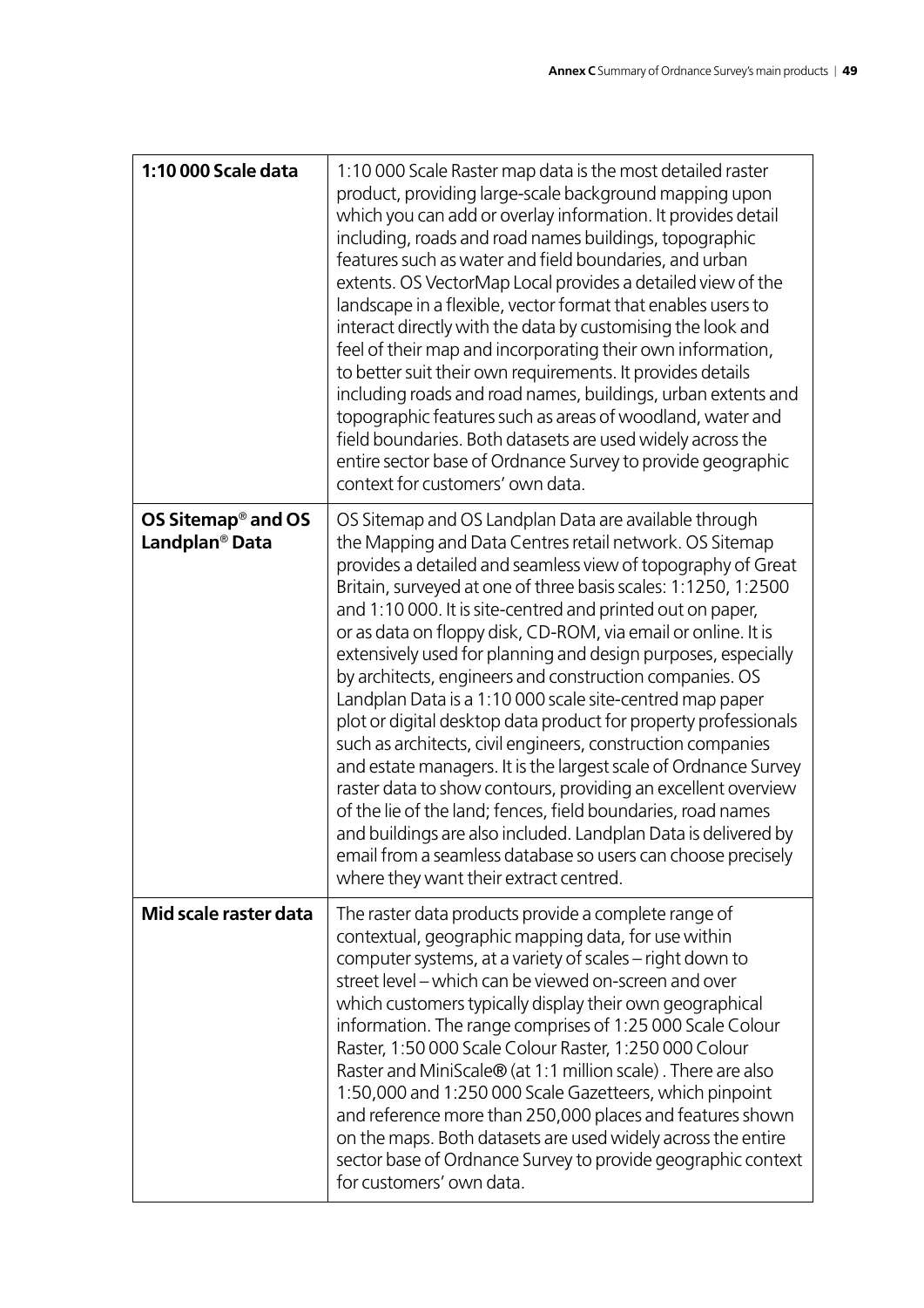| | |
|---|---|
| **1:10 000 Scale data** | 1:10 000 Scale Raster map data is the most detailed raster product, providing large-scale background mapping upon which you can add or overlay information. It provides detail including, roads and road names buildings, topographic features such as water and field boundaries, and urban extents. OS VectorMap Local provides a detailed view of the landscape in a flexible, vector format that enables users to interact directly with the data by customising the look and feel of their map and incorporating their own information, to better suit their own requirements. It provides details including roads and road names, buildings, urban extents and topographic features such as areas of woodland, water and field boundaries. Both datasets are used widely across the entire sector base of Ordnance Survey to provide geographic context for customers' own data. |
| **OS Sitemap® and OS Landplan® Data** | OS Sitemap and OS Landplan Data are available through the Mapping and Data Centres retail network. OS Sitemap provides a detailed and seamless view of topography of Great Britain, surveyed at one of three basis scales: 1:1250, 1:2500 and 1:10 000. It is site-centred and printed out on paper, or as data on floppy disk, CD-ROM, via email or online. It is extensively used for planning and design purposes, especially by architects, engineers and construction companies. OS Landplan Data is a 1:10 000 scale site-centred map paper plot or digital desktop data product for property professionals such as architects, civil engineers, construction companies and estate managers. It is the largest scale of Ordnance Survey raster data to show contours, providing an excellent overview of the lie of the land; fences, field boundaries, road names and buildings are also included. Landplan Data is delivered by email from a seamless database so users can choose precisely where they want their extract centred. |
| **Mid scale raster data** | The raster data products provide a complete range of contextual, geographic mapping data, for use within computer systems, at a variety of scales – right down to street level – which can be viewed on-screen and over which customers typically display their own geographical information. The range comprises of 1:25 000 Scale Colour Raster, 1:50 000 Scale Colour Raster, 1:250 000 Colour Raster and MiniScale® (at 1:1 million scale) . There are also 1:50,000 and 1:250 000 Scale Gazetteers, which pinpoint and reference more than 250,000 places and features shown on the maps. Both datasets are used widely across the entire sector base of Ordnance Survey to provide geographic context for customers' own data. |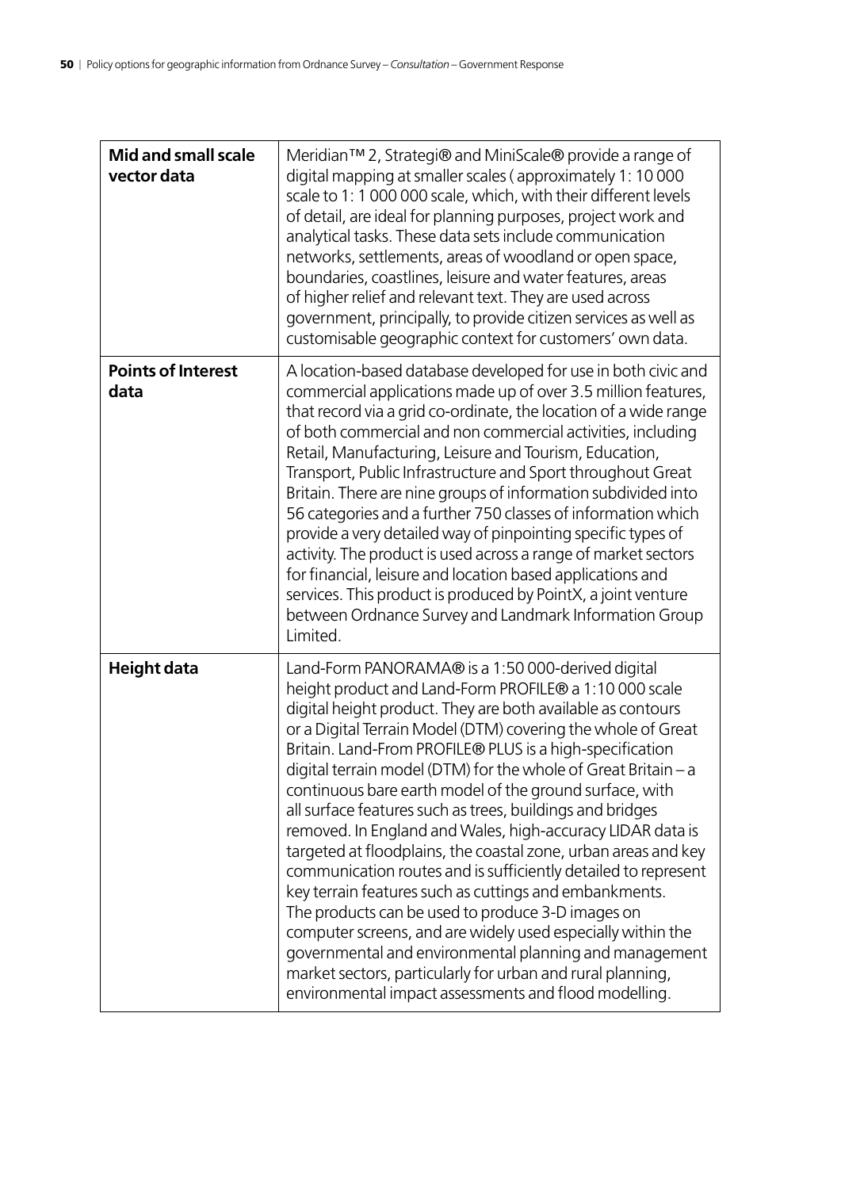| | |
|---|---|
| **Mid and small scale vector data** | Meridian™ 2, Strategi® and MiniScale® provide a range of digital mapping at smaller scales ( approximately 1: 10 000 scale to 1: 1 000 000 scale, which, with their different levels of detail, are ideal for planning purposes, project work and analytical tasks. These data sets include communication networks, settlements, areas of woodland or open space, boundaries, coastlines, leisure and water features, areas of higher relief and relevant text. They are used across government, principally, to provide citizen services as well as customisable geographic context for customers' own data. |
| **Points of Interest data** | A location-based database developed for use in both civic and commercial applications made up of over 3.5 million features, that record via a grid co-ordinate, the location of a wide range of both commercial and non commercial activities, including Retail, Manufacturing, Leisure and Tourism, Education, Transport, Public Infrastructure and Sport throughout Great Britain. There are nine groups of information subdivided into 56 categories and a further 750 classes of information which provide a very detailed way of pinpointing specific types of activity. The product is used across a range of market sectors for financial, leisure and location based applications and services. This product is produced by PointX, a joint venture between Ordnance Survey and Landmark Information Group Limited. |
| **Height data** | Land-Form PANORAMA® is a 1:50 000-derived digital height product and Land-Form PROFILE® a 1:10 000 scale digital height product. They are both available as contours or a Digital Terrain Model (DTM) covering the whole of Great Britain. Land-From PROFILE® PLUS is a high-specification digital terrain model (DTM) for the whole of Great Britain – a continuous bare earth model of the ground surface, with all surface features such as trees, buildings and bridges removed. In England and Wales, high-accuracy LIDAR data is targeted at floodplains, the coastal zone, urban areas and key communication routes and is sufficiently detailed to represent key terrain features such as cuttings and embankments. The products can be used to produce 3-D images on computer screens, and are widely used especially within the governmental and environmental planning and management market sectors, particularly for urban and rural planning, environmental impact assessments and flood modelling. |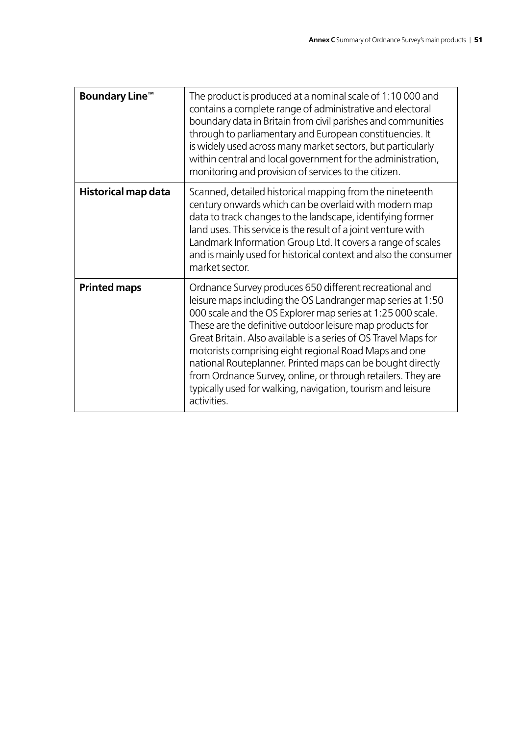| | |
|---|---|
| **Boundary Line™** | The product is produced at a nominal scale of 1:10 000 and contains a complete range of administrative and electoral boundary data in Britain from civil parishes and communities through to parliamentary and European constituencies. It is widely used across many market sectors, but particularly within central and local government for the administration, monitoring and provision of services to the citizen. |
| **Historical map data** | Scanned, detailed historical mapping from the nineteenth century onwards which can be overlaid with modern map data to track changes to the landscape, identifying former land uses. This service is the result of a joint venture with Landmark Information Group Ltd. It covers a range of scales and is mainly used for historical context and also the consumer market sector. |
| **Printed maps** | Ordnance Survey produces 650 different recreational and leisure maps including the OS Landranger map series at 1:50 000 scale and the OS Explorer map series at 1:25 000 scale. These are the definitive outdoor leisure map products for Great Britain. Also available is a series of OS Travel Maps for motorists comprising eight regional Road Maps and one national Routeplanner. Printed maps can be bought directly from Ordnance Survey, online, or through retailers. They are typically used for walking, navigation, tourism and leisure activities. |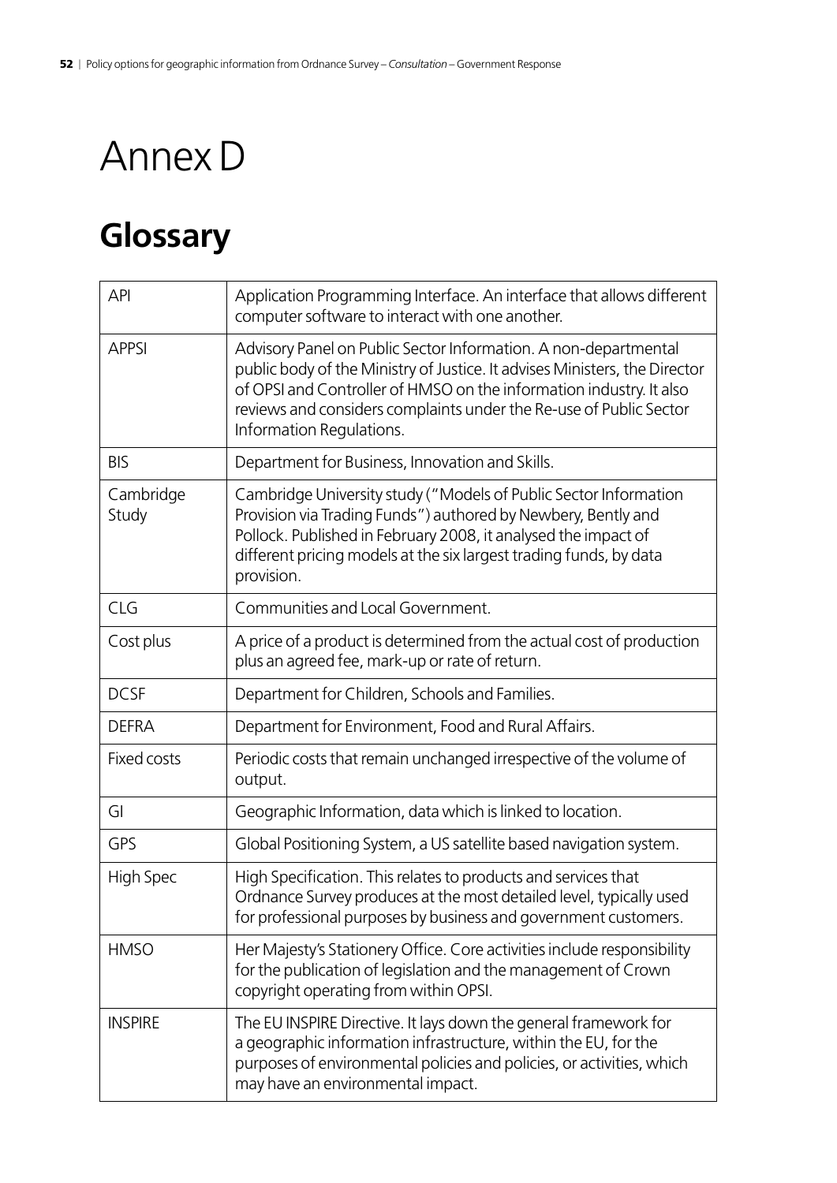# Annex D

## Glossary

| | |
|---|---|
| API | Application Programming Interface. An interface that allows different computer software to interact with one another. |
| APPSI | Advisory Panel on Public Sector Information. A non-departmental public body of the Ministry of Justice. It advises Ministers, the Director of OPSI and Controller of HMSO on the information industry. It also reviews and considers complaints under the Re-use of Public Sector Information Regulations. |
| BIS | Department for Business, Innovation and Skills. |
| Cambridge Study | Cambridge University study ("Models of Public Sector Information Provision via Trading Funds") authored by Newbery, Bently and Pollock. Published in February 2008, it analysed the impact of different pricing models at the six largest trading funds, by data provision. |
| CLG | Communities and Local Government. |
| Cost plus | A price of a product is determined from the actual cost of production plus an agreed fee, mark-up or rate of return. |
| DCSF | Department for Children, Schools and Families. |
| DEFRA | Department for Environment, Food and Rural Affairs. |
| Fixed costs | Periodic costs that remain unchanged irrespective of the volume of output. |
| GI | Geographic Information, data which is linked to location. |
| GPS | Global Positioning System, a US satellite based navigation system. |
| High Spec | High Specification. This relates to products and services that Ordnance Survey produces at the most detailed level, typically used for professional purposes by business and government customers. |
| HMSO | Her Majesty's Stationery Office. Core activities include responsibility for the publication of legislation and the management of Crown copyright operating from within OPSI. |
| INSPIRE | The EU INSPIRE Directive. It lays down the general framework for a geographic information infrastructure, within the EU, for the purposes of environmental policies and policies, or activities, which may have an environmental impact. |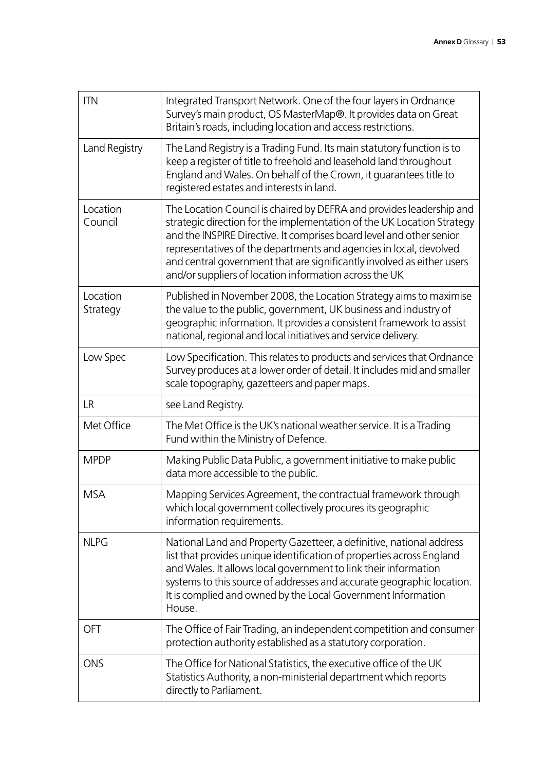| | |
|---|---|
| ITN | Integrated Transport Network. One of the four layers in Ordnance Survey's main product, OS MasterMap®. It provides data on Great Britain's roads, including location and access restrictions. |
| Land Registry | The Land Registry is a Trading Fund. Its main statutory function is to keep a register of title to freehold and leasehold land throughout England and Wales. On behalf of the Crown, it guarantees title to registered estates and interests in land. |
| Location Council | The Location Council is chaired by DEFRA and provides leadership and strategic direction for the implementation of the UK Location Strategy and the INSPIRE Directive. It comprises board level and other senior representatives of the departments and agencies in local, devolved and central government that are significantly involved as either users and/or suppliers of location information across the UK |
| Location Strategy | Published in November 2008, the Location Strategy aims to maximise the value to the public, government, UK business and industry of geographic information. It provides a consistent framework to assist national, regional and local initiatives and service delivery. |
| Low Spec | Low Specification. This relates to products and services that Ordnance Survey produces at a lower order of detail. It includes mid and smaller scale topography, gazetteers and paper maps. |
| LR | see Land Registry. |
| Met Office | The Met Office is the UK's national weather service. It is a Trading Fund within the Ministry of Defence. |
| MPDP | Making Public Data Public, a government initiative to make public data more accessible to the public. |
| MSA | Mapping Services Agreement, the contractual framework through which local government collectively procures its geographic information requirements. |
| NLPG | National Land and Property Gazetteer, a definitive, national address list that provides unique identification of properties across England and Wales. It allows local government to link their information systems to this source of addresses and accurate geographic location. It is complied and owned by the Local Government Information House. |
| OFT | The Office of Fair Trading, an independent competition and consumer protection authority established as a statutory corporation. |
| ONS | The Office for National Statistics, the executive office of the UK Statistics Authority, a non-ministerial department which reports directly to Parliament. |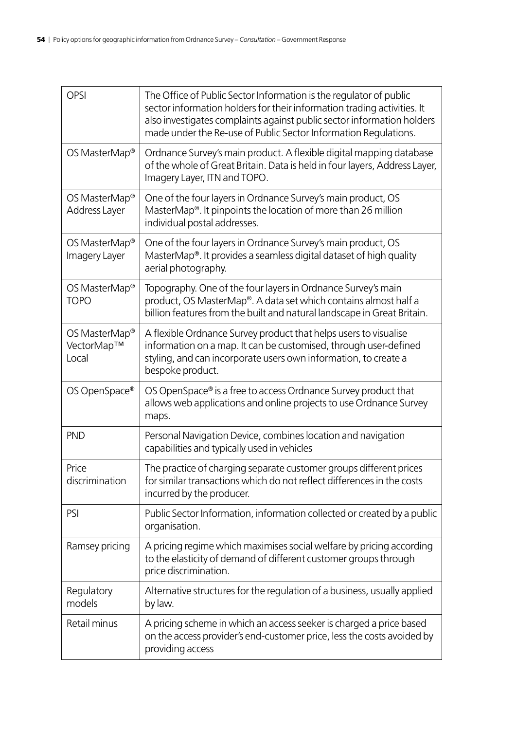| | |
|---|---|
| OPSI | The Office of Public Sector Information is the regulator of public sector information holders for their information trading activities. It also investigates complaints against public sector information holders made under the Re-use of Public Sector Information Regulations. |
| OS MasterMap® | Ordnance Survey's main product. A flexible digital mapping database of the whole of Great Britain. Data is held in four layers, Address Layer, Imagery Layer, ITN and TOPO. |
| OS MasterMap® Address Layer | One of the four layers in Ordnance Survey's main product, OS MasterMap®. It pinpoints the location of more than 26 million individual postal addresses. |
| OS MasterMap® Imagery Layer | One of the four layers in Ordnance Survey's main product, OS MasterMap®. It provides a seamless digital dataset of high quality aerial photography. |
| OS MasterMap® TOPO | Topography. One of the four layers in Ordnance Survey's main product, OS MasterMap®. A data set which contains almost half a billion features from the built and natural landscape in Great Britain. |
| OS MasterMap® VectorMap™ Local | A flexible Ordnance Survey product that helps users to visualise information on a map. It can be customised, through user-defined styling, and can incorporate users own information, to create a bespoke product. |
| OS OpenSpace® | OS OpenSpace® is a free to access Ordnance Survey product that allows web applications and online projects to use Ordnance Survey maps. |
| PND | Personal Navigation Device, combines location and navigation capabilities and typically used in vehicles |
| Price discrimination | The practice of charging separate customer groups different prices for similar transactions which do not reflect differences in the costs incurred by the producer. |
| PSI | Public Sector Information, information collected or created by a public organisation. |
| Ramsey pricing | A pricing regime which maximises social welfare by pricing according to the elasticity of demand of different customer groups through price discrimination. |
| Regulatory models | Alternative structures for the regulation of a business, usually applied by law. |
| Retail minus | A pricing scheme in which an access seeker is charged a price based on the access provider's end-customer price, less the costs avoided by providing access |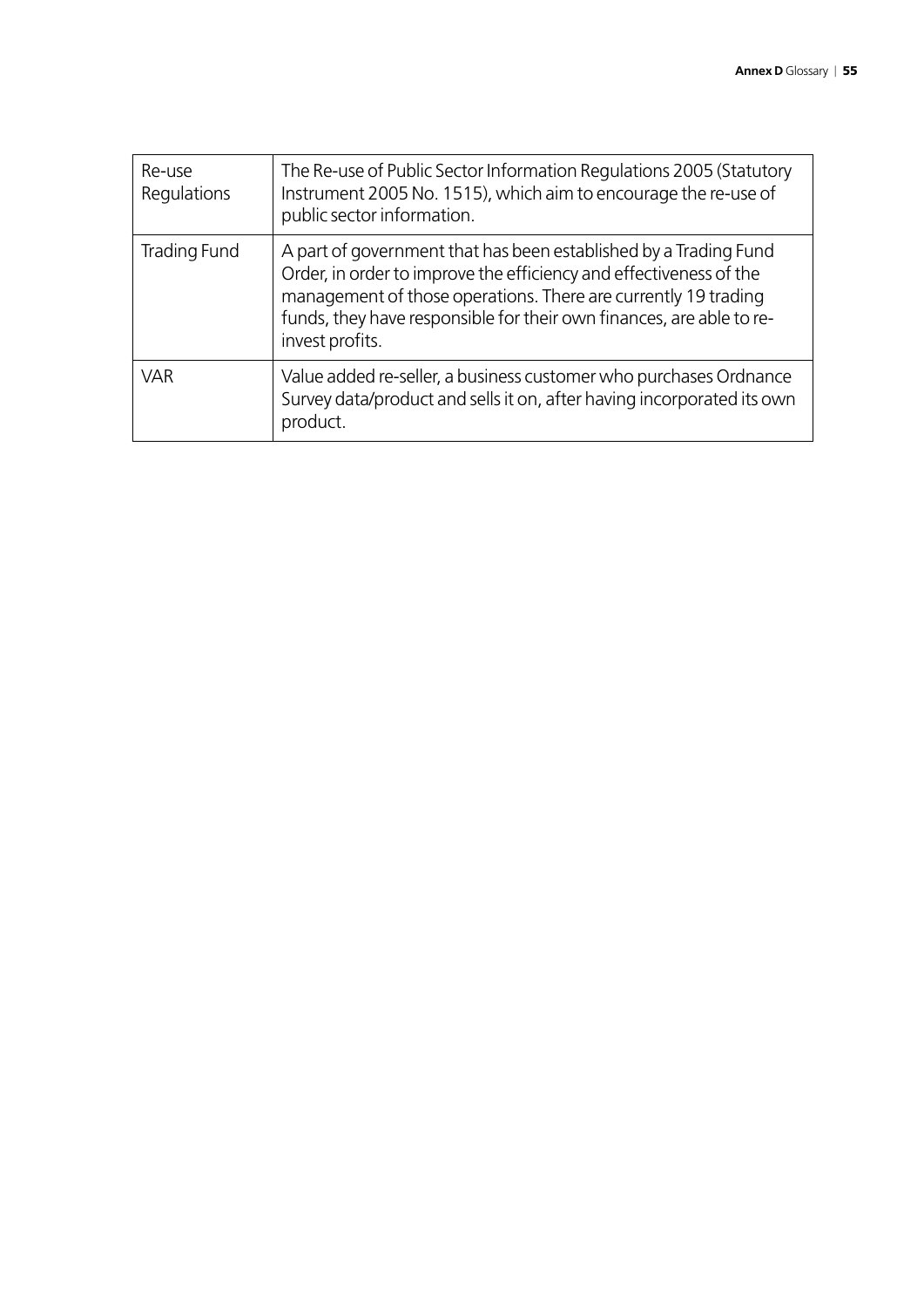| | |
|---|---|
| Re-use Regulations | The Re-use of Public Sector Information Regulations 2005 (Statutory Instrument 2005 No. 1515), which aim to encourage the re-use of public sector information. |
| Trading Fund | A part of government that has been established by a Trading Fund Order, in order to improve the efficiency and effectiveness of the management of those operations. There are currently 19 trading funds, they have responsible for their own finances, are able to re-invest profits. |
| VAR | Value added re-seller, a business customer who purchases Ordnance Survey data/product and sells it on, after having incorporated its own product. |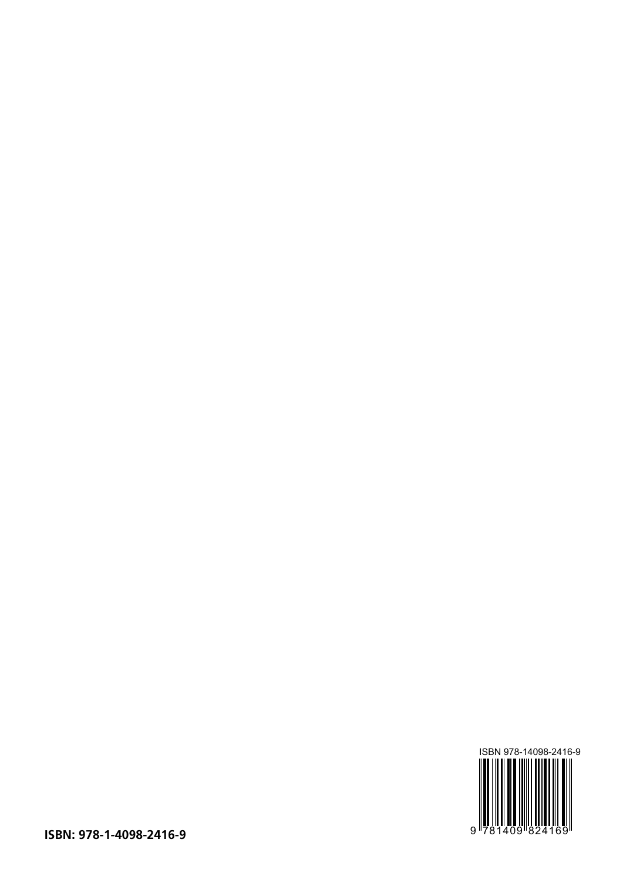ISBN 978-14098-2416-9

9 781409 824169

**ISBN: 978-1-4098-2416-9**